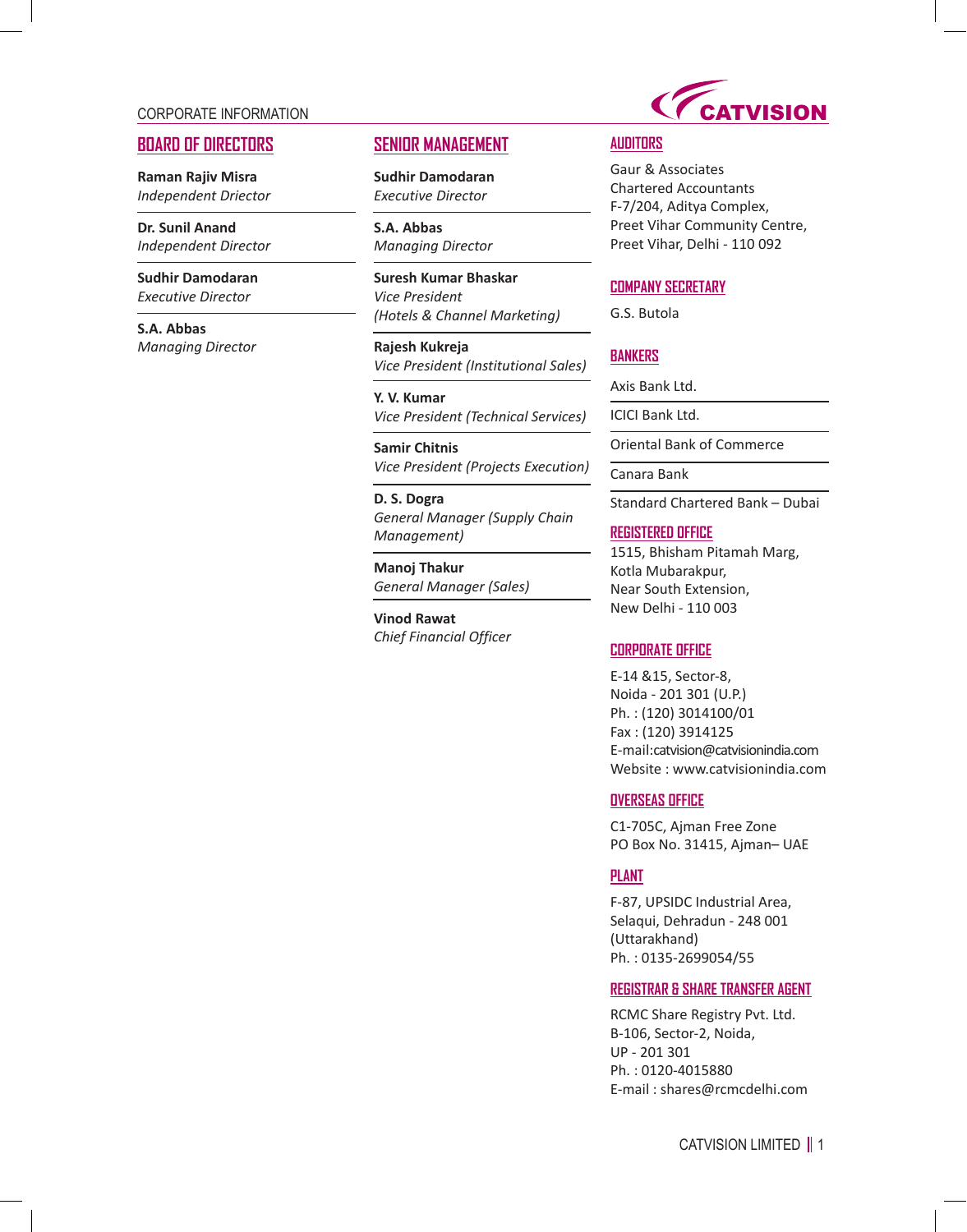# CORPORATE INFORMATION

## BOARD OF DIRECTORS

**Raman Rajiv Misra**
*Independent Director*

**Dr. Sunil Anand**
*Independent Director*

**Sudhir Damodaran**
*Executive Director*

**S.A. Abbas**
*Managing Director*

## SENIOR MANAGEMENT

**Sudhir Damodaran**
*Executive Director*

**S.A. Abbas**
*Managing Director*

**Suresh Kumar Bhaskar**
*Vice President*
*(Hotels & Channel Marketing)*

**Rajesh Kukreja**
*Vice President (Institutional Sales)*

**Y. V. Kumar**
*Vice President (Technical Services)*

**Samir Chitnis**
*Vice President (Projects Execution)*

**D. S. Dogra**
*General Manager (Supply Chain Management)*

**Manoj Thakur**
*General Manager (Sales)*

**Vinod Rawat**
*Chief Financial Officer*

## AUDITORS

Gaur & Associates
Chartered Accountants
F-7/204, Aditya Complex,
Preet Vihar Community Centre,
Preet Vihar, Delhi - 110 092

## COMPANY SECRETARY

G.S. Butola

## BANKERS

Axis Bank Ltd.

ICICI Bank Ltd.

Oriental Bank of Commerce

Canara Bank

Standard Chartered Bank – Dubai

## REGISTERED OFFICE

1515, Bhisham Pitamah Marg,
Kotla Mubarakpur,
Near South Extension,
New Delhi - 110 003

## CORPORATE OFFICE

E-14 &15, Sector-8,
Noida - 201 301 (U.P.)
Ph. : (120) 3014100/01
Fax : (120) 3914125
E-mail:catvision@catvisionindia.com
Website : www.catvisionindia.com

## OVERSEAS OFFICE

C1-705C, Ajman Free Zone
PO Box No. 31415, Ajman– UAE

## PLANT

F-87, UPSIDC Industrial Area,
Selaqui, Dehradun - 248 001
(Uttarakhand)
Ph. : 0135-2699054/55

## REGISTRAR & SHARE TRANSFER AGENT

RCMC Share Registry Pvt. Ltd.
B-106, Sector-2, Noida,
UP - 201 301
Ph. : 0120-4015880
E-mail : shares@rcmcdelhi.com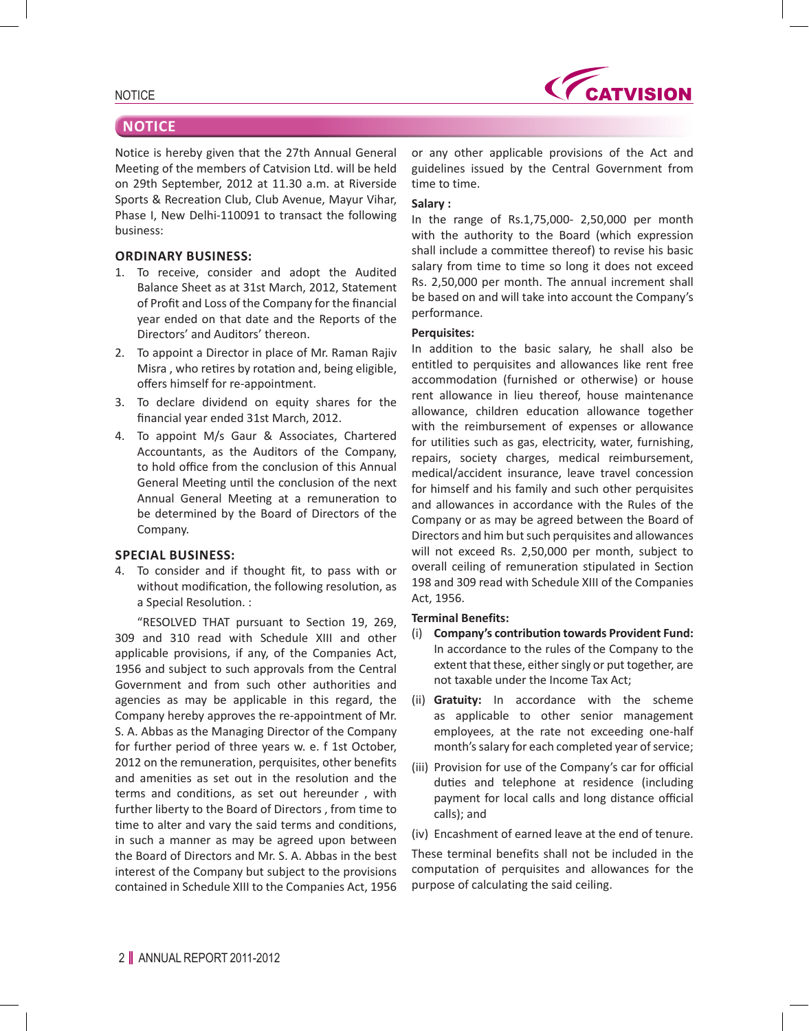## NOTICE

Notice is hereby given that the 27th Annual General Meeting of the members of Catvision Ltd. will be held on 29th September, 2012 at 11.30 a.m. at Riverside Sports & Recreation Club, Club Avenue, Mayur Vihar, Phase I, New Delhi-110091 to transact the following business:

### ORDINARY BUSINESS:

1. To receive, consider and adopt the Audited Balance Sheet as at 31st March, 2012, Statement of Profit and Loss of the Company for the financial year ended on that date and the Reports of the Directors' and Auditors' thereon.
2. To appoint a Director in place of Mr. Raman Rajiv Misra , who retires by rotation and, being eligible, offers himself for re-appointment.
3. To declare dividend on equity shares for the financial year ended 31st March, 2012.
4. To appoint M/s Gaur & Associates, Chartered Accountants, as the Auditors of the Company, to hold office from the conclusion of this Annual General Meeting until the conclusion of the next Annual General Meeting at a remuneration to be determined by the Board of Directors of the Company.

### SPECIAL BUSINESS:

4. To consider and if thought fit, to pass with or without modification, the following resolution, as a Special Resolution. :

"RESOLVED THAT pursuant to Section 19, 269, 309 and 310 read with Schedule XIII and other applicable provisions, if any, of the Companies Act, 1956 and subject to such approvals from the Central Government and from such other authorities and agencies as may be applicable in this regard, the Company hereby approves the re-appointment of Mr. S. A. Abbas as the Managing Director of the Company for further period of three years w. e. f 1st October, 2012 on the remuneration, perquisites, other benefits and amenities as set out in the resolution and the terms and conditions, as set out hereunder , with further liberty to the Board of Directors , from time to time to alter and vary the said terms and conditions, in such a manner as may be agreed upon between the Board of Directors and Mr. S. A. Abbas in the best interest of the Company but subject to the provisions contained in Schedule XIII to the Companies Act, 1956 or any other applicable provisions of the Act and guidelines issued by the Central Government from time to time.

**Salary :**

In the range of Rs.1,75,000- 2,50,000 per month with the authority to the Board (which expression shall include a committee thereof) to revise his basic salary from time to time so long it does not exceed Rs. 2,50,000 per month. The annual increment shall be based on and will take into account the Company's performance.

**Perquisites:**

In addition to the basic salary, he shall also be entitled to perquisites and allowances like rent free accommodation (furnished or otherwise) or house rent allowance in lieu thereof, house maintenance allowance, children education allowance together with the reimbursement of expenses or allowance for utilities such as gas, electricity, water, furnishing, repairs, society charges, medical reimbursement, medical/accident insurance, leave travel concession for himself and his family and such other perquisites and allowances in accordance with the Rules of the Company or as may be agreed between the Board of Directors and him but such perquisites and allowances will not exceed Rs. 2,50,000 per month, subject to overall ceiling of remuneration stipulated in Section 198 and 309 read with Schedule XIII of the Companies Act, 1956.

**Terminal Benefits:**

(i) **Company's contribution towards Provident Fund:** In accordance to the rules of the Company to the extent that these, either singly or put together, are not taxable under the Income Tax Act;

(ii) **Gratuity:** In accordance with the scheme as applicable to other senior management employees, at the rate not exceeding one-half month's salary for each completed year of service;

(iii) Provision for use of the Company's car for official duties and telephone at residence (including payment for local calls and long distance official calls); and

(iv) Encashment of earned leave at the end of tenure.

These terminal benefits shall not be included in the computation of perquisites and allowances for the purpose of calculating the said ceiling.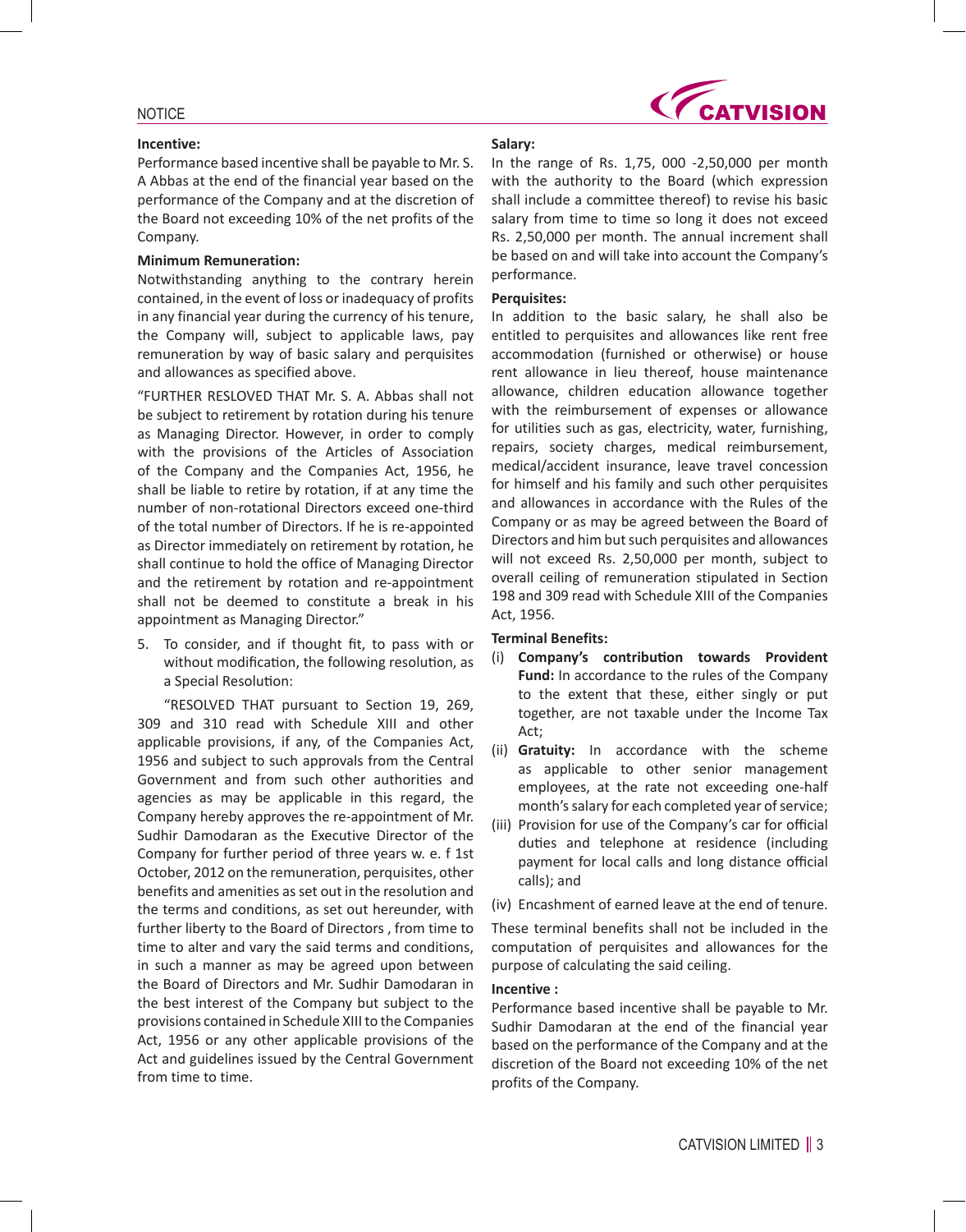**Incentive:**

Performance based incentive shall be payable to Mr. S. A Abbas at the end of the financial year based on the performance of the Company and at the discretion of the Board not exceeding 10% of the net profits of the Company.

**Minimum Remuneration:**

Notwithstanding anything to the contrary herein contained, in the event of loss or inadequacy of profits in any financial year during the currency of his tenure, the Company will, subject to applicable laws, pay remuneration by way of basic salary and perquisites and allowances as specified above.

"FURTHER RESLOVED THAT Mr. S. A. Abbas shall not be subject to retirement by rotation during his tenure as Managing Director. However, in order to comply with the provisions of the Articles of Association of the Company and the Companies Act, 1956, he shall be liable to retire by rotation, if at any time the number of non-rotational Directors exceed one-third of the total number of Directors. If he is re-appointed as Director immediately on retirement by rotation, he shall continue to hold the office of Managing Director and the retirement by rotation and re-appointment shall not be deemed to constitute a break in his appointment as Managing Director."

5. To consider, and if thought fit, to pass with or without modification, the following resolution, as a Special Resolution:

"RESOLVED THAT pursuant to Section 19, 269, 309 and 310 read with Schedule XIII and other applicable provisions, if any, of the Companies Act, 1956 and subject to such approvals from the Central Government and from such other authorities and agencies as may be applicable in this regard, the Company hereby approves the re-appointment of Mr. Sudhir Damodaran as the Executive Director of the Company for further period of three years w. e. f 1st October, 2012 on the remuneration, perquisites, other benefits and amenities as set out in the resolution and the terms and conditions, as set out hereunder, with further liberty to the Board of Directors , from time to time to alter and vary the said terms and conditions, in such a manner as may be agreed upon between the Board of Directors and Mr. Sudhir Damodaran in the best interest of the Company but subject to the provisions contained in Schedule XIII to the Companies Act, 1956 or any other applicable provisions of the Act and guidelines issued by the Central Government from time to time.

**Salary:**

In the range of Rs. 1,75, 000 -2,50,000 per month with the authority to the Board (which expression shall include a committee thereof) to revise his basic salary from time to time so long it does not exceed Rs. 2,50,000 per month. The annual increment shall be based on and will take into account the Company's performance.

**Perquisites:**

In addition to the basic salary, he shall also be entitled to perquisites and allowances like rent free accommodation (furnished or otherwise) or house rent allowance in lieu thereof, house maintenance allowance, children education allowance together with the reimbursement of expenses or allowance for utilities such as gas, electricity, water, furnishing, repairs, society charges, medical reimbursement, medical/accident insurance, leave travel concession for himself and his family and such other perquisites and allowances in accordance with the Rules of the Company or as may be agreed between the Board of Directors and him but such perquisites and allowances will not exceed Rs. 2,50,000 per month, subject to overall ceiling of remuneration stipulated in Section 198 and 309 read with Schedule XIII of the Companies Act, 1956.

**Terminal Benefits:**

(i) **Company's contribution towards Provident Fund:** In accordance to the rules of the Company to the extent that these, either singly or put together, are not taxable under the Income Tax Act;

(ii) **Gratuity:** In accordance with the scheme as applicable to other senior management employees, at the rate not exceeding one-half month's salary for each completed year of service;

(iii) Provision for use of the Company's car for official duties and telephone at residence (including payment for local calls and long distance official calls); and

(iv) Encashment of earned leave at the end of tenure.

These terminal benefits shall not be included in the computation of perquisites and allowances for the purpose of calculating the said ceiling.

**Incentive :**

Performance based incentive shall be payable to Mr. Sudhir Damodaran at the end of the financial year based on the performance of the Company and at the discretion of the Board not exceeding 10% of the net profits of the Company.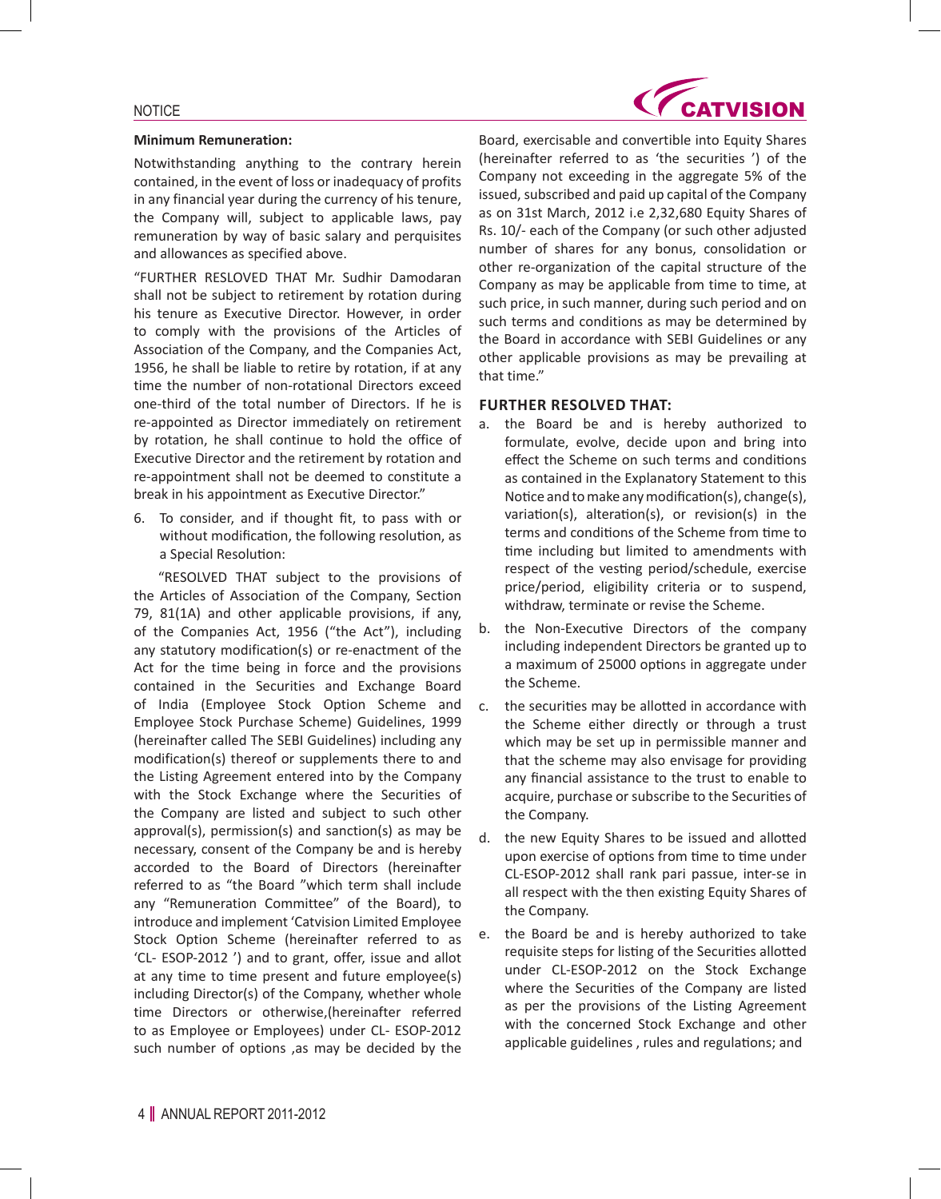**Minimum Remuneration:**

Notwithstanding anything to the contrary herein contained, in the event of loss or inadequacy of profits in any financial year during the currency of his tenure, the Company will, subject to applicable laws, pay remuneration by way of basic salary and perquisites and allowances as specified above.

"FURTHER RESLOVED THAT Mr. Sudhir Damodaran shall not be subject to retirement by rotation during his tenure as Executive Director. However, in order to comply with the provisions of the Articles of Association of the Company, and the Companies Act, 1956, he shall be liable to retire by rotation, if at any time the number of non-rotational Directors exceed one-third of the total number of Directors. If he is re-appointed as Director immediately on retirement by rotation, he shall continue to hold the office of Executive Director and the retirement by rotation and re-appointment shall not be deemed to constitute a break in his appointment as Executive Director."

6. To consider, and if thought fit, to pass with or without modification, the following resolution, as a Special Resolution:

"RESOLVED THAT subject to the provisions of the Articles of Association of the Company, Section 79, 81(1A) and other applicable provisions, if any, of the Companies Act, 1956 ("the Act"), including any statutory modification(s) or re-enactment of the Act for the time being in force and the provisions contained in the Securities and Exchange Board of India (Employee Stock Option Scheme and Employee Stock Purchase Scheme) Guidelines, 1999 (hereinafter called The SEBI Guidelines) including any modification(s) thereof or supplements there to and the Listing Agreement entered into by the Company with the Stock Exchange where the Securities of the Company are listed and subject to such other approval(s), permission(s) and sanction(s) as may be necessary, consent of the Company be and is hereby accorded to the Board of Directors (hereinafter referred to as "the Board "which term shall include any "Remuneration Committee" of the Board), to introduce and implement 'Catvision Limited Employee Stock Option Scheme (hereinafter referred to as 'CL- ESOP-2012 ') and to grant, offer, issue and allot at any time to time present and future employee(s) including Director(s) of the Company, whether whole time Directors or otherwise,(hereinafter referred to as Employee or Employees) under CL- ESOP-2012 such number of options ,as may be decided by the Board, exercisable and convertible into Equity Shares (hereinafter referred to as 'the securities ') of the Company not exceeding in the aggregate 5% of the issued, subscribed and paid up capital of the Company as on 31st March, 2012 i.e 2,32,680 Equity Shares of Rs. 10/- each of the Company (or such other adjusted number of shares for any bonus, consolidation or other re-organization of the capital structure of the Company as may be applicable from time to time, at such price, in such manner, during such period and on such terms and conditions as may be determined by the Board in accordance with SEBI Guidelines or any other applicable provisions as may be prevailing at that time."

**FURTHER RESOLVED THAT:**

a. the Board be and is hereby authorized to formulate, evolve, decide upon and bring into effect the Scheme on such terms and conditions as contained in the Explanatory Statement to this Notice and to make any modification(s), change(s), variation(s), alteration(s), or revision(s) in the terms and conditions of the Scheme from time to time including but limited to amendments with respect of the vesting period/schedule, exercise price/period, eligibility criteria or to suspend, withdraw, terminate or revise the Scheme.

b. the Non-Executive Directors of the company including independent Directors be granted up to a maximum of 25000 options in aggregate under the Scheme.

c. the securities may be allotted in accordance with the Scheme either directly or through a trust which may be set up in permissible manner and that the scheme may also envisage for providing any financial assistance to the trust to enable to acquire, purchase or subscribe to the Securities of the Company.

d. the new Equity Shares to be issued and allotted upon exercise of options from time to time under CL-ESOP-2012 shall rank pari passue, inter-se in all respect with the then existing Equity Shares of the Company.

e. the Board be and is hereby authorized to take requisite steps for listing of the Securities allotted under CL-ESOP-2012 on the Stock Exchange where the Securities of the Company are listed as per the provisions of the Listing Agreement with the concerned Stock Exchange and other applicable guidelines , rules and regulations; and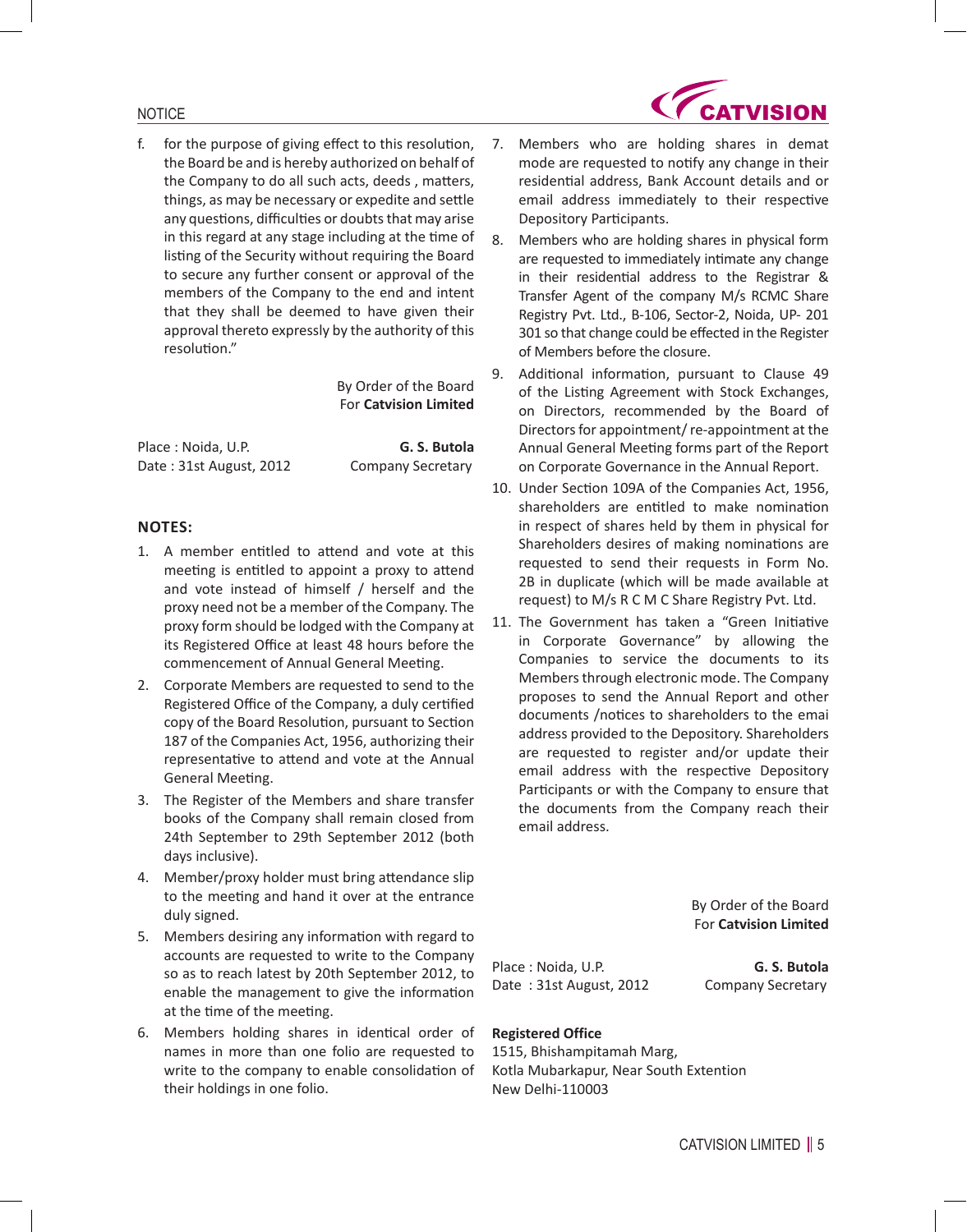f. for the purpose of giving effect to this resolution, the Board be and is hereby authorized on behalf of the Company to do all such acts, deeds , matters, things, as may be necessary or expedite and settle any questions, difficulties or doubts that may arise in this regard at any stage including at the time of listing of the Security without requiring the Board to secure any further consent or approval of the members of the Company to the end and intent that they shall be deemed to have given their approval thereto expressly by the authority of this resolution."

By Order of the Board
For **Catvision Limited**

Place : Noida, U.P.
Date : 31st August, 2012

**G. S. Butola**
Company Secretary

## NOTES:

1. A member entitled to attend and vote at this meeting is entitled to appoint a proxy to attend and vote instead of himself / herself and the proxy need not be a member of the Company. The proxy form should be lodged with the Company at its Registered Office at least 48 hours before the commencement of Annual General Meeting.
2. Corporate Members are requested to send to the Registered Office of the Company, a duly certified copy of the Board Resolution, pursuant to Section 187 of the Companies Act, 1956, authorizing their representative to attend and vote at the Annual General Meeting.
3. The Register of the Members and share transfer books of the Company shall remain closed from 24th September to 29th September 2012 (both days inclusive).
4. Member/proxy holder must bring attendance slip to the meeting and hand it over at the entrance duly signed.
5. Members desiring any information with regard to accounts are requested to write to the Company so as to reach latest by 20th September 2012, to enable the management to give the information at the time of the meeting.
6. Members holding shares in identical order of names in more than one folio are requested to write to the company to enable consolidation of their holdings in one folio.
7. Members who are holding shares in demat mode are requested to notify any change in their residential address, Bank Account details and or email address immediately to their respective Depository Participants.
8. Members who are holding shares in physical form are requested to immediately intimate any change in their residential address to the Registrar & Transfer Agent of the company M/s RCMC Share Registry Pvt. Ltd., B-106, Sector-2, Noida, UP- 201 301 so that change could be effected in the Register of Members before the closure.
9. Additional information, pursuant to Clause 49 of the Listing Agreement with Stock Exchanges, on Directors, recommended by the Board of Directors for appointment/ re-appointment at the Annual General Meeting forms part of the Report on Corporate Governance in the Annual Report.
10. Under Section 109A of the Companies Act, 1956, shareholders are entitled to make nomination in respect of shares held by them in physical for Shareholders desires of making nominations are requested to send their requests in Form No. 2B in duplicate (which will be made available at request) to M/s R C M C Share Registry Pvt. Ltd.
11. The Government has taken a "Green Initiative in Corporate Governance" by allowing the Companies to service the documents to its Members through electronic mode. The Company proposes to send the Annual Report and other documents /notices to shareholders to the emai address provided to the Depository. Shareholders are requested to register and/or update their email address with the respective Depository Participants or with the Company to ensure that the documents from the Company reach their email address.

By Order of the Board
For **Catvision Limited**

Place : Noida, U.P.
Date : 31st August, 2012

**G. S. Butola**
Company Secretary

**Registered Office**
1515, Bhishampitamah Marg,
Kotla Mubarkapur, Near South Extention
New Delhi-110003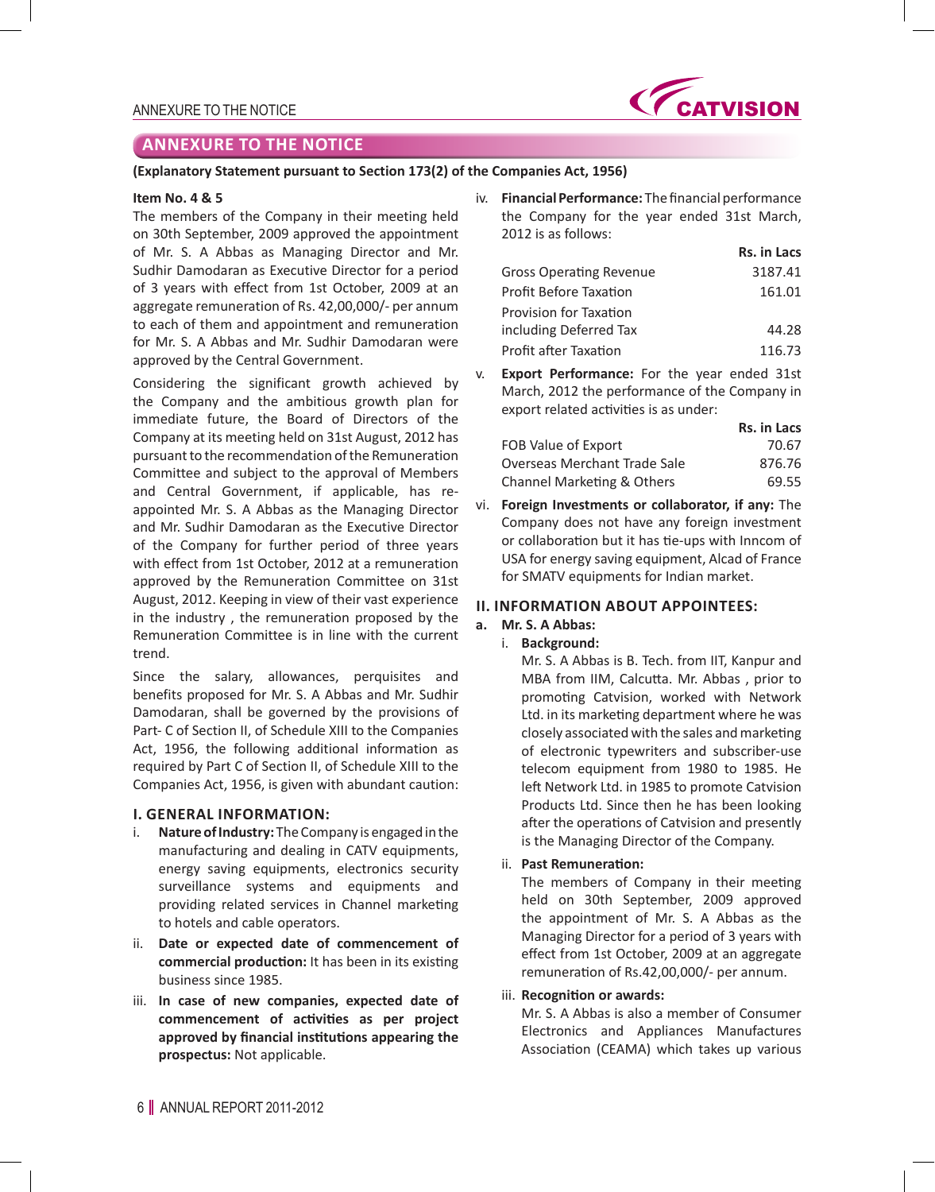## ANNEXURE TO THE NOTICE

**(Explanatory Statement pursuant to Section 173(2) of the Companies Act, 1956)**

**Item No. 4 & 5**

The members of the Company in their meeting held on 30th September, 2009 approved the appointment of Mr. S. A Abbas as Managing Director and Mr. Sudhir Damodaran as Executive Director for a period of 3 years with effect from 1st October, 2009 at an aggregate remuneration of Rs. 42,00,000/- per annum to each of them and appointment and remuneration for Mr. S. A Abbas and Mr. Sudhir Damodaran were approved by the Central Government.

Considering the significant growth achieved by the Company and the ambitious growth plan for immediate future, the Board of Directors of the Company at its meeting held on 31st August, 2012 has pursuant to the recommendation of the Remuneration Committee and subject to the approval of Members and Central Government, if applicable, has re-appointed Mr. S. A Abbas as the Managing Director and Mr. Sudhir Damodaran as the Executive Director of the Company for further period of three years with effect from 1st October, 2012 at a remuneration approved by the Remuneration Committee on 31st August, 2012. Keeping in view of their vast experience in the industry , the remuneration proposed by the Remuneration Committee is in line with the current trend.

Since the salary, allowances, perquisites and benefits proposed for Mr. S. A Abbas and Mr. Sudhir Damodaran, shall be governed by the provisions of Part- C of Section II, of Schedule XIII to the Companies Act, 1956, the following additional information as required by Part C of Section II, of Schedule XIII to the Companies Act, 1956, is given with abundant caution:

### I. GENERAL INFORMATION:

i. **Nature of Industry:** The Company is engaged in the manufacturing and dealing in CATV equipments, energy saving equipments, electronics security surveillance systems and equipments and providing related services in Channel marketing to hotels and cable operators.

ii. **Date or expected date of commencement of commercial production:** It has been in its existing business since 1985.

iii. **In case of new companies, expected date of commencement of activities as per project approved by financial institutions appearing the prospectus:** Not applicable.

iv. **Financial Performance:** The financial performance the Company for the year ended 31st March, 2012 is as follows:

| | Rs. in Lacs |
|---|---|
| Gross Operating Revenue | 3187.41 |
| Profit Before Taxation | 161.01 |
| Provision for Taxation including Deferred Tax | 44.28 |
| Profit after Taxation | 116.73 |

v. **Export Performance:** For the year ended 31st March, 2012 the performance of the Company in export related activities is as under:

| | Rs. in Lacs |
|---|---|
| FOB Value of Export | 70.67 |
| Overseas Merchant Trade Sale | 876.76 |
| Channel Marketing & Others | 69.55 |

vi. **Foreign Investments or collaborator, if any:** The Company does not have any foreign investment or collaboration but it has tie-ups with Inncom of USA for energy saving equipment, Alcad of France for SMATV equipments for Indian market.

### II. INFORMATION ABOUT APPOINTEES:

**a. Mr. S. A Abbas:**

i. **Background:**

Mr. S. A Abbas is B. Tech. from IIT, Kanpur and MBA from IIM, Calcutta. Mr. Abbas , prior to promoting Catvision, worked with Network Ltd. in its marketing department where he was closely associated with the sales and marketing of electronic typewriters and subscriber-use telecom equipment from 1980 to 1985. He left Network Ltd. in 1985 to promote Catvision Products Ltd. Since then he has been looking after the operations of Catvision and presently is the Managing Director of the Company.

ii. **Past Remuneration:**

The members of Company in their meeting held on 30th September, 2009 approved the appointment of Mr. S. A Abbas as the Managing Director for a period of 3 years with effect from 1st October, 2009 at an aggregate remuneration of Rs.42,00,000/- per annum.

iii. **Recognition or awards:**

Mr. S. A Abbas is also a member of Consumer Electronics and Appliances Manufactures Association (CEAMA) which takes up various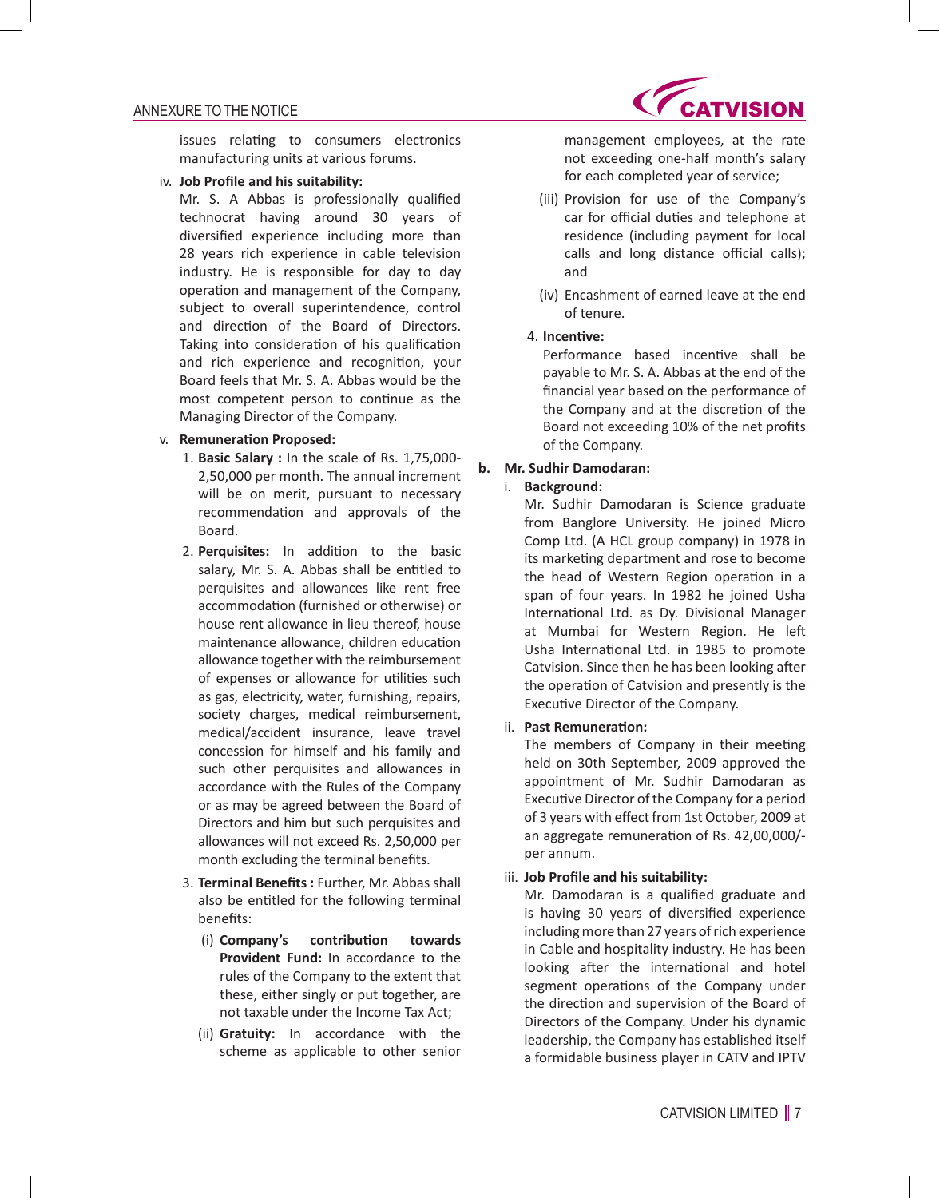issues relating to consumers electronics manufacturing units at various forums.

iv. **Job Profile and his suitability:**

Mr. S. A Abbas is professionally qualified technocrat having around 30 years of diversified experience including more than 28 years rich experience in cable television industry. He is responsible for day to day operation and management of the Company, subject to overall superintendence, control and direction of the Board of Directors. Taking into consideration of his qualification and rich experience and recognition, your Board feels that Mr. S. A. Abbas would be the most competent person to continue as the Managing Director of the Company.

v. **Remuneration Proposed:**

1. **Basic Salary :** In the scale of Rs. 1,75,000-2,50,000 per month. The annual increment will be on merit, pursuant to necessary recommendation and approvals of the Board.
2. **Perquisites:** In addition to the basic salary, Mr. S. A. Abbas shall be entitled to perquisites and allowances like rent free accommodation (furnished or otherwise) or house rent allowance in lieu thereof, house maintenance allowance, children education allowance together with the reimbursement of expenses or allowance for utilities such as gas, electricity, water, furnishing, repairs, society charges, medical reimbursement, medical/accident insurance, leave travel concession for himself and his family and such other perquisites and allowances in accordance with the Rules of the Company or as may be agreed between the Board of Directors and him but such perquisites and allowances will not exceed Rs. 2,50,000 per month excluding the terminal benefits.
3. **Terminal Benefits :** Further, Mr. Abbas shall also be entitled for the following terminal benefits:
   - (i) **Company's contribution towards Provident Fund:** In accordance to the rules of the Company to the extent that these, either singly or put together, are not taxable under the Income Tax Act;
   - (ii) **Gratuity:** In accordance with the scheme as applicable to other senior management employees, at the rate not exceeding one-half month's salary for each completed year of service;
   - (iii) Provision for use of the Company's car for official duties and telephone at residence (including payment for local calls and long distance official calls); and
   - (iv) Encashment of earned leave at the end of tenure.
4. **Incentive:**

   Performance based incentive shall be payable to Mr. S. A. Abbas at the end of the financial year based on the performance of the Company and at the discretion of the Board not exceeding 10% of the net profits of the Company.

**b. Mr. Sudhir Damodaran:**

i. **Background:**

Mr. Sudhir Damodaran is Science graduate from Banglore University. He joined Micro Comp Ltd. (A HCL group company) in 1978 in its marketing department and rose to become the head of Western Region operation in a span of four years. In 1982 he joined Usha International Ltd. as Dy. Divisional Manager at Mumbai for Western Region. He left Usha International Ltd. in 1985 to promote Catvision. Since then he has been looking after the operation of Catvision and presently is the Executive Director of the Company.

ii. **Past Remuneration:**

The members of Company in their meeting held on 30th September, 2009 approved the appointment of Mr. Sudhir Damodaran as Executive Director of the Company for a period of 3 years with effect from 1st October, 2009 at an aggregate remuneration of Rs. 42,00,000/- per annum.

iii. **Job Profile and his suitability:**

Mr. Damodaran is a qualified graduate and is having 30 years of diversified experience including more than 27 years of rich experience in Cable and hospitality industry. He has been looking after the international and hotel segment operations of the Company under the direction and supervision of the Board of Directors of the Company. Under his dynamic leadership, the Company has established itself a formidable business player in CATV and IPTV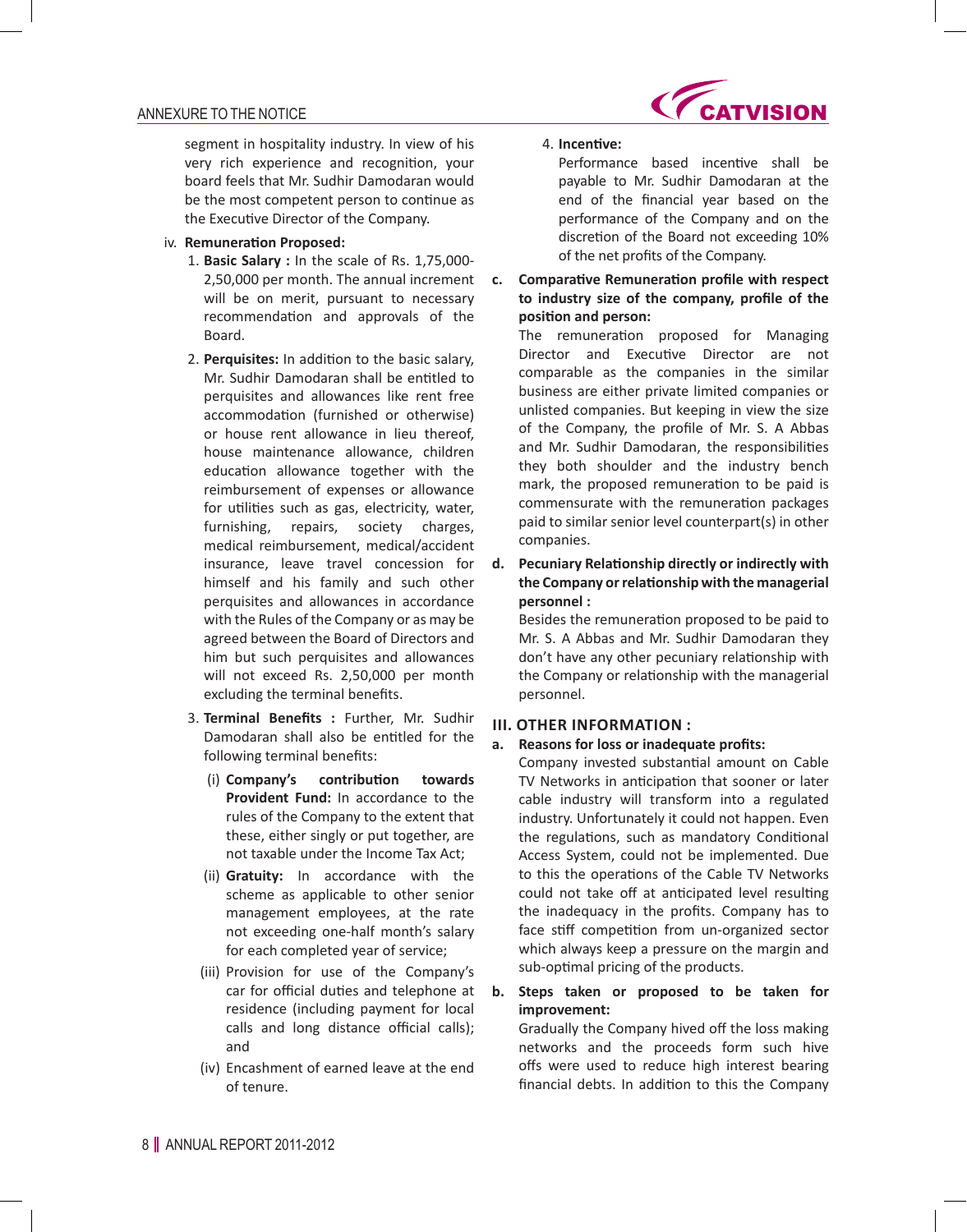segment in hospitality industry. In view of his very rich experience and recognition, your board feels that Mr. Sudhir Damodaran would be the most competent person to continue as the Executive Director of the Company.

iv. **Remuneration Proposed:**

1. **Basic Salary :** In the scale of Rs. 1,75,000-2,50,000 per month. The annual increment will be on merit, pursuant to necessary recommendation and approvals of the Board.

2. **Perquisites:** In addition to the basic salary, Mr. Sudhir Damodaran shall be entitled to perquisites and allowances like rent free accommodation (furnished or otherwise) or house rent allowance in lieu thereof, house maintenance allowance, children education allowance together with the reimbursement of expenses or allowance for utilities such as gas, electricity, water, furnishing, repairs, society charges, medical reimbursement, medical/accident insurance, leave travel concession for himself and his family and such other perquisites and allowances in accordance with the Rules of the Company or as may be agreed between the Board of Directors and him but such perquisites and allowances will not exceed Rs. 2,50,000 per month excluding the terminal benefits.

3. **Terminal Benefits :** Further, Mr. Sudhir Damodaran shall also be entitled for the following terminal benefits:

   (i) **Company's contribution towards Provident Fund:** In accordance to the rules of the Company to the extent that these, either singly or put together, are not taxable under the Income Tax Act;

   (ii) **Gratuity:** In accordance with the scheme as applicable to other senior management employees, at the rate not exceeding one-half month's salary for each completed year of service;

   (iii) Provision for use of the Company's car for official duties and telephone at residence (including payment for local calls and long distance official calls); and

   (iv) Encashment of earned leave at the end of tenure.

4. **Incentive:**
   Performance based incentive shall be payable to Mr. Sudhir Damodaran at the end of the financial year based on the performance of the Company and on the discretion of the Board not exceeding 10% of the net profits of the Company.

**c. Comparative Remuneration profile with respect to industry size of the company, profile of the position and person:**

The remuneration proposed for Managing Director and Executive Director are not comparable as the companies in the similar business are either private limited companies or unlisted companies. But keeping in view the size of the Company, the profile of Mr. S. A Abbas and Mr. Sudhir Damodaran, the responsibilities they both shoulder and the industry bench mark, the proposed remuneration to be paid is commensurate with the remuneration packages paid to similar senior level counterpart(s) in other companies.

**d. Pecuniary Relationship directly or indirectly with the Company or relationship with the managerial personnel :**

Besides the remuneration proposed to be paid to Mr. S. A Abbas and Mr. Sudhir Damodaran they don't have any other pecuniary relationship with the Company or relationship with the managerial personnel.

### III. OTHER INFORMATION :

**a. Reasons for loss or inadequate profits:**

Company invested substantial amount on Cable TV Networks in anticipation that sooner or later cable industry will transform into a regulated industry. Unfortunately it could not happen. Even the regulations, such as mandatory Conditional Access System, could not be implemented. Due to this the operations of the Cable TV Networks could not take off at anticipated level resulting the inadequacy in the profits. Company has to face stiff competition from un-organized sector which always keep a pressure on the margin and sub-optimal pricing of the products.

**b. Steps taken or proposed to be taken for improvement:**

Gradually the Company hived off the loss making networks and the proceeds form such hive offs were used to reduce high interest bearing financial debts. In addition to this the Company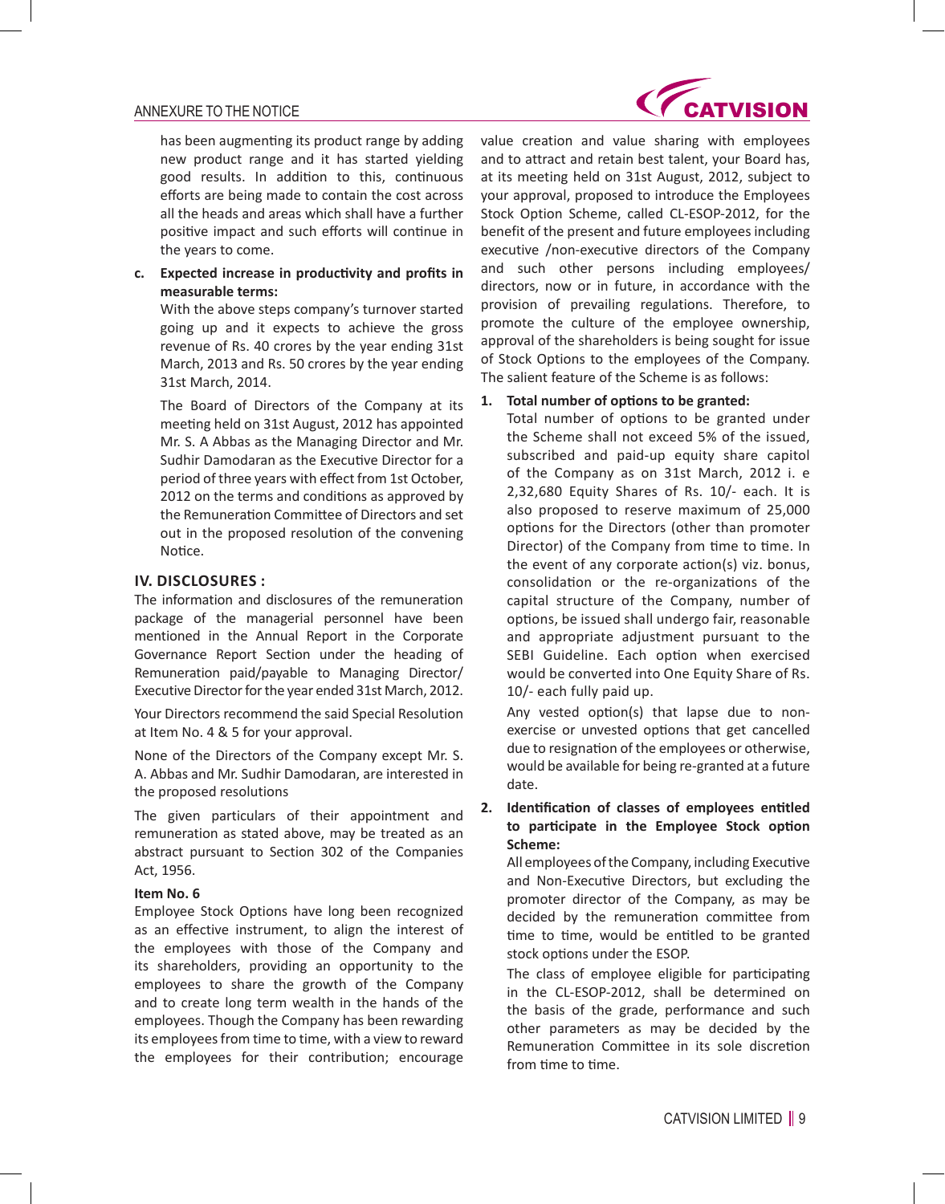has been augmenting its product range by adding new product range and it has started yielding good results. In addition to this, continuous efforts are being made to contain the cost across all the heads and areas which shall have a further positive impact and such efforts will continue in the years to come.

**c. Expected increase in productivity and profits in measurable terms:**

With the above steps company's turnover started going up and it expects to achieve the gross revenue of Rs. 40 crores by the year ending 31st March, 2013 and Rs. 50 crores by the year ending 31st March, 2014.

The Board of Directors of the Company at its meeting held on 31st August, 2012 has appointed Mr. S. A Abbas as the Managing Director and Mr. Sudhir Damodaran as the Executive Director for a period of three years with effect from 1st October, 2012 on the terms and conditions as approved by the Remuneration Committee of Directors and set out in the proposed resolution of the convening Notice.

### IV. DISCLOSURES :

The information and disclosures of the remuneration package of the managerial personnel have been mentioned in the Annual Report in the Corporate Governance Report Section under the heading of Remuneration paid/payable to Managing Director/ Executive Director for the year ended 31st March, 2012.

Your Directors recommend the said Special Resolution at Item No. 4 & 5 for your approval.

None of the Directors of the Company except Mr. S. A. Abbas and Mr. Sudhir Damodaran, are interested in the proposed resolutions

The given particulars of their appointment and remuneration as stated above, may be treated as an abstract pursuant to Section 302 of the Companies Act, 1956.

**Item No. 6**

Employee Stock Options have long been recognized as an effective instrument, to align the interest of the employees with those of the Company and its shareholders, providing an opportunity to the employees to share the growth of the Company and to create long term wealth in the hands of the employees. Though the Company has been rewarding its employees from time to time, with a view to reward the employees for their contribution; encourage value creation and value sharing with employees and to attract and retain best talent, your Board has, at its meeting held on 31st August, 2012, subject to your approval, proposed to introduce the Employees Stock Option Scheme, called CL-ESOP-2012, for the benefit of the present and future employees including executive /non-executive directors of the Company and such other persons including employees/ directors, now or in future, in accordance with the provision of prevailing regulations. Therefore, to promote the culture of the employee ownership, approval of the shareholders is being sought for issue of Stock Options to the employees of the Company. The salient feature of the Scheme is as follows:

1. **Total number of options to be granted:**

   Total number of options to be granted under the Scheme shall not exceed 5% of the issued, subscribed and paid-up equity share capitol of the Company as on 31st March, 2012 i. e 2,32,680 Equity Shares of Rs. 10/- each. It is also proposed to reserve maximum of 25,000 options for the Directors (other than promoter Director) of the Company from time to time. In the event of any corporate action(s) viz. bonus, consolidation or the re-organizations of the capital structure of the Company, number of options, be issued shall undergo fair, reasonable and appropriate adjustment pursuant to the SEBI Guideline. Each option when exercised would be converted into One Equity Share of Rs. 10/- each fully paid up.

   Any vested option(s) that lapse due to non-exercise or unvested options that get cancelled due to resignation of the employees or otherwise, would be available for being re-granted at a future date.

2. **Identification of classes of employees entitled to participate in the Employee Stock option Scheme:**

   All employees of the Company, including Executive and Non-Executive Directors, but excluding the promoter director of the Company, as may be decided by the remuneration committee from time to time, would be entitled to be granted stock options under the ESOP.

   The class of employee eligible for participating in the CL-ESOP-2012, shall be determined on the basis of the grade, performance and such other parameters as may be decided by the Remuneration Committee in its sole discretion from time to time.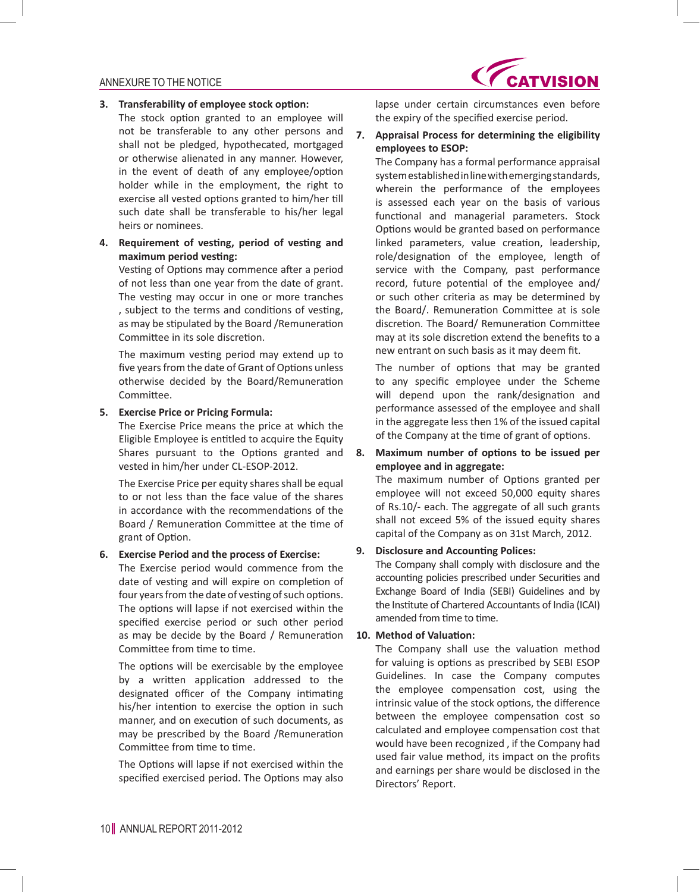3. **Transferability of employee stock option:**

   The stock option granted to an employee will not be transferable to any other persons and shall not be pledged, hypothecated, mortgaged or otherwise alienated in any manner. However, in the event of death of any employee/option holder while in the employment, the right to exercise all vested options granted to him/her till such date shall be transferable to his/her legal heirs or nominees.

4. **Requirement of vesting, period of vesting and maximum period vesting:**

   Vesting of Options may commence after a period of not less than one year from the date of grant. The vesting may occur in one or more tranches , subject to the terms and conditions of vesting, as may be stipulated by the Board /Remuneration Committee in its sole discretion.

   The maximum vesting period may extend up to five years from the date of Grant of Options unless otherwise decided by the Board/Remuneration Committee.

5. **Exercise Price or Pricing Formula:**

   The Exercise Price means the price at which the Eligible Employee is entitled to acquire the Equity Shares pursuant to the Options granted and vested in him/her under CL-ESOP-2012.

   The Exercise Price per equity shares shall be equal to or not less than the face value of the shares in accordance with the recommendations of the Board / Remuneration Committee at the time of grant of Option.

6. **Exercise Period and the process of Exercise:**

   The Exercise period would commence from the date of vesting and will expire on completion of four years from the date of vesting of such options. The options will lapse if not exercised within the specified exercise period or such other period as may be decide by the Board / Remuneration Committee from time to time.

   The options will be exercisable by the employee by a written application addressed to the designated officer of the Company intimating his/her intention to exercise the option in such manner, and on execution of such documents, as may be prescribed by the Board /Remuneration Committee from time to time.

   The Options will lapse if not exercised within the specified exercised period. The Options may also lapse under certain circumstances even before the expiry of the specified exercise period.

7. **Appraisal Process for determining the eligibility employees to ESOP:**

   The Company has a formal performance appraisal system established in line with emerging standards, wherein the performance of the employees is assessed each year on the basis of various functional and managerial parameters. Stock Options would be granted based on performance linked parameters, value creation, leadership, role/designation of the employee, length of service with the Company, past performance record, future potential of the employee and/ or such other criteria as may be determined by the Board/. Remuneration Committee at is sole discretion. The Board/ Remuneration Committee may at its sole discretion extend the benefits to a new entrant on such basis as it may deem fit.

   The number of options that may be granted to any specific employee under the Scheme will depend upon the rank/designation and performance assessed of the employee and shall in the aggregate less then 1% of the issued capital of the Company at the time of grant of options.

8. **Maximum number of options to be issued per employee and in aggregate:**

   The maximum number of Options granted per employee will not exceed 50,000 equity shares of Rs.10/- each. The aggregate of all such grants shall not exceed 5% of the issued equity shares capital of the Company as on 31st March, 2012.

9. **Disclosure and Accounting Polices:**

   The Company shall comply with disclosure and the accounting policies prescribed under Securities and Exchange Board of India (SEBI) Guidelines and by the Institute of Chartered Accountants of India (ICAI) amended from time to time.

10. **Method of Valuation:**

    The Company shall use the valuation method for valuing is options as prescribed by SEBI ESOP Guidelines. In case the Company computes the employee compensation cost, using the intrinsic value of the stock options, the difference between the employee compensation cost so calculated and employee compensation cost that would have been recognized , if the Company had used fair value method, its impact on the profits and earnings per share would be disclosed in the Directors' Report.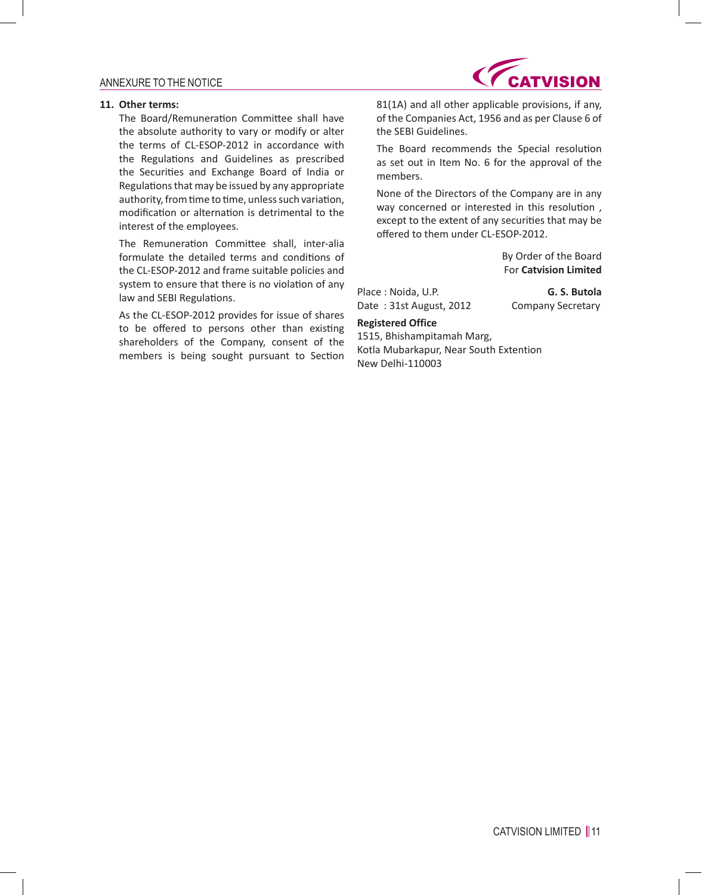**11. Other terms:**

The Board/Remuneration Committee shall have the absolute authority to vary or modify or alter the terms of CL-ESOP-2012 in accordance with the Regulations and Guidelines as prescribed the Securities and Exchange Board of India or Regulations that may be issued by any appropriate authority, from time to time, unless such variation, modification or alternation is detrimental to the interest of the employees.

The Remuneration Committee shall, inter-alia formulate the detailed terms and conditions of the CL-ESOP-2012 and frame suitable policies and system to ensure that there is no violation of any law and SEBI Regulations.

As the CL-ESOP-2012 provides for issue of shares to be offered to persons other than existing shareholders of the Company, consent of the members is being sought pursuant to Section 81(1A) and all other applicable provisions, if any, of the Companies Act, 1956 and as per Clause 6 of the SEBI Guidelines.

The Board recommends the Special resolution as set out in Item No. 6 for the approval of the members.

None of the Directors of the Company are in any way concerned or interested in this resolution , except to the extent of any securities that may be offered to them under CL-ESOP-2012.

By Order of the Board
For **Catvision Limited**

Place : Noida, U.P.
Date : 31st August, 2012

**G. S. Butola**
Company Secretary

**Registered Office**
1515, Bhishampitamah Marg,
Kotla Mubarkapur, Near South Extention
New Delhi-110003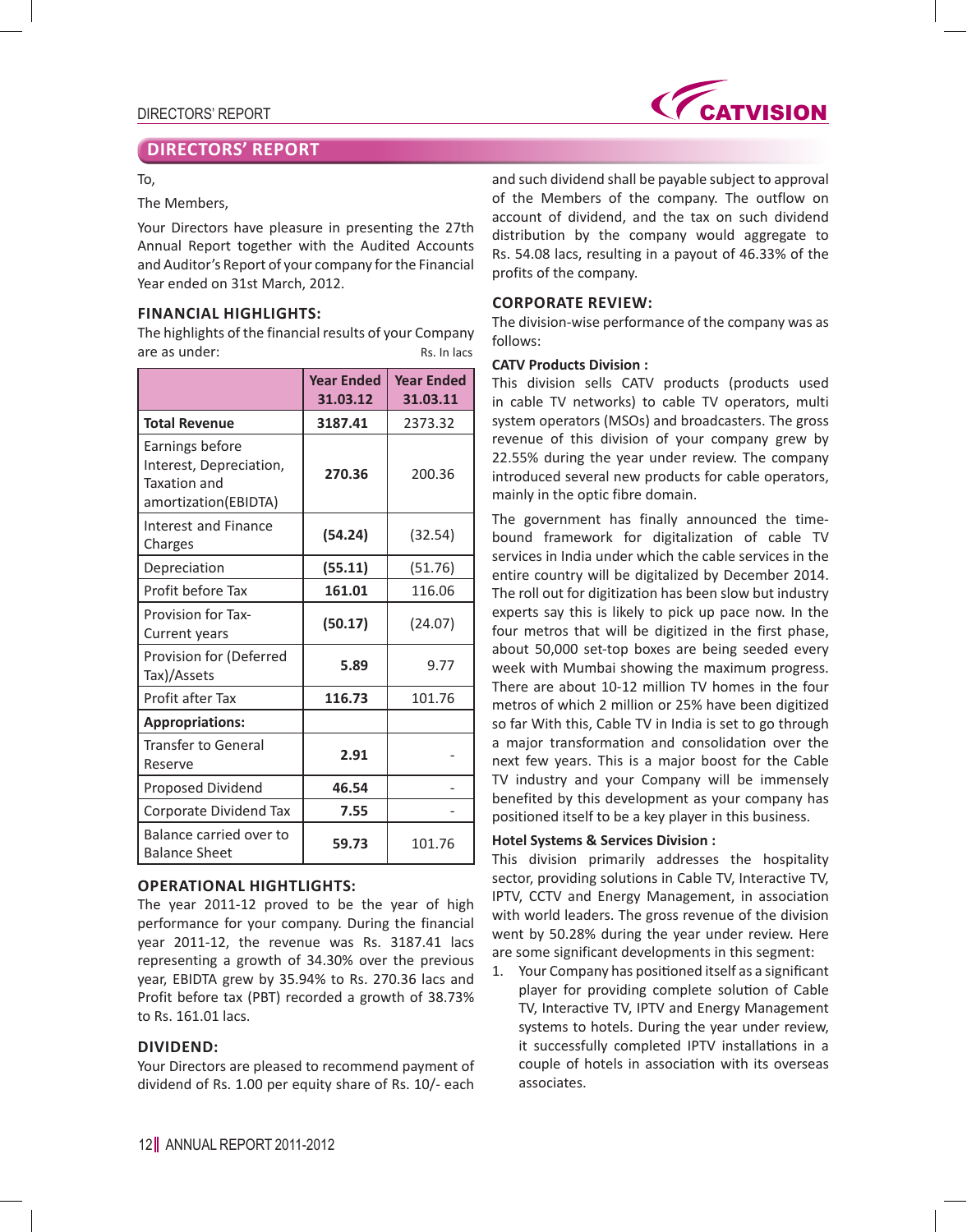## DIRECTORS' REPORT

To,

The Members,

Your Directors have pleasure in presenting the 27th Annual Report together with the Audited Accounts and Auditor's Report of your company for the Financial Year ended on 31st March, 2012.

### FINANCIAL HIGHLIGHTS:

The highlights of the financial results of your Company are as under:

Rs. In lacs

| | Year Ended 31.03.12 | Year Ended 31.03.11 |
|---|---|---|
| **Total Revenue** | **3187.41** | 2373.32 |
| Earnings before Interest, Depreciation, Taxation and amortization(EBIDTA) | **270.36** | 200.36 |
| Interest and Finance Charges | **(54.24)** | (32.54) |
| Depreciation | **(55.11)** | (51.76) |
| Profit before Tax | **161.01** | 116.06 |
| Provision for Tax- Current years | **(50.17)** | (24.07) |
| Provision for (Deferred Tax)/Assets | **5.89** | 9.77 |
| Profit after Tax | **116.73** | 101.76 |
| **Appropriations:** | | |
| Transfer to General Reserve | **2.91** | - |
| Proposed Dividend | **46.54** | - |
| Corporate Dividend Tax | **7.55** | - |
| Balance carried over to Balance Sheet | **59.73** | 101.76 |

### OPERATIONAL HIGHTLIGHTS:

The year 2011-12 proved to be the year of high performance for your company. During the financial year 2011-12, the revenue was Rs. 3187.41 lacs representing a growth of 34.30% over the previous year, EBIDTA grew by 35.94% to Rs. 270.36 lacs and Profit before tax (PBT) recorded a growth of 38.73% to Rs. 161.01 lacs.

### DIVIDEND:

Your Directors are pleased to recommend payment of dividend of Rs. 1.00 per equity share of Rs. 10/- each and such dividend shall be payable subject to approval of the Members of the company. The outflow on account of dividend, and the tax on such dividend distribution by the company would aggregate to Rs. 54.08 lacs, resulting in a payout of 46.33% of the profits of the company.

### CORPORATE REVIEW:

The division-wise performance of the company was as follows:

**CATV Products Division :**

This division sells CATV products (products used in cable TV networks) to cable TV operators, multi system operators (MSOs) and broadcasters. The gross revenue of this division of your company grew by 22.55% during the year under review. The company introduced several new products for cable operators, mainly in the optic fibre domain.

The government has finally announced the time-bound framework for digitalization of cable TV services in India under which the cable services in the entire country will be digitalized by December 2014. The roll out for digitization has been slow but industry experts say this is likely to pick up pace now. In the four metros that will be digitized in the first phase, about 50,000 set-top boxes are being seeded every week with Mumbai showing the maximum progress. There are about 10-12 million TV homes in the four metros of which 2 million or 25% have been digitized so far With this, Cable TV in India is set to go through a major transformation and consolidation over the next few years. This is a major boost for the Cable TV industry and your Company will be immensely benefited by this development as your company has positioned itself to be a key player in this business.

**Hotel Systems & Services Division :**

This division primarily addresses the hospitality sector, providing solutions in Cable TV, Interactive TV, IPTV, CCTV and Energy Management, in association with world leaders. The gross revenue of the division went by 50.28% during the year under review. Here are some significant developments in this segment:

1. Your Company has positioned itself as a significant player for providing complete solution of Cable TV, Interactive TV, IPTV and Energy Management systems to hotels. During the year under review, it successfully completed IPTV installations in a couple of hotels in association with its overseas associates.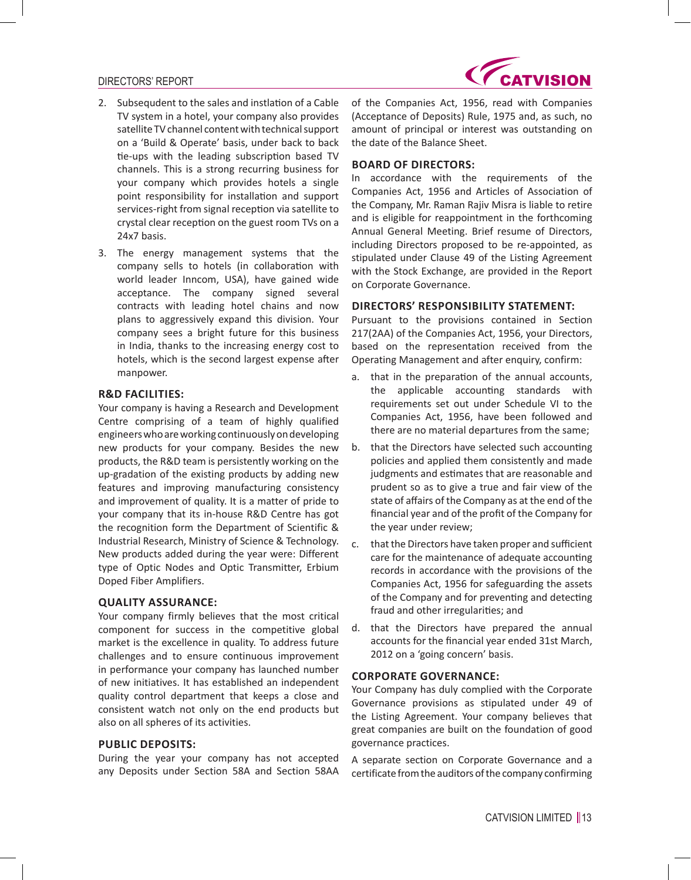2. Subsequdent to the sales and instlation of a Cable TV system in a hotel, your company also provides satellite TV channel content with technical support on a 'Build & Operate' basis, under back to back tie-ups with the leading subscription based TV channels. This is a strong recurring business for your company which provides hotels a single point responsibility for installation and support services-right from signal reception via satellite to crystal clear reception on the guest room TVs on a 24x7 basis.
3. The energy management systems that the company sells to hotels (in collaboration with world leader Inncom, USA), have gained wide acceptance. The company signed several contracts with leading hotel chains and now plans to aggressively expand this division. Your company sees a bright future for this business in India, thanks to the increasing energy cost to hotels, which is the second largest expense after manpower.

## R&D FACILITIES:

Your company is having a Research and Development Centre comprising of a team of highly qualified engineers who are working continuously on developing new products for your company. Besides the new products, the R&D team is persistently working on the up-gradation of the existing products by adding new features and improving manufacturing consistency and improvement of quality. It is a matter of pride to your company that its in-house R&D Centre has got the recognition form the Department of Scientific & Industrial Research, Ministry of Science & Technology. New products added during the year were: Different type of Optic Nodes and Optic Transmitter, Erbium Doped Fiber Amplifiers.

## QUALITY ASSURANCE:

Your company firmly believes that the most critical component for success in the competitive global market is the excellence in quality. To address future challenges and to ensure continuous improvement in performance your company has launched number of new initiatives. It has established an independent quality control department that keeps a close and consistent watch not only on the end products but also on all spheres of its activities.

## PUBLIC DEPOSITS:

During the year your company has not accepted any Deposits under Section 58A and Section 58AA of the Companies Act, 1956, read with Companies (Acceptance of Deposits) Rule, 1975 and, as such, no amount of principal or interest was outstanding on the date of the Balance Sheet.

## BOARD OF DIRECTORS:

In accordance with the requirements of the Companies Act, 1956 and Articles of Association of the Company, Mr. Raman Rajiv Misra is liable to retire and is eligible for reappointment in the forthcoming Annual General Meeting. Brief resume of Directors, including Directors proposed to be re-appointed, as stipulated under Clause 49 of the Listing Agreement with the Stock Exchange, are provided in the Report on Corporate Governance.

## DIRECTORS' RESPONSIBILITY STATEMENT:

Pursuant to the provisions contained in Section 217(2AA) of the Companies Act, 1956, your Directors, based on the representation received from the Operating Management and after enquiry, confirm:

a. that in the preparation of the annual accounts, the applicable accounting standards with requirements set out under Schedule VI to the Companies Act, 1956, have been followed and there are no material departures from the same;
b. that the Directors have selected such accounting policies and applied them consistently and made judgments and estimates that are reasonable and prudent so as to give a true and fair view of the state of affairs of the Company as at the end of the financial year and of the profit of the Company for the year under review;
c. that the Directors have taken proper and sufficient care for the maintenance of adequate accounting records in accordance with the provisions of the Companies Act, 1956 for safeguarding the assets of the Company and for preventing and detecting fraud and other irregularities; and
d. that the Directors have prepared the annual accounts for the financial year ended 31st March, 2012 on a 'going concern' basis.

## CORPORATE GOVERNANCE:

Your Company has duly complied with the Corporate Governance provisions as stipulated under 49 of the Listing Agreement. Your company believes that great companies are built on the foundation of good governance practices.

A separate section on Corporate Governance and a certificate from the auditors of the company confirming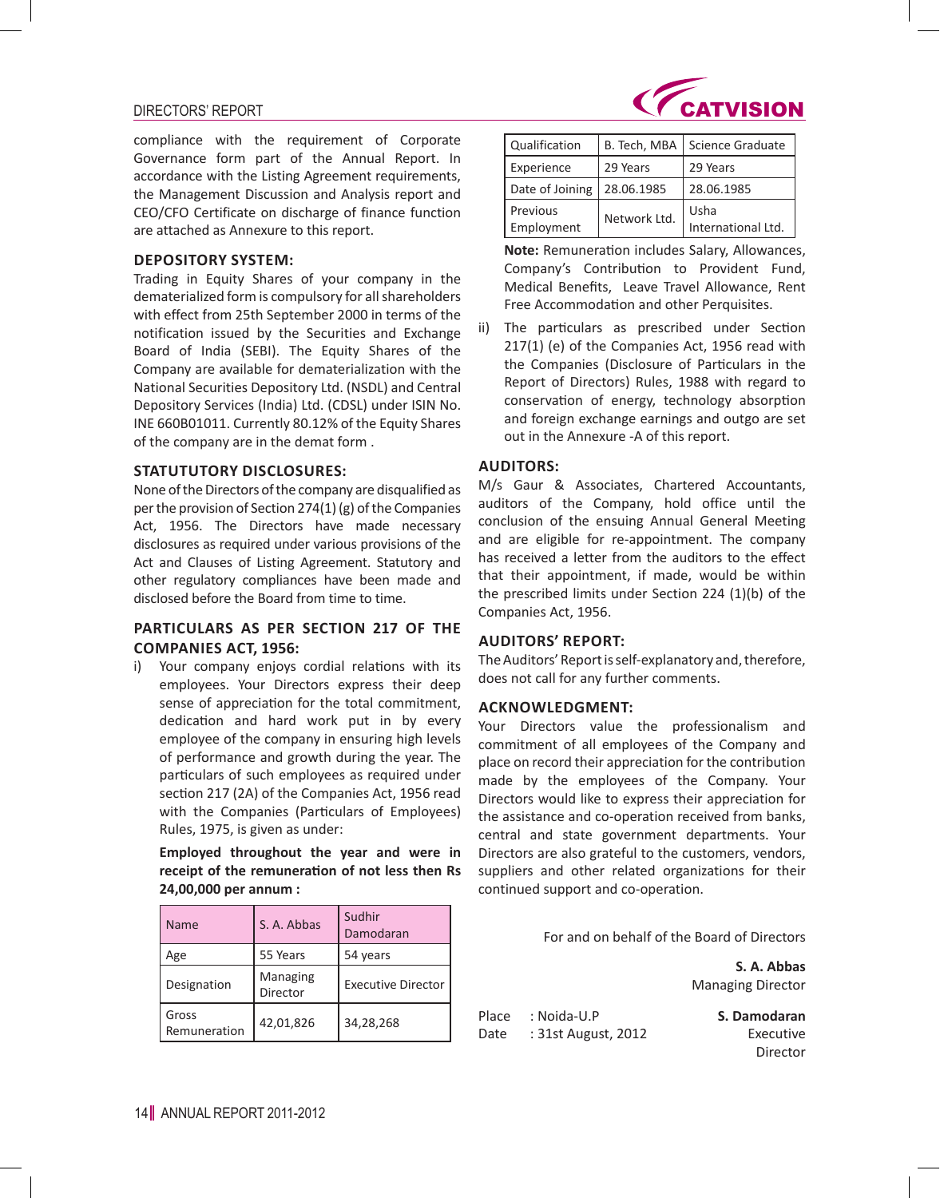compliance with the requirement of Corporate Governance form part of the Annual Report. In accordance with the Listing Agreement requirements, the Management Discussion and Analysis report and CEO/CFO Certificate on discharge of finance function are attached as Annexure to this report.

### DEPOSITORY SYSTEM:

Trading in Equity Shares of your company in the dematerialized form is compulsory for all shareholders with effect from 25th September 2000 in terms of the notification issued by the Securities and Exchange Board of India (SEBI). The Equity Shares of the Company are available for dematerialization with the National Securities Depository Ltd. (NSDL) and Central Depository Services (India) Ltd. (CDSL) under ISIN No. INE 660B01011. Currently 80.12% of the Equity Shares of the company are in the demat form .

### STATUTUTORY DISCLOSURES:

None of the Directors of the company are disqualified as per the provision of Section 274(1) (g) of the Companies Act, 1956. The Directors have made necessary disclosures as required under various provisions of the Act and Clauses of Listing Agreement. Statutory and other regulatory compliances have been made and disclosed before the Board from time to time.

### PARTICULARS AS PER SECTION 217 OF THE COMPANIES ACT, 1956:

i) Your company enjoys cordial relations with its employees. Your Directors express their deep sense of appreciation for the total commitment, dedication and hard work put in by every employee of the company in ensuring high levels of performance and growth during the year. The particulars of such employees as required under section 217 (2A) of the Companies Act, 1956 read with the Companies (Particulars of Employees) Rules, 1975, is given as under:

**Employed throughout the year and were in receipt of the remuneration of not less then Rs 24,00,000 per annum :**

| Name | S. A. Abbas | Sudhir Damodaran |
|---|---|---|
| Age | 55 Years | 54 years |
| Designation | Managing Director | Executive Director |
| Gross Remuneration | 42,01,826 | 34,28,268 |
| Qualification | B. Tech, MBA | Science Graduate |
| Experience | 29 Years | 29 Years |
| Date of Joining | 28.06.1985 | 28.06.1985 |
| Previous Employment | Network Ltd. | Usha International Ltd. |

**Note:** Remuneration includes Salary, Allowances, Company's Contribution to Provident Fund, Medical Benefits, Leave Travel Allowance, Rent Free Accommodation and other Perquisites.

ii) The particulars as prescribed under Section 217(1) (e) of the Companies Act, 1956 read with the Companies (Disclosure of Particulars in the Report of Directors) Rules, 1988 with regard to conservation of energy, technology absorption and foreign exchange earnings and outgo are set out in the Annexure -A of this report.

### AUDITORS:

M/s Gaur & Associates, Chartered Accountants, auditors of the Company, hold office until the conclusion of the ensuing Annual General Meeting and are eligible for re-appointment. The company has received a letter from the auditors to the effect that their appointment, if made, would be within the prescribed limits under Section 224 (1)(b) of the Companies Act, 1956.

### AUDITORS' REPORT:

The Auditors' Report is self-explanatory and, therefore, does not call for any further comments.

### ACKNOWLEDGMENT:

Your Directors value the professionalism and commitment of all employees of the Company and place on record their appreciation for the contribution made by the employees of the Company. Your Directors would like to express their appreciation for the assistance and co-operation received from banks, central and state government departments. Your Directors are also grateful to the customers, vendors, suppliers and other related organizations for their continued support and co-operation.

For and on behalf of the Board of Directors

**S. A. Abbas**
Managing Director

Place : Noida-U.P
Date : 31st August, 2012

**S. Damodaran**
Executive Director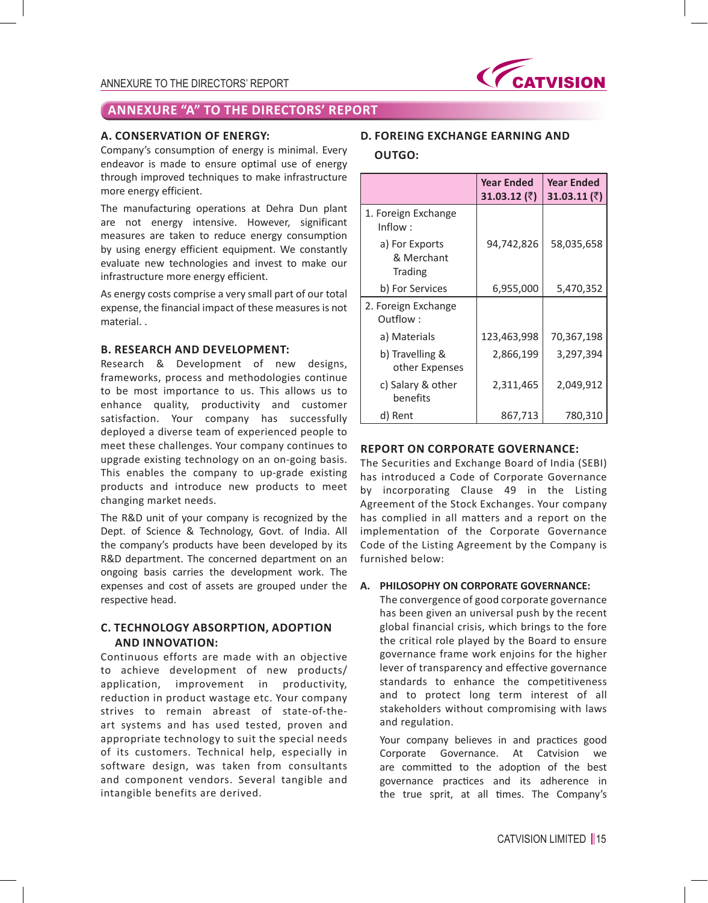## ANNEXURE "A" TO THE DIRECTORS' REPORT

### A. CONSERVATION OF ENERGY:

Company's consumption of energy is minimal. Every endeavor is made to ensure optimal use of energy through improved techniques to make infrastructure more energy efficient.

The manufacturing operations at Dehra Dun plant are not energy intensive. However, significant measures are taken to reduce energy consumption by using energy efficient equipment. We constantly evaluate new technologies and invest to make our infrastructure more energy efficient.

As energy costs comprise a very small part of our total expense, the financial impact of these measures is not material. .

### B. RESEARCH AND DEVELOPMENT:

Research & Development of new designs, frameworks, process and methodologies continue to be most importance to us. This allows us to enhance quality, productivity and customer satisfaction. Your company has successfully deployed a diverse team of experienced people to meet these challenges. Your company continues to upgrade existing technology on an on-going basis. This enables the company to up-grade existing products and introduce new products to meet changing market needs.

The R&D unit of your company is recognized by the Dept. of Science & Technology, Govt. of India. All the company's products have been developed by its R&D department. The concerned department on an ongoing basis carries the development work. The expenses and cost of assets are grouped under the respective head.

### C. TECHNOLOGY ABSORPTION, ADOPTION AND INNOVATION:

Continuous efforts are made with an objective to achieve development of new products/ application, improvement in productivity, reduction in product wastage etc. Your company strives to remain abreast of state-of-the-art systems and has used tested, proven and appropriate technology to suit the special needs of its customers. Technical help, especially in software design, was taken from consultants and component vendors. Several tangible and intangible benefits are derived.

### D. FOREING EXCHANGE EARNING AND OUTGO:

| | Year Ended 31.03.12 (₹) | Year Ended 31.03.11 (₹) |
|---|---|---|
| 1. Foreign Exchange Inflow : | | |
| a) For Exports & Merchant Trading | 94,742,826 | 58,035,658 |
| b) For Services | 6,955,000 | 5,470,352 |
| 2. Foreign Exchange Outflow : | | |
| a) Materials | 123,463,998 | 70,367,198 |
| b) Travelling & other Expenses | 2,866,199 | 3,297,394 |
| c) Salary & other benefits | 2,311,465 | 2,049,912 |
| d) Rent | 867,713 | 780,310 |

### REPORT ON CORPORATE GOVERNANCE:

The Securities and Exchange Board of India (SEBI) has introduced a Code of Corporate Governance by incorporating Clause 49 in the Listing Agreement of the Stock Exchanges. Your company has complied in all matters and a report on the implementation of the Corporate Governance Code of the Listing Agreement by the Company is furnished below:

**A. PHILOSOPHY ON CORPORATE GOVERNANCE:**

The convergence of good corporate governance has been given an universal push by the recent global financial crisis, which brings to the fore the critical role played by the Board to ensure governance frame work enjoins for the higher lever of transparency and effective governance standards to enhance the competitiveness and to protect long term interest of all stakeholders without compromising with laws and regulation.

Your company believes in and practices good Corporate Governance. At Catvision we are committed to the adoption of the best governance practices and its adherence in the true sprit, at all times. The Company's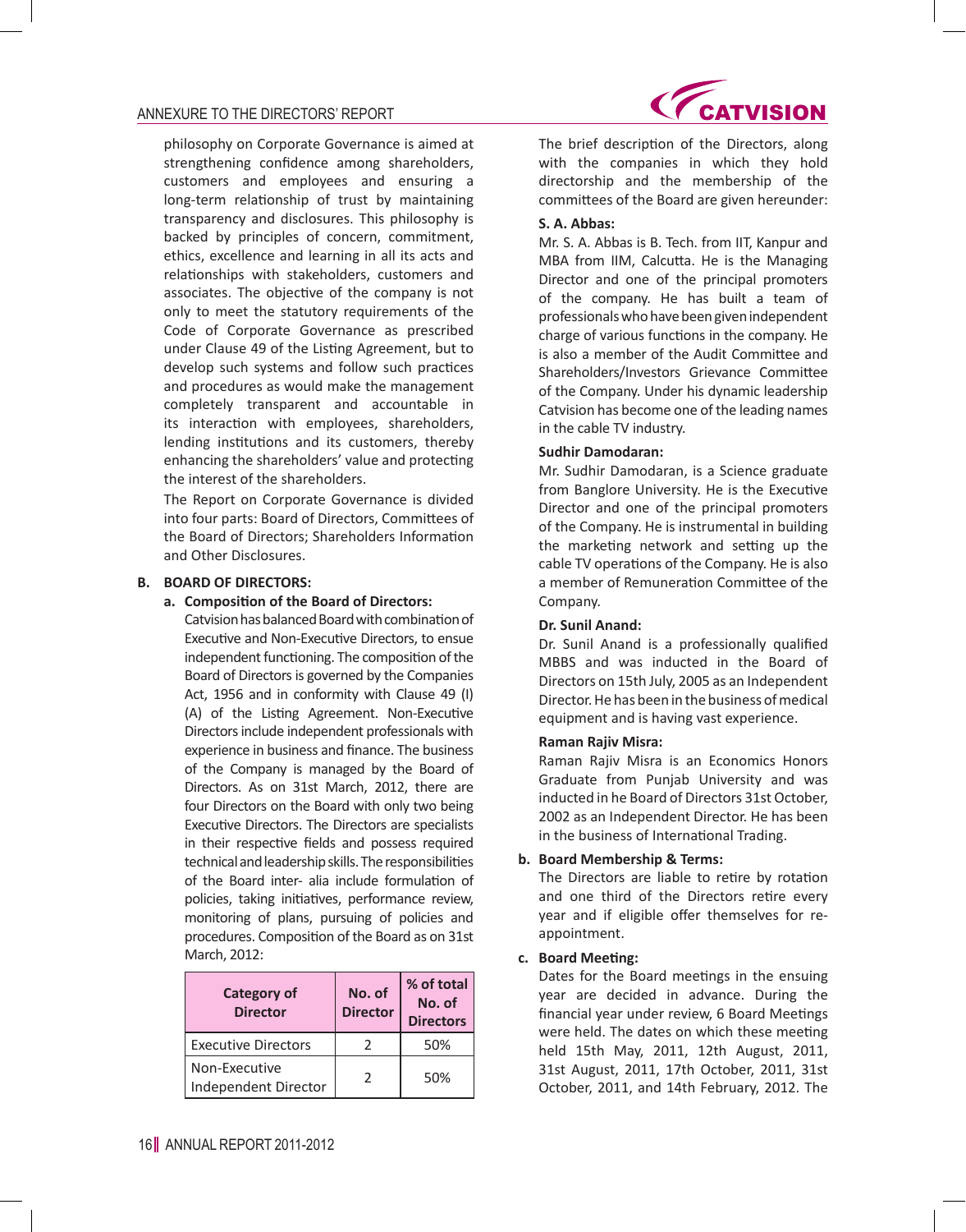philosophy on Corporate Governance is aimed at strengthening confidence among shareholders, customers and employees and ensuring a long-term relationship of trust by maintaining transparency and disclosures. This philosophy is backed by principles of concern, commitment, ethics, excellence and learning in all its acts and relationships with stakeholders, customers and associates. The objective of the company is not only to meet the statutory requirements of the Code of Corporate Governance as prescribed under Clause 49 of the Listing Agreement, but to develop such systems and follow such practices and procedures as would make the management completely transparent and accountable in its interaction with employees, shareholders, lending institutions and its customers, thereby enhancing the shareholders' value and protecting the interest of the shareholders.

The Report on Corporate Governance is divided into four parts: Board of Directors, Committees of the Board of Directors; Shareholders Information and Other Disclosures.

**B. BOARD OF DIRECTORS:**

**a. Composition of the Board of Directors:**

Catvision has balanced Board with combination of Executive and Non-Executive Directors, to ensue independent functioning. The composition of the Board of Directors is governed by the Companies Act, 1956 and in conformity with Clause 49 (I) (A) of the Listing Agreement. Non-Executive Directors include independent professionals with experience in business and finance. The business of the Company is managed by the Board of Directors. As on 31st March, 2012, there are four Directors on the Board with only two being Executive Directors. The Directors are specialists in their respective fields and possess required technical and leadership skills. The responsibilities of the Board inter- alia include formulation of policies, taking initiatives, performance review, monitoring of plans, pursuing of policies and procedures. Composition of the Board as on 31st March, 2012:

| Category of Director | No. of Director | % of total No. of Directors |
|---|---|---|
| Executive Directors | 2 | 50% |
| Non-Executive Independent Director | 2 | 50% |

The brief description of the Directors, along with the companies in which they hold directorship and the membership of the committees of the Board are given hereunder:

**S. A. Abbas:**

Mr. S. A. Abbas is B. Tech. from IIT, Kanpur and MBA from IIM, Calcutta. He is the Managing Director and one of the principal promoters of the company. He has built a team of professionals who have been given independent charge of various functions in the company. He is also a member of the Audit Committee and Shareholders/Investors Grievance Committee of the Company. Under his dynamic leadership Catvision has become one of the leading names in the cable TV industry.

**Sudhir Damodaran:**

Mr. Sudhir Damodaran, is a Science graduate from Banglore University. He is the Executive Director and one of the principal promoters of the Company. He is instrumental in building the marketing network and setting up the cable TV operations of the Company. He is also a member of Remuneration Committee of the Company.

**Dr. Sunil Anand:**

Dr. Sunil Anand is a professionally qualified MBBS and was inducted in the Board of Directors on 15th July, 2005 as an Independent Director. He has been in the business of medical equipment and is having vast experience.

**Raman Rajiv Misra:**

Raman Rajiv Misra is an Economics Honors Graduate from Punjab University and was inducted in he Board of Directors 31st October, 2002 as an Independent Director. He has been in the business of International Trading.

**b. Board Membership & Terms:**

The Directors are liable to retire by rotation and one third of the Directors retire every year and if eligible offer themselves for re-appointment.

**c. Board Meeting:**

Dates for the Board meetings in the ensuing year are decided in advance. During the financial year under review, 6 Board Meetings were held. The dates on which these meeting held 15th May, 2011, 12th August, 2011, 31st August, 2011, 17th October, 2011, 31st October, 2011, and 14th February, 2012. The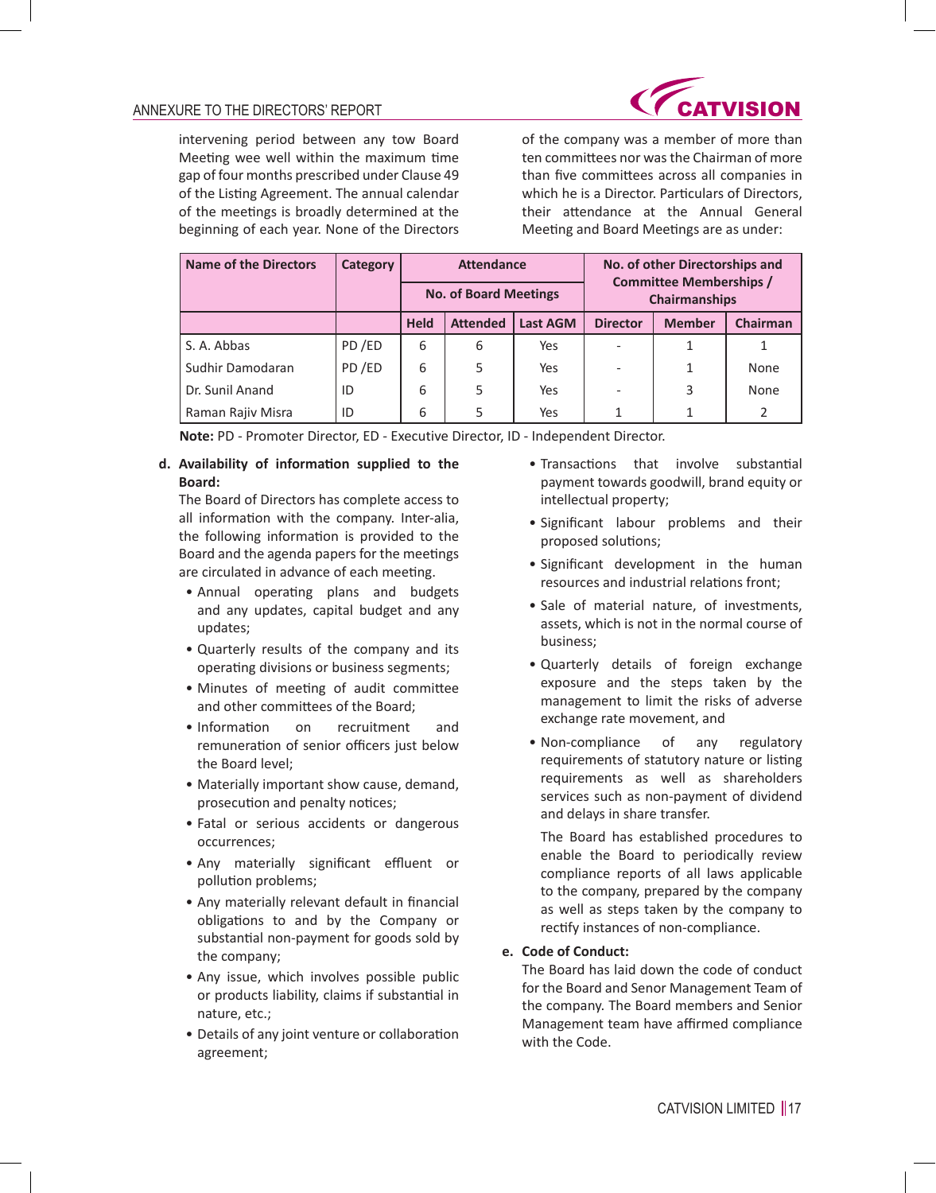intervening period between any tow Board Meeting wee well within the maximum time gap of four months prescribed under Clause 49 of the Listing Agreement. The annual calendar of the meetings is broadly determined at the beginning of each year. None of the Directors of the company was a member of more than ten committees nor was the Chairman of more than five committees across all companies in which he is a Director. Particulars of Directors, their attendance at the Annual General Meeting and Board Meetings are as under:

| Name of the Directors | Category | Attendance | | | No. of other Directorships and Committee Memberships / Chairmanships | | |
|---|---|---|---|---|---|---|---|
| | | No. of Board Meetings | | | | | |
| | | Held | Attended | Last AGM | Director | Member | Chairman |
| S. A. Abbas | PD /ED | 6 | 6 | Yes | - | 1 | 1 |
| Sudhir Damodaran | PD /ED | 6 | 5 | Yes | - | 1 | None |
| Dr. Sunil Anand | ID | 6 | 5 | Yes | - | 3 | None |
| Raman Rajiv Misra | ID | 6 | 5 | Yes | 1 | 1 | 2 |

**Note:** PD - Promoter Director, ED - Executive Director, ID - Independent Director.

**d. Availability of information supplied to the Board:**

The Board of Directors has complete access to all information with the company. Inter-alia, the following information is provided to the Board and the agenda papers for the meetings are circulated in advance of each meeting.

- Annual operating plans and budgets and any updates, capital budget and any updates;
- Quarterly results of the company and its operating divisions or business segments;
- Minutes of meeting of audit committee and other committees of the Board;
- Information on recruitment and remuneration of senior officers just below the Board level;
- Materially important show cause, demand, prosecution and penalty notices;
- Fatal or serious accidents or dangerous occurrences;
- Any materially significant effluent or pollution problems;
- Any materially relevant default in financial obligations to and by the Company or substantial non-payment for goods sold by the company;
- Any issue, which involves possible public or products liability, claims if substantial in nature, etc.;
- Details of any joint venture or collaboration agreement;
- Transactions that involve substantial payment towards goodwill, brand equity or intellectual property;
- Significant labour problems and their proposed solutions;
- Significant development in the human resources and industrial relations front;
- Sale of material nature, of investments, assets, which is not in the normal course of business;
- Quarterly details of foreign exchange exposure and the steps taken by the management to limit the risks of adverse exchange rate movement, and
- Non-compliance of any regulatory requirements of statutory nature or listing requirements as well as shareholders services such as non-payment of dividend and delays in share transfer.

  The Board has established procedures to enable the Board to periodically review compliance reports of all laws applicable to the company, prepared by the company as well as steps taken by the company to rectify instances of non-compliance.

**e. Code of Conduct:**

The Board has laid down the code of conduct for the Board and Senor Management Team of the company. The Board members and Senior Management team have affirmed compliance with the Code.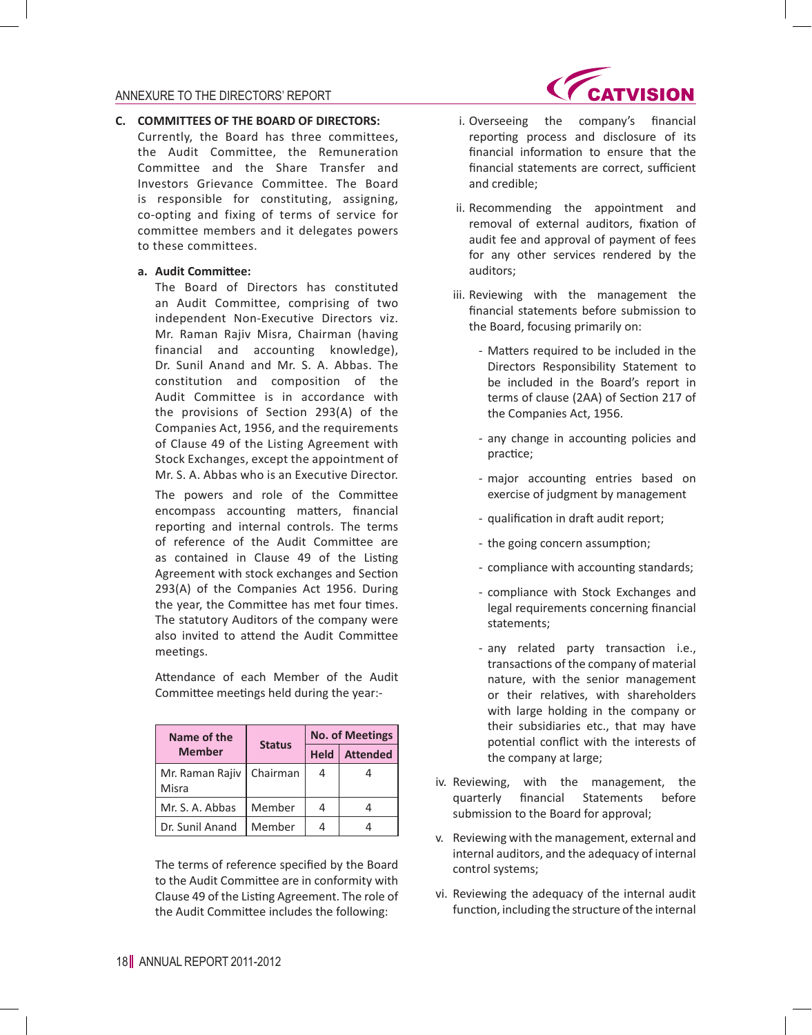## C. COMMITTEES OF THE BOARD OF DIRECTORS:

Currently, the Board has three committees, the Audit Committee, the Remuneration Committee and the Share Transfer and Investors Grievance Committee. The Board is responsible for constituting, assigning, co-opting and fixing of terms of service for committee members and it delegates powers to these committees.

### a. Audit Committee:

The Board of Directors has constituted an Audit Committee, comprising of two independent Non-Executive Directors viz. Mr. Raman Rajiv Misra, Chairman (having financial and accounting knowledge), Dr. Sunil Anand and Mr. S. A. Abbas. The constitution and composition of the Audit Committee is in accordance with the provisions of Section 293(A) of the Companies Act, 1956, and the requirements of Clause 49 of the Listing Agreement with Stock Exchanges, except the appointment of Mr. S. A. Abbas who is an Executive Director.

The powers and role of the Committee encompass accounting matters, financial reporting and internal controls. The terms of reference of the Audit Committee are as contained in Clause 49 of the Listing Agreement with stock exchanges and Section 293(A) of the Companies Act 1956. During the year, the Committee has met four times. The statutory Auditors of the company were also invited to attend the Audit Committee meetings.

Attendance of each Member of the Audit Committee meetings held during the year:-

| Name of the Member | Status | No. of Meetings | |
|---|---|---|---|
| | | Held | Attended |
| Mr. Raman Rajiv Misra | Chairman | 4 | 4 |
| Mr. S. A. Abbas | Member | 4 | 4 |
| Dr. Sunil Anand | Member | 4 | 4 |

The terms of reference specified by the Board to the Audit Committee are in conformity with Clause 49 of the Listing Agreement. The role of the Audit Committee includes the following:

i. Overseeing the company's financial reporting process and disclosure of its financial information to ensure that the financial statements are correct, sufficient and credible;

ii. Recommending the appointment and removal of external auditors, fixation of audit fee and approval of payment of fees for any other services rendered by the auditors;

iii. Reviewing with the management the financial statements before submission to the Board, focusing primarily on:

- Matters required to be included in the Directors Responsibility Statement to be included in the Board's report in terms of clause (2AA) of Section 217 of the Companies Act, 1956.
- any change in accounting policies and practice;
- major accounting entries based on exercise of judgment by management
- qualification in draft audit report;
- the going concern assumption;
- compliance with accounting standards;
- compliance with Stock Exchanges and legal requirements concerning financial statements;
- any related party transaction i.e., transactions of the company of material nature, with the senior management or their relatives, with shareholders with large holding in the company or their subsidiaries etc., that may have potential conflict with the interests of the company at large;

iv. Reviewing, with the management, the quarterly financial Statements before submission to the Board for approval;

v. Reviewing with the management, external and internal auditors, and the adequacy of internal control systems;

vi. Reviewing the adequacy of the internal audit function, including the structure of the internal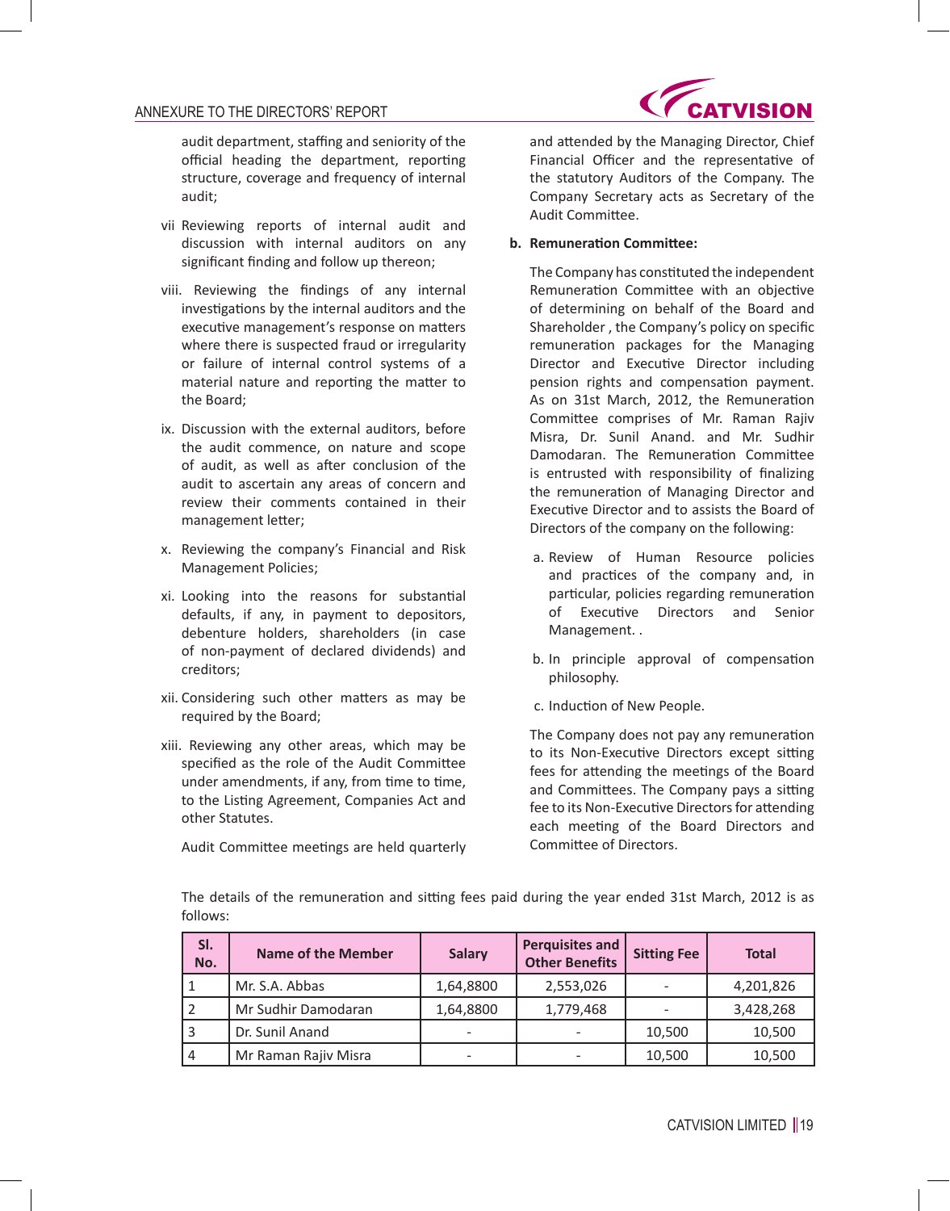audit department, staffing and seniority of the official heading the department, reporting structure, coverage and frequency of internal audit;

vii Reviewing reports of internal audit and discussion with internal auditors on any significant finding and follow up thereon;

viii. Reviewing the findings of any internal investigations by the internal auditors and the executive management's response on matters where there is suspected fraud or irregularity or failure of internal control systems of a material nature and reporting the matter to the Board;

ix. Discussion with the external auditors, before the audit commence, on nature and scope of audit, as well as after conclusion of the audit to ascertain any areas of concern and review their comments contained in their management letter;

x. Reviewing the company's Financial and Risk Management Policies;

xi. Looking into the reasons for substantial defaults, if any, in payment to depositors, debenture holders, shareholders (in case of non-payment of declared dividends) and creditors;

xii. Considering such other matters as may be required by the Board;

xiii. Reviewing any other areas, which may be specified as the role of the Audit Committee under amendments, if any, from time to time, to the Listing Agreement, Companies Act and other Statutes.

Audit Committee meetings are held quarterly and attended by the Managing Director, Chief Financial Officer and the representative of the statutory Auditors of the Company. The Company Secretary acts as Secretary of the Audit Committee.

**b. Remuneration Committee:**

The Company has constituted the independent Remuneration Committee with an objective of determining on behalf of the Board and Shareholder , the Company's policy on specific remuneration packages for the Managing Director and Executive Director including pension rights and compensation payment. As on 31st March, 2012, the Remuneration Committee comprises of Mr. Raman Rajiv Misra, Dr. Sunil Anand. and Mr. Sudhir Damodaran. The Remuneration Committee is entrusted with responsibility of finalizing the remuneration of Managing Director and Executive Director and to assists the Board of Directors of the company on the following:

a. Review of Human Resource policies and practices of the company and, in particular, policies regarding remuneration of Executive Directors and Senior Management. .

b. In principle approval of compensation philosophy.

c. Induction of New People.

The Company does not pay any remuneration to its Non-Executive Directors except sitting fees for attending the meetings of the Board and Committees. The Company pays a sitting fee to its Non-Executive Directors for attending each meeting of the Board Directors and Committee of Directors.

The details of the remuneration and sitting fees paid during the year ended 31st March, 2012 is as follows:

| Sl. No. | Name of the Member | Salary | Perquisites and Other Benefits | Sitting Fee | Total |
|---|---|---|---|---|---|
| 1 | Mr. S.A. Abbas | 1,64,8800 | 2,553,026 | - | 4,201,826 |
| 2 | Mr Sudhir Damodaran | 1,64,8800 | 1,779,468 | - | 3,428,268 |
| 3 | Dr. Sunil Anand | - | - | 10,500 | 10,500 |
| 4 | Mr Raman Rajiv Misra | - | - | 10,500 | 10,500 |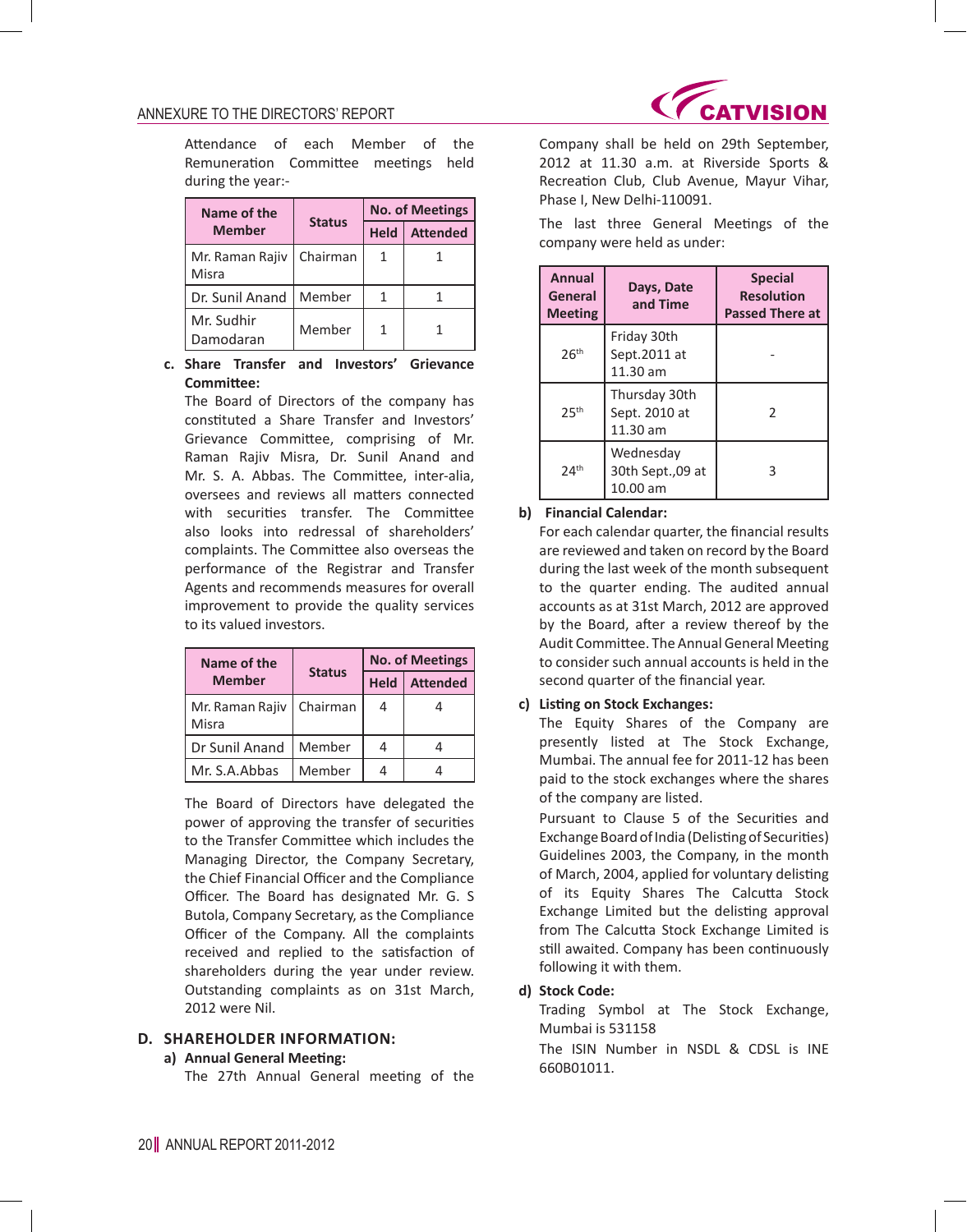Attendance of each Member of the Remuneration Committee meetings held during the year:-

| Name of the Member | Status | No. of Meetings | |
|---|---|---|---|
| | | Held | Attended |
| Mr. Raman Rajiv Misra | Chairman | 1 | 1 |
| Dr. Sunil Anand | Member | 1 | 1 |
| Mr. Sudhir Damodaran | Member | 1 | 1 |

**c. Share Transfer and Investors' Grievance Committee:**

The Board of Directors of the company has constituted a Share Transfer and Investors' Grievance Committee, comprising of Mr. Raman Rajiv Misra, Dr. Sunil Anand and Mr. S. A. Abbas. The Committee, inter-alia, oversees and reviews all matters connected with securities transfer. The Committee also looks into redressal of shareholders' complaints. The Committee also overseas the performance of the Registrar and Transfer Agents and recommends measures for overall improvement to provide the quality services to its valued investors.

| Name of the Member | Status | No. of Meetings | |
|---|---|---|---|
| | | Held | Attended |
| Mr. Raman Rajiv Misra | Chairman | 4 | 4 |
| Dr Sunil Anand | Member | 4 | 4 |
| Mr. S.A.Abbas | Member | 4 | 4 |

The Board of Directors have delegated the power of approving the transfer of securities to the Transfer Committee which includes the Managing Director, the Company Secretary, the Chief Financial Officer and the Compliance Officer. The Board has designated Mr. G. S Butola, Company Secretary, as the Compliance Officer of the Company. All the complaints received and replied to the satisfaction of shareholders during the year under review. Outstanding complaints as on 31st March, 2012 were Nil.

## D. SHAREHOLDER INFORMATION:

**a) Annual General Meeting:**

The 27th Annual General meeting of the Company shall be held on 29th September, 2012 at 11.30 a.m. at Riverside Sports & Recreation Club, Club Avenue, Mayur Vihar, Phase I, New Delhi-110091.

The last three General Meetings of the company were held as under:

| Annual General Meeting | Days, Date and Time | Special Resolution Passed There at |
|---|---|---|
| 26th | Friday 30th Sept.2011 at 11.30 am | - |
| 25th | Thursday 30th Sept. 2010 at 11.30 am | 2 |
| 24th | Wednesday 30th Sept.,09 at 10.00 am | 3 |

**b) Financial Calendar:**

For each calendar quarter, the financial results are reviewed and taken on record by the Board during the last week of the month subsequent to the quarter ending. The audited annual accounts as at 31st March, 2012 are approved by the Board, after a review thereof by the Audit Committee. The Annual General Meeting to consider such annual accounts is held in the second quarter of the financial year.

**c) Listing on Stock Exchanges:**

The Equity Shares of the Company are presently listed at The Stock Exchange, Mumbai. The annual fee for 2011-12 has been paid to the stock exchanges where the shares of the company are listed.

Pursuant to Clause 5 of the Securities and Exchange Board of India (Delisting of Securities) Guidelines 2003, the Company, in the month of March, 2004, applied for voluntary delisting of its Equity Shares The Calcutta Stock Exchange Limited but the delisting approval from The Calcutta Stock Exchange Limited is still awaited. Company has been continuously following it with them.

**d) Stock Code:**

Trading Symbol at The Stock Exchange, Mumbai is 531158

The ISIN Number in NSDL & CDSL is INE 660B01011.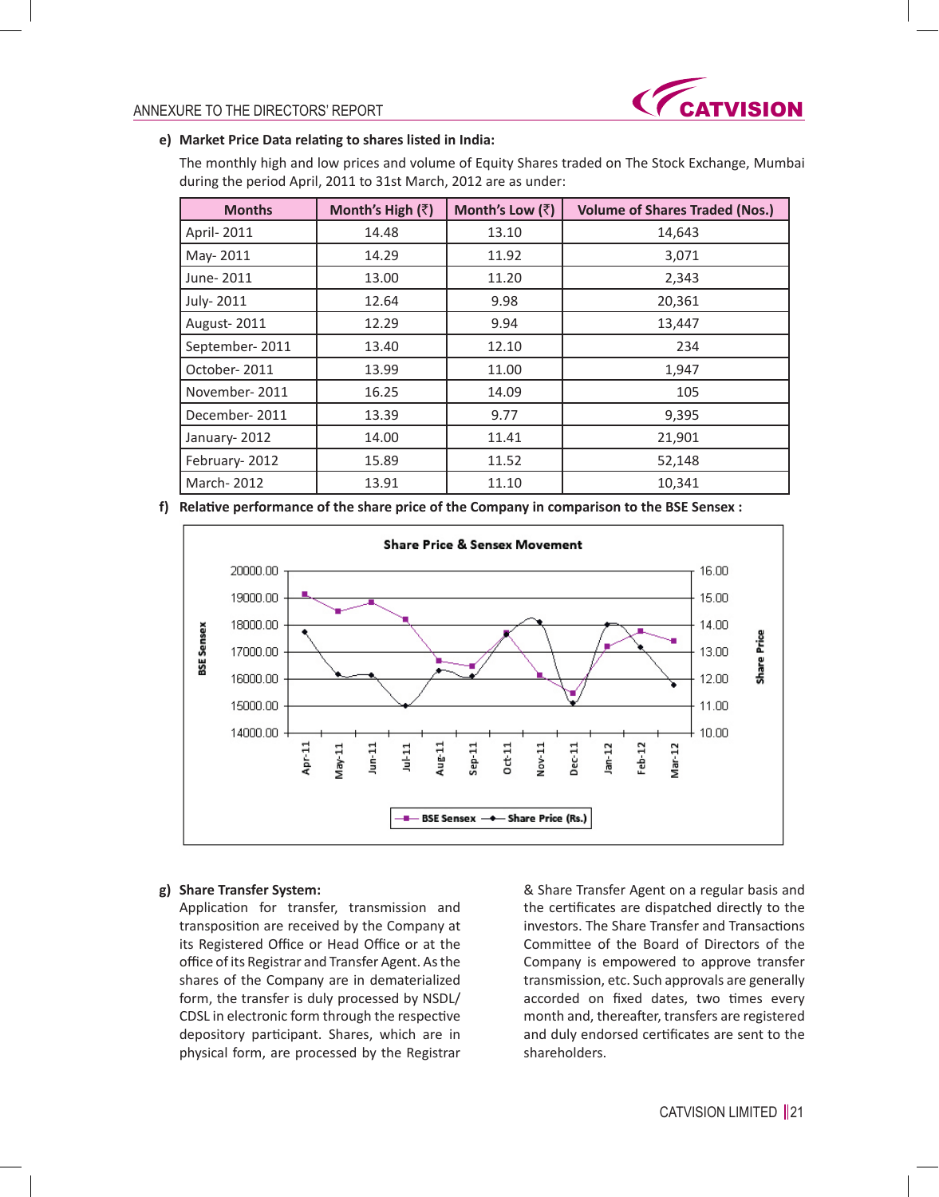**e) Market Price Data relating to shares listed in India:**

The monthly high and low prices and volume of Equity Shares traded on The Stock Exchange, Mumbai during the period April, 2011 to 31st March, 2012 are as under:

| Months | Month's High (₹) | Month's Low (₹) | Volume of Shares Traded (Nos.) |
|---|---|---|---|
| April- 2011 | 14.48 | 13.10 | 14,643 |
| May- 2011 | 14.29 | 11.92 | 3,071 |
| June- 2011 | 13.00 | 11.20 | 2,343 |
| July- 2011 | 12.64 | 9.98 | 20,361 |
| August- 2011 | 12.29 | 9.94 | 13,447 |
| September- 2011 | 13.40 | 12.10 | 234 |
| October- 2011 | 13.99 | 11.00 | 1,947 |
| November- 2011 | 16.25 | 14.09 | 105 |
| December- 2011 | 13.39 | 9.77 | 9,395 |
| January- 2012 | 14.00 | 11.41 | 21,901 |
| February- 2012 | 15.89 | 11.52 | 52,148 |
| March- 2012 | 13.91 | 11.10 | 10,341 |

**f) Relative performance of the share price of the Company in comparison to the BSE Sensex :**

**Share Price & Sensex Movement**

(Chart: BSE Sensex (left axis, 14000.00–20000.00) and Share Price (Rs.) (right axis, 10.00–16.00) for Apr-11 to Mar-12. Legend: BSE Sensex, Share Price (Rs.))

**g) Share Transfer System:**

Application for transfer, transmission and transposition are received by the Company at its Registered Office or Head Office or at the office of its Registrar and Transfer Agent. As the shares of the Company are in dematerialized form, the transfer is duly processed by NSDL/CDSL in electronic form through the respective depository participant. Shares, which are in physical form, are processed by the Registrar & Share Transfer Agent on a regular basis and the certificates are dispatched directly to the investors. The Share Transfer and Transactions Committee of the Board of Directors of the Company is empowered to approve transfer transmission, etc. Such approvals are generally accorded on fixed dates, two times every month and, thereafter, transfers are registered and duly endorsed certificates are sent to the shareholders.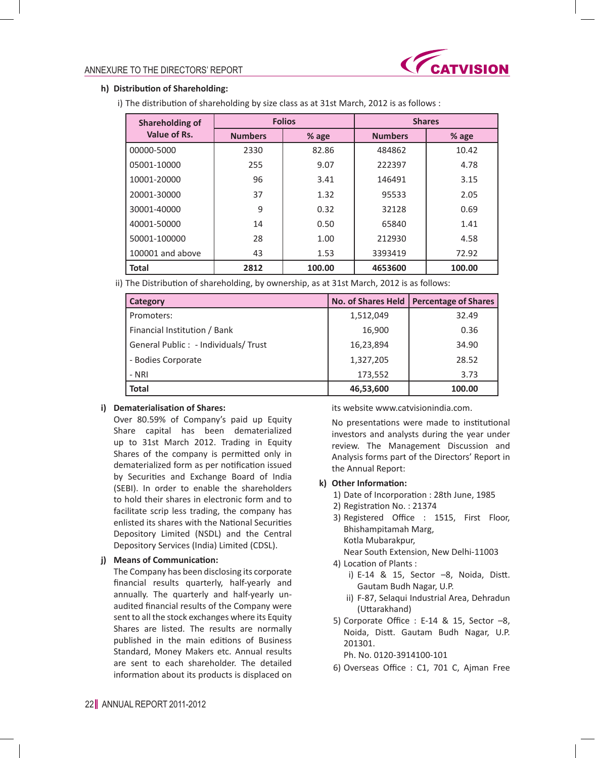**h) Distribution of Shareholding:**

i) The distribution of shareholding by size class as at 31st March, 2012 is as follows :

| Shareholding of Value of Rs. | Folios | | Shares | |
|---|---|---|---|---|
| | Numbers | % age | Numbers | % age |
| 00000-5000 | 2330 | 82.86 | 484862 | 10.42 |
| 05001-10000 | 255 | 9.07 | 222397 | 4.78 |
| 10001-20000 | 96 | 3.41 | 146491 | 3.15 |
| 20001-30000 | 37 | 1.32 | 95533 | 2.05 |
| 30001-40000 | 9 | 0.32 | 32128 | 0.69 |
| 40001-50000 | 14 | 0.50 | 65840 | 1.41 |
| 50001-100000 | 28 | 1.00 | 212930 | 4.58 |
| 100001 and above | 43 | 1.53 | 3393419 | 72.92 |
| **Total** | **2812** | **100.00** | **4653600** | **100.00** |

ii) The Distribution of shareholding, by ownership, as at 31st March, 2012 is as follows:

| Category | No. of Shares Held | Percentage of Shares |
|---|---|---|
| Promoters: | 1,512,049 | 32.49 |
| Financial Institution / Bank | 16,900 | 0.36 |
| General Public : - Individuals/ Trust | 16,23,894 | 34.90 |
| - Bodies Corporate | 1,327,205 | 28.52 |
| - NRI | 173,552 | 3.73 |
| **Total** | **46,53,600** | **100.00** |

**i) Dematerialisation of Shares:**

Over 80.59% of Company's paid up Equity Share capital has been dematerialized up to 31st March 2012. Trading in Equity Shares of the company is permitted only in dematerialized form as per notification issued by Securities and Exchange Board of India (SEBI). In order to enable the shareholders to hold their shares in electronic form and to facilitate scrip less trading, the company has enlisted its shares with the National Securities Depository Limited (NSDL) and the Central Depository Services (India) Limited (CDSL).

**j) Means of Communication:**

The Company has been disclosing its corporate financial results quarterly, half-yearly and annually. The quarterly and half-yearly un-audited financial results of the Company were sent to all the stock exchanges where its Equity Shares are listed. The results are normally published in the main editions of Business Standard, Money Makers etc. Annual results are sent to each shareholder. The detailed information about its products is displaced on its website www.catvisionindia.com.

No presentations were made to institutional investors and analysts during the year under review. The Management Discussion and Analysis report of the Directors' Report in the Annual Report:

**k) Other Information:**

1) Date of Incorporation : 28th June, 1985
2) Registration No. : 21374
3) Registered Office : 1515, First Floor, Bhishampitamah Marg, Kotla Mubarakpur, Near South Extension, New Delhi-11003
4) Location of Plants :
   i) E-14 & 15, Sector –8, Noida, Distt. Gautam Budh Nagar, U.P.
   ii) F-87, Selaqui Industrial Area, Dehradun (Uttarakhand)
5) Corporate Office : E-14 & 15, Sector –8, Noida, Distt. Gautam Budh Nagar, U.P. 201301.
   Ph. No. 0120-3914100-101
6) Overseas Office : C1, 701 C, Ajman Free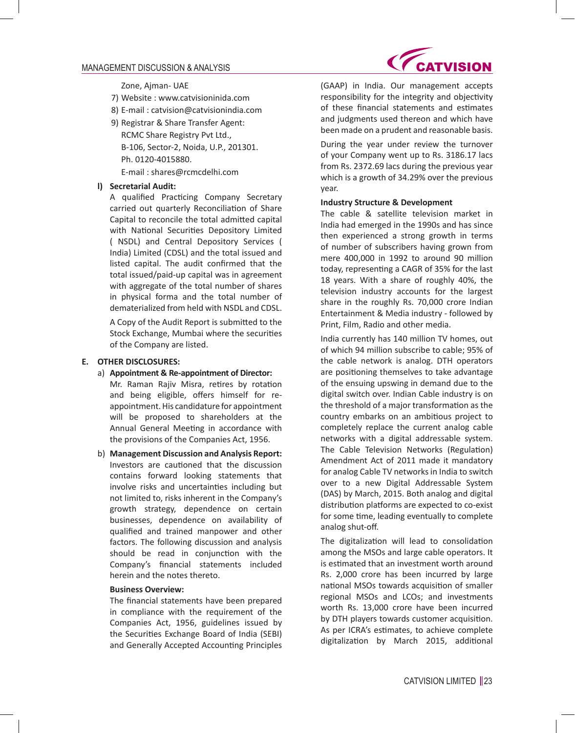Zone, Ajman- UAE

7) Website : www.catvisioninida.com
8) E-mail : catvision@catvisionindia.com
9) Registrar & Share Transfer Agent:
   RCMC Share Registry Pvt Ltd.,
   B-106, Sector-2, Noida, U.P., 201301.
   Ph. 0120-4015880.
   E-mail : shares@rcmcdelhi.com

**l) Secretarial Audit:**

A qualified Practicing Company Secretary carried out quarterly Reconciliation of Share Capital to reconcile the total admitted capital with National Securities Depository Limited ( NSDL) and Central Depository Services ( India) Limited (CDSL) and the total issued and listed capital. The audit confirmed that the total issued/paid-up capital was in agreement with aggregate of the total number of shares in physical forma and the total number of dematerialized from held with NSDL and CDSL.

A Copy of the Audit Report is submitted to the Stock Exchange, Mumbai where the securities of the Company are listed.

## E. OTHER DISCLOSURES:

a) **Appointment & Re-appointment of Director:**
Mr. Raman Rajiv Misra, retires by rotation and being eligible, offers himself for re-appointment. His candidature for appointment will be proposed to shareholders at the Annual General Meeting in accordance with the provisions of the Companies Act, 1956.

b) **Management Discussion and Analysis Report:**
Investors are cautioned that the discussion contains forward looking statements that involve risks and uncertainties including but not limited to, risks inherent in the Company's growth strategy, dependence on certain businesses, dependence on availability of qualified and trained manpower and other factors. The following discussion and analysis should be read in conjunction with the Company's financial statements included herein and the notes thereto.

**Business Overview:**

The financial statements have been prepared in compliance with the requirement of the Companies Act, 1956, guidelines issued by the Securities Exchange Board of India (SEBI) and Generally Accepted Accounting Principles (GAAP) in India. Our management accepts responsibility for the integrity and objectivity of these financial statements and estimates and judgments used thereon and which have been made on a prudent and reasonable basis.

During the year under review the turnover of your Company went up to Rs. 3186.17 lacs from Rs. 2372.69 lacs during the previous year which is a growth of 34.29% over the previous year.

**Industry Structure & Development**

The cable & satellite television market in India had emerged in the 1990s and has since then experienced a strong growth in terms of number of subscribers having grown from mere 400,000 in 1992 to around 90 million today, representing a CAGR of 35% for the last 18 years. With a share of roughly 40%, the television industry accounts for the largest share in the roughly Rs. 70,000 crore Indian Entertainment & Media industry - followed by Print, Film, Radio and other media.

India currently has 140 million TV homes, out of which 94 million subscribe to cable; 95% of the cable network is analog. DTH operators are positioning themselves to take advantage of the ensuing upswing in demand due to the digital switch over. Indian Cable industry is on the threshold of a major transformation as the country embarks on an ambitious project to completely replace the current analog cable networks with a digital addressable system. The Cable Television Networks (Regulation) Amendment Act of 2011 made it mandatory for analog Cable TV networks in India to switch over to a new Digital Addressable System (DAS) by March, 2015. Both analog and digital distribution platforms are expected to co-exist for some time, leading eventually to complete analog shut-off.

The digitalization will lead to consolidation among the MSOs and large cable operators. It is estimated that an investment worth around Rs. 2,000 crore has been incurred by large national MSOs towards acquisition of smaller regional MSOs and LCOs; and investments worth Rs. 13,000 crore have been incurred by DTH players towards customer acquisition. As per ICRA's estimates, to achieve complete digitalization by March 2015, additional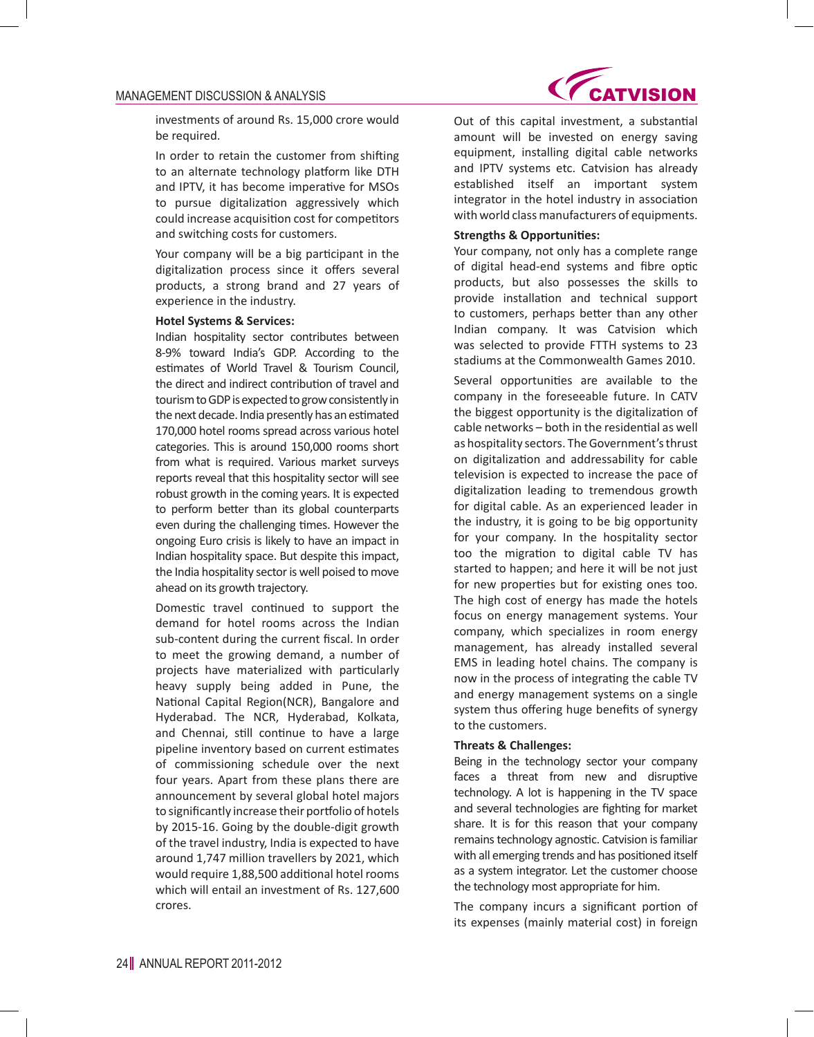investments of around Rs. 15,000 crore would be required.

In order to retain the customer from shifting to an alternate technology platform like DTH and IPTV, it has become imperative for MSOs to pursue digitalization aggressively which could increase acquisition cost for competitors and switching costs for customers.

Your company will be a big participant in the digitalization process since it offers several products, a strong brand and 27 years of experience in the industry.

**Hotel Systems & Services:**

Indian hospitality sector contributes between 8-9% toward India's GDP. According to the estimates of World Travel & Tourism Council, the direct and indirect contribution of travel and tourism to GDP is expected to grow consistently in the next decade. India presently has an estimated 170,000 hotel rooms spread across various hotel categories. This is around 150,000 rooms short from what is required. Various market surveys reports reveal that this hospitality sector will see robust growth in the coming years. It is expected to perform better than its global counterparts even during the challenging times. However the ongoing Euro crisis is likely to have an impact in Indian hospitality space. But despite this impact, the India hospitality sector is well poised to move ahead on its growth trajectory.

Domestic travel continued to support the demand for hotel rooms across the Indian sub-content during the current fiscal. In order to meet the growing demand, a number of projects have materialized with particularly heavy supply being added in Pune, the National Capital Region(NCR), Bangalore and Hyderabad. The NCR, Hyderabad, Kolkata, and Chennai, still continue to have a large pipeline inventory based on current estimates of commissioning schedule over the next four years. Apart from these plans there are announcement by several global hotel majors to significantly increase their portfolio of hotels by 2015-16. Going by the double-digit growth of the travel industry, India is expected to have around 1,747 million travellers by 2021, which would require 1,88,500 additional hotel rooms which will entail an investment of Rs. 127,600 crores.

Out of this capital investment, a substantial amount will be invested on energy saving equipment, installing digital cable networks and IPTV systems etc. Catvision has already established itself an important system integrator in the hotel industry in association with world class manufacturers of equipments.

**Strengths & Opportunities:**

Your company, not only has a complete range of digital head-end systems and fibre optic products, but also possesses the skills to provide installation and technical support to customers, perhaps better than any other Indian company. It was Catvision which was selected to provide FTTH systems to 23 stadiums at the Commonwealth Games 2010.

Several opportunities are available to the company in the foreseeable future. In CATV the biggest opportunity is the digitalization of cable networks – both in the residential as well as hospitality sectors. The Government's thrust on digitalization and addressability for cable television is expected to increase the pace of digitalization leading to tremendous growth for digital cable. As an experienced leader in the industry, it is going to be big opportunity for your company. In the hospitality sector too the migration to digital cable TV has started to happen; and here it will be not just for new properties but for existing ones too. The high cost of energy has made the hotels focus on energy management systems. Your company, which specializes in room energy management, has already installed several EMS in leading hotel chains. The company is now in the process of integrating the cable TV and energy management systems on a single system thus offering huge benefits of synergy to the customers.

**Threats & Challenges:**

Being in the technology sector your company faces a threat from new and disruptive technology. A lot is happening in the TV space and several technologies are fighting for market share. It is for this reason that your company remains technology agnostic. Catvision is familiar with all emerging trends and has positioned itself as a system integrator. Let the customer choose the technology most appropriate for him.

The company incurs a significant portion of its expenses (mainly material cost) in foreign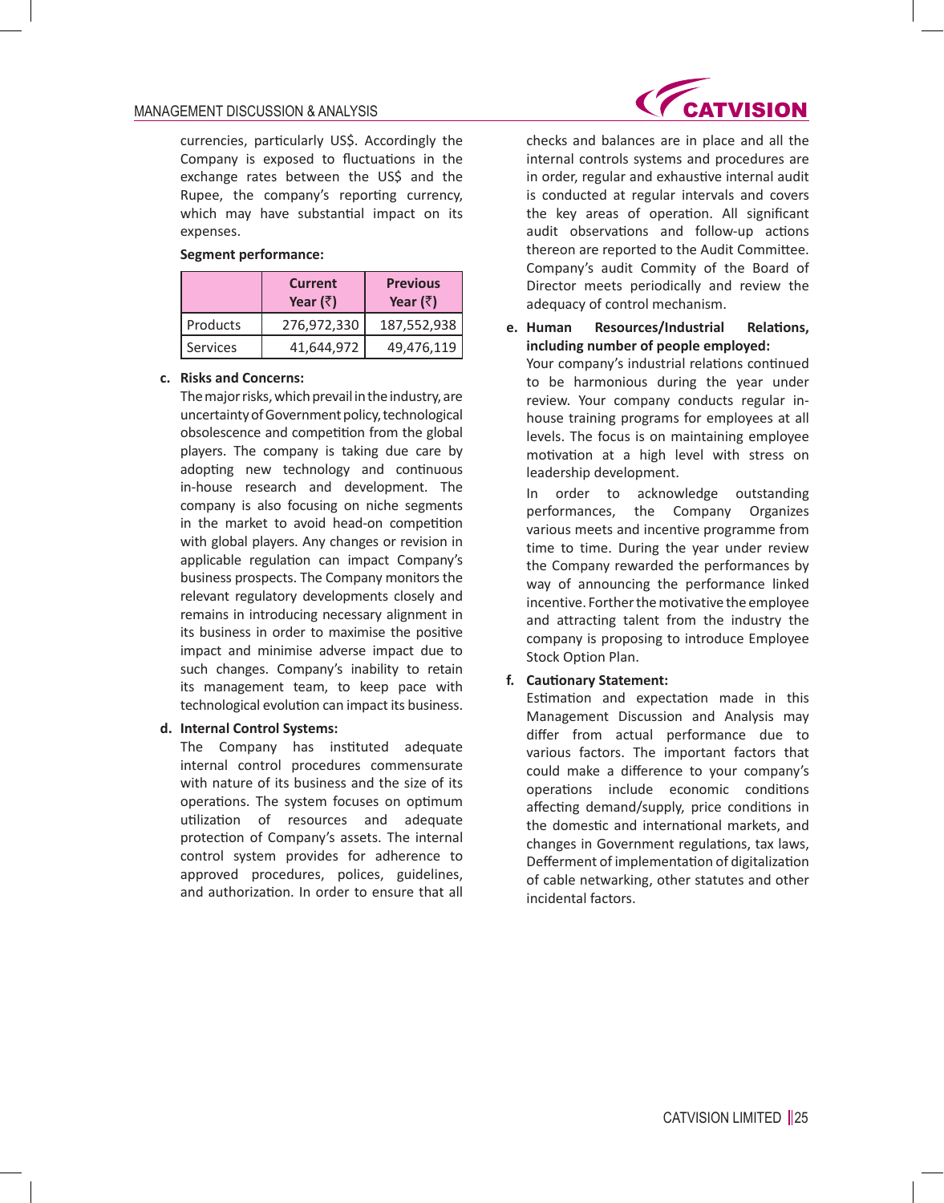currencies, particularly US$. Accordingly the Company is exposed to fluctuations in the exchange rates between the US$ and the Rupee, the company's reporting currency, which may have substantial impact on its expenses.

**Segment performance:**

| | Current Year (₹) | Previous Year (₹) |
|---|---|---|
| Products | 276,972,330 | 187,552,938 |
| Services | 41,644,972 | 49,476,119 |

**c. Risks and Concerns:**

The major risks, which prevail in the industry, are uncertainty of Government policy, technological obsolescence and competition from the global players. The company is taking due care by adopting new technology and continuous in-house research and development. The company is also focusing on niche segments in the market to avoid head-on competition with global players. Any changes or revision in applicable regulation can impact Company's business prospects. The Company monitors the relevant regulatory developments closely and remains in introducing necessary alignment in its business in order to maximise the positive impact and minimise adverse impact due to such changes. Company's inability to retain its management team, to keep pace with technological evolution can impact its business.

**d. Internal Control Systems:**

The Company has instituted adequate internal control procedures commensurate with nature of its business and the size of its operations. The system focuses on optimum utilization of resources and adequate protection of Company's assets. The internal control system provides for adherence to approved procedures, polices, guidelines, and authorization. In order to ensure that all checks and balances are in place and all the internal controls systems and procedures are in order, regular and exhaustive internal audit is conducted at regular intervals and covers the key areas of operation. All significant audit observations and follow-up actions thereon are reported to the Audit Committee. Company's audit Commity of the Board of Director meets periodically and review the adequacy of control mechanism.

**e. Human Resources/Industrial Relations, including number of people employed:**

Your company's industrial relations continued to be harmonious during the year under review. Your company conducts regular in-house training programs for employees at all levels. The focus is on maintaining employee motivation at a high level with stress on leadership development.

In order to acknowledge outstanding performances, the Company Organizes various meets and incentive programme from time to time. During the year under review the Company rewarded the performances by way of announcing the performance linked incentive. Forther the motivative the employee and attracting talent from the industry the company is proposing to introduce Employee Stock Option Plan.

**f. Cautionary Statement:**

Estimation and expectation made in this Management Discussion and Analysis may differ from actual performance due to various factors. The important factors that could make a difference to your company's operations include economic conditions affecting demand/supply, price conditions in the domestic and international markets, and changes in Government regulations, tax laws, Defferment of implementation of digitalization of cable netwarking, other statutes and other incidental factors.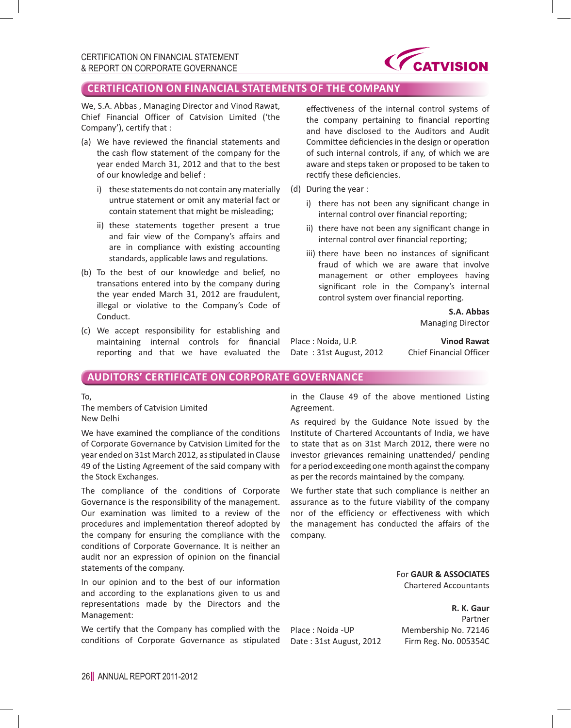## CERTIFICATION ON FINANCIAL STATEMENTS OF THE COMPANY

We, S.A. Abbas , Managing Director and Vinod Rawat, Chief Financial Officer of Catvision Limited ('the Company'), certify that :

(a) We have reviewed the financial statements and the cash flow statement of the company for the year ended March 31, 2012 and that to the best of our knowledge and belief :

  i) these statements do not contain any materially untrue statement or omit any material fact or contain statement that might be misleading;

  ii) these statements together present a true and fair view of the Company's affairs and are in compliance with existing accounting standards, applicable laws and regulations.

(b) To the best of our knowledge and belief, no transations entered into by the company during the year ended March 31, 2012 are fraudulent, illegal or violative to the Company's Code of Conduct.

(c) We accept responsibility for establishing and maintaining internal controls for financial reporting and that we have evaluated the effectiveness of the internal control systems of the company pertaining to financial reporting and have disclosed to the Auditors and Audit Committee deficiencies in the design or operation of such internal controls, if any, of which we are aware and steps taken or proposed to be taken to rectify these deficiencies.

(d) During the year :

  i) there has not been any significant change in internal control over financial reporting;

  ii) there have not been any significant change in internal control over financial reporting;

  iii) there have been no instances of significant fraud of which we are aware that involve management or other employees having significant role in the Company's internal control system over financial reporting.

**S.A. Abbas**
Managing Director

Place : Noida, U.P.
Date : 31st August, 2012

**Vinod Rawat**
Chief Financial Officer

## AUDITORS' CERTIFICATE ON CORPORATE GOVERNANCE

To,
The members of Catvision Limited
New Delhi

We have examined the compliance of the conditions of Corporate Governance by Catvision Limited for the year ended on 31st March 2012, as stipulated in Clause 49 of the Listing Agreement of the said company with the Stock Exchanges.

The compliance of the conditions of Corporate Governance is the responsibility of the management. Our examination was limited to a review of the procedures and implementation thereof adopted by the company for ensuring the compliance with the conditions of Corporate Governance. It is neither an audit nor an expression of opinion on the financial statements of the company.

In our opinion and to the best of our information and according to the explanations given to us and representations made by the Directors and the Management:

We certify that the Company has complied with the conditions of Corporate Governance as stipulated in the Clause 49 of the above mentioned Listing Agreement.

As required by the Guidance Note issued by the Institute of Chartered Accountants of India, we have to state that as on 31st March 2012, there were no investor grievances remaining unattended/ pending for a period exceeding one month against the company as per the records maintained by the company.

We further state that such compliance is neither an assurance as to the future viability of the company nor of the efficiency or effectiveness with which the management has conducted the affairs of the company.

For **GAUR & ASSOCIATES**
Chartered Accountants

**R. K. Gaur**
Partner
Membership No. 72146
Firm Reg. No. 005354C

Place : Noida -UP
Date : 31st August, 2012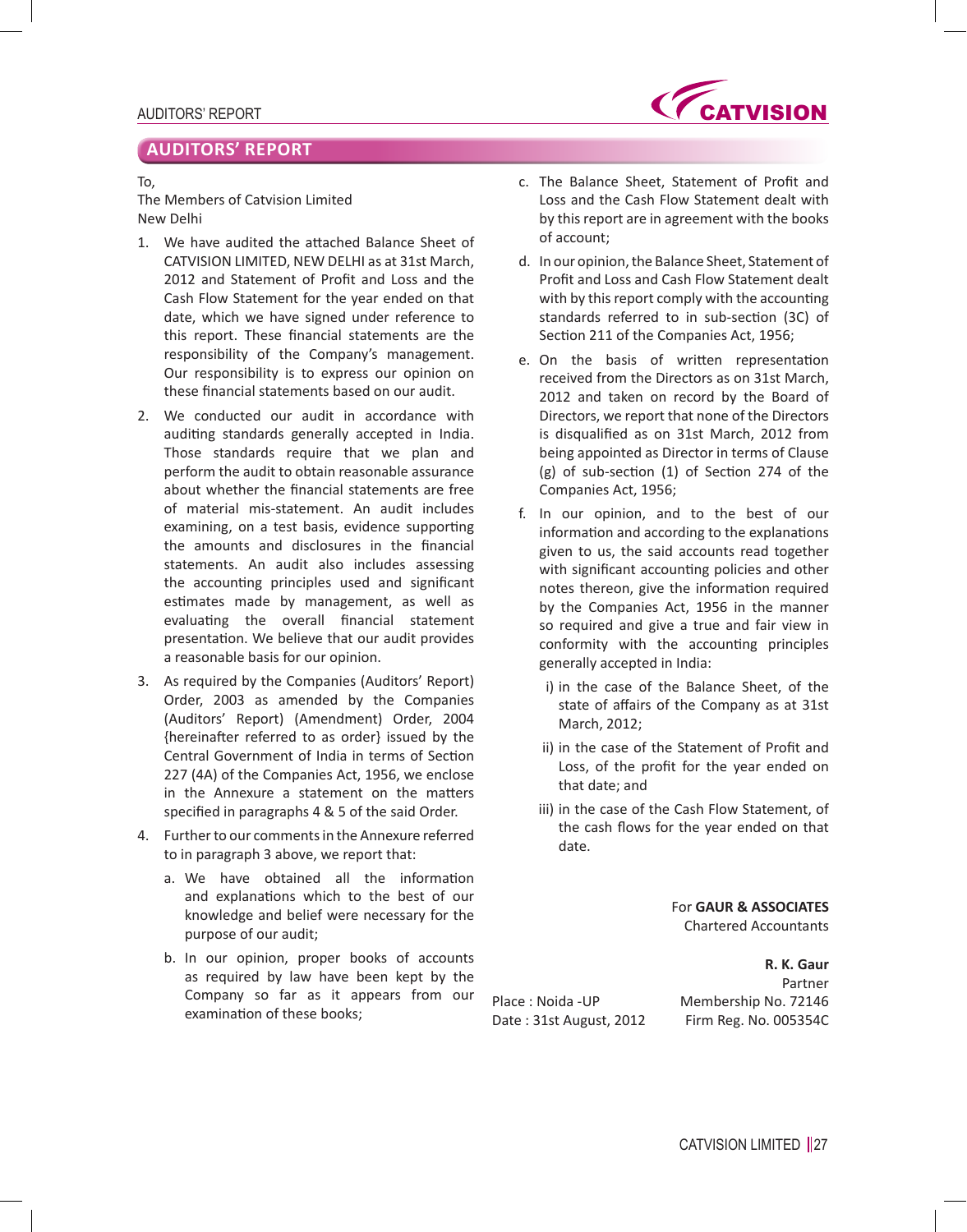## AUDITORS' REPORT

To,
The Members of Catvision Limited
New Delhi

1. We have audited the attached Balance Sheet of CATVISION LIMITED, NEW DELHI as at 31st March, 2012 and Statement of Profit and Loss and the Cash Flow Statement for the year ended on that date, which we have signed under reference to this report. These financial statements are the responsibility of the Company's management. Our responsibility is to express our opinion on these financial statements based on our audit.

2. We conducted our audit in accordance with auditing standards generally accepted in India. Those standards require that we plan and perform the audit to obtain reasonable assurance about whether the financial statements are free of material mis-statement. An audit includes examining, on a test basis, evidence supporting the amounts and disclosures in the financial statements. An audit also includes assessing the accounting principles used and significant estimates made by management, as well as evaluating the overall financial statement presentation. We believe that our audit provides a reasonable basis for our opinion.

3. As required by the Companies (Auditors' Report) Order, 2003 as amended by the Companies (Auditors' Report) (Amendment) Order, 2004 {hereinafter referred to as order} issued by the Central Government of India in terms of Section 227 (4A) of the Companies Act, 1956, we enclose in the Annexure a statement on the matters specified in paragraphs 4 & 5 of the said Order.

4. Further to our comments in the Annexure referred to in paragraph 3 above, we report that:

   a. We have obtained all the information and explanations which to the best of our knowledge and belief were necessary for the purpose of our audit;

   b. In our opinion, proper books of accounts as required by law have been kept by the Company so far as it appears from our examination of these books;

   c. The Balance Sheet, Statement of Profit and Loss and the Cash Flow Statement dealt with by this report are in agreement with the books of account;

   d. In our opinion, the Balance Sheet, Statement of Profit and Loss and Cash Flow Statement dealt with by this report comply with the accounting standards referred to in sub-section (3C) of Section 211 of the Companies Act, 1956;

   e. On the basis of written representation received from the Directors as on 31st March, 2012 and taken on record by the Board of Directors, we report that none of the Directors is disqualified as on 31st March, 2012 from being appointed as Director in terms of Clause (g) of sub-section (1) of Section 274 of the Companies Act, 1956;

   f. In our opinion, and to the best of our information and according to the explanations given to us, the said accounts read together with significant accounting policies and other notes thereon, give the information required by the Companies Act, 1956 in the manner so required and give a true and fair view in conformity with the accounting principles generally accepted in India:

      i) in the case of the Balance Sheet, of the state of affairs of the Company as at 31st March, 2012;

      ii) in the case of the Statement of Profit and Loss, of the profit for the year ended on that date; and

      iii) in the case of the Cash Flow Statement, of the cash flows for the year ended on that date.

For **GAUR & ASSOCIATES**
Chartered Accountants

**R. K. Gaur**
Partner
Membership No. 72146
Firm Reg. No. 005354C

Place : Noida -UP
Date : 31st August, 2012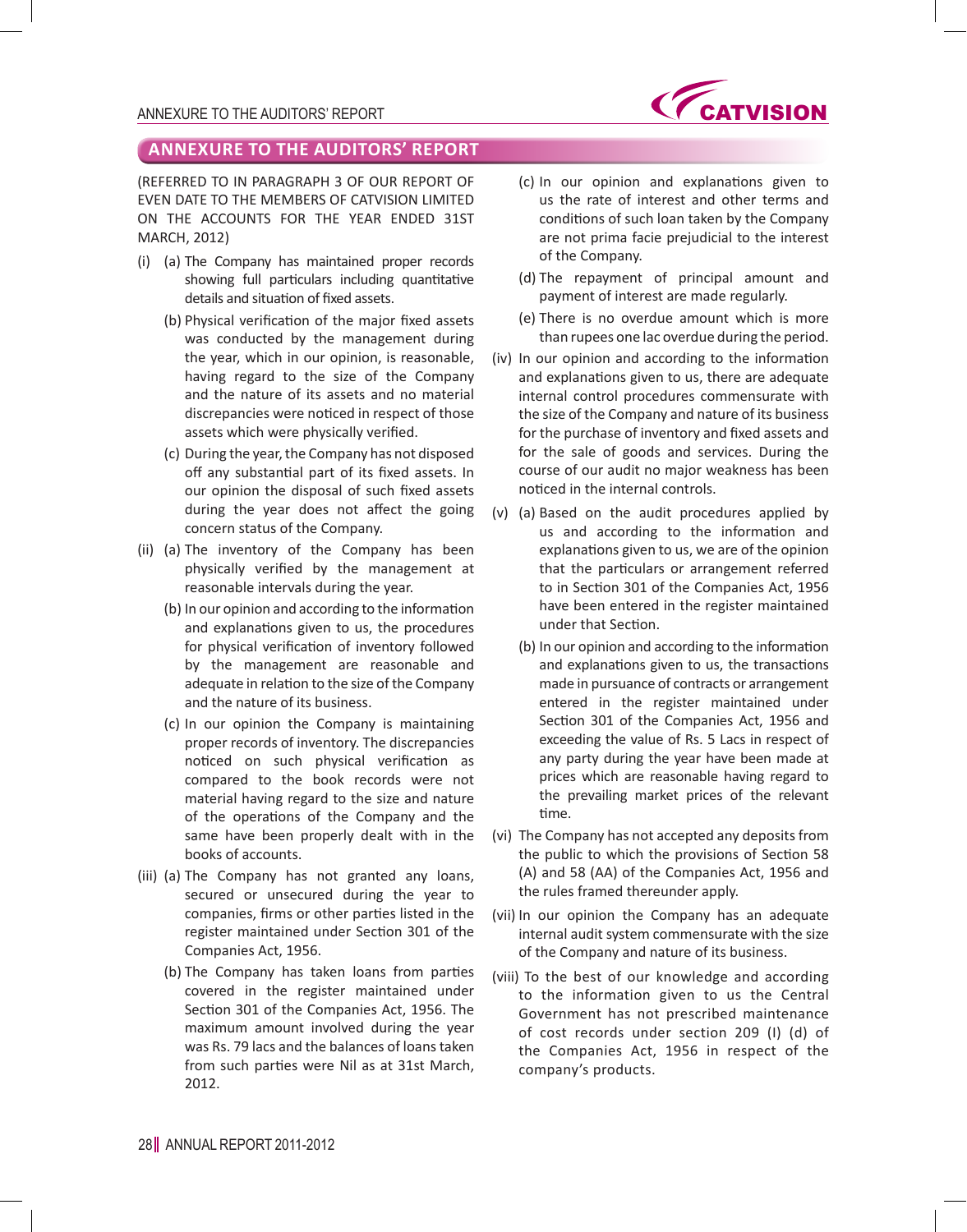## ANNEXURE TO THE AUDITORS' REPORT

(REFERRED TO IN PARAGRAPH 3 OF OUR REPORT OF EVEN DATE TO THE MEMBERS OF CATVISION LIMITED ON THE ACCOUNTS FOR THE YEAR ENDED 31ST MARCH, 2012)

(i) (a) The Company has maintained proper records showing full particulars including quantitative details and situation of fixed assets.

(b) Physical verification of the major fixed assets was conducted by the management during the year, which in our opinion, is reasonable, having regard to the size of the Company and the nature of its assets and no material discrepancies were noticed in respect of those assets which were physically verified.

(c) During the year, the Company has not disposed off any substantial part of its fixed assets. In our opinion the disposal of such fixed assets during the year does not affect the going concern status of the Company.

(ii) (a) The inventory of the Company has been physically verified by the management at reasonable intervals during the year.

(b) In our opinion and according to the information and explanations given to us, the procedures for physical verification of inventory followed by the management are reasonable and adequate in relation to the size of the Company and the nature of its business.

(c) In our opinion the Company is maintaining proper records of inventory. The discrepancies noticed on such physical verification as compared to the book records were not material having regard to the size and nature of the operations of the Company and the same have been properly dealt with in the books of accounts.

(iii) (a) The Company has not granted any loans, secured or unsecured during the year to companies, firms or other parties listed in the register maintained under Section 301 of the Companies Act, 1956.

(b) The Company has taken loans from parties covered in the register maintained under Section 301 of the Companies Act, 1956. The maximum amount involved during the year was Rs. 79 lacs and the balances of loans taken from such parties were Nil as at 31st March, 2012.

(c) In our opinion and explanations given to us the rate of interest and other terms and conditions of such loan taken by the Company are not prima facie prejudicial to the interest of the Company.

(d) The repayment of principal amount and payment of interest are made regularly.

(e) There is no overdue amount which is more than rupees one lac overdue during the period.

(iv) In our opinion and according to the information and explanations given to us, there are adequate internal control procedures commensurate with the size of the Company and nature of its business for the purchase of inventory and fixed assets and for the sale of goods and services. During the course of our audit no major weakness has been noticed in the internal controls.

(v) (a) Based on the audit procedures applied by us and according to the information and explanations given to us, we are of the opinion that the particulars or arrangement referred to in Section 301 of the Companies Act, 1956 have been entered in the register maintained under that Section.

(b) In our opinion and according to the information and explanations given to us, the transactions made in pursuance of contracts or arrangement entered in the register maintained under Section 301 of the Companies Act, 1956 and exceeding the value of Rs. 5 Lacs in respect of any party during the year have been made at prices which are reasonable having regard to the prevailing market prices of the relevant time.

(vi) The Company has not accepted any deposits from the public to which the provisions of Section 58 (A) and 58 (AA) of the Companies Act, 1956 and the rules framed thereunder apply.

(vii) In our opinion the Company has an adequate internal audit system commensurate with the size of the Company and nature of its business.

(viii) To the best of our knowledge and according to the information given to us the Central Government has not prescribed maintenance of cost records under section 209 (I) (d) of the Companies Act, 1956 in respect of the company's products.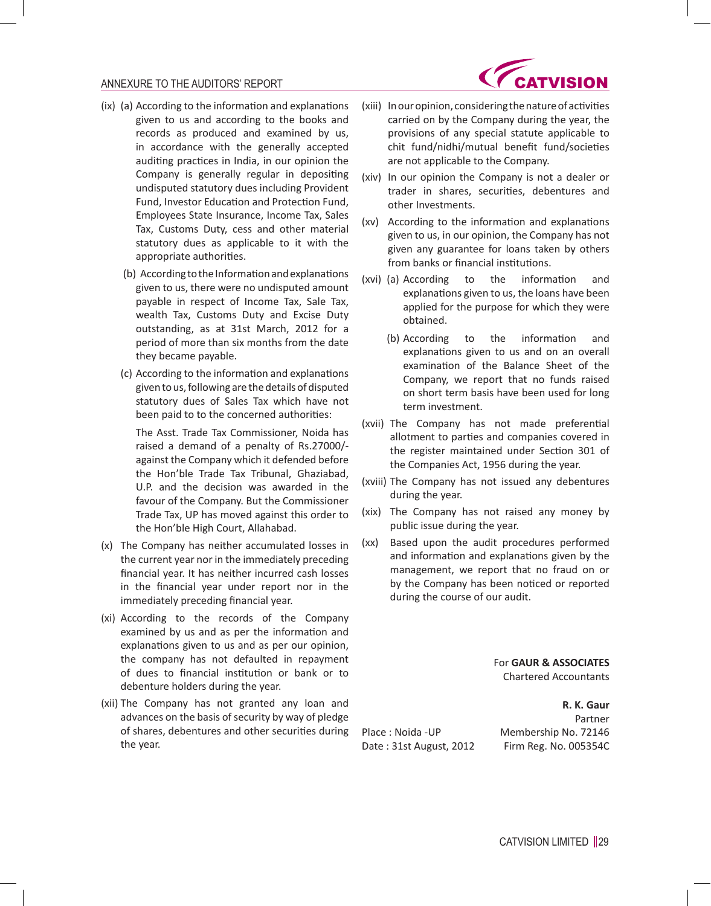(ix) (a) According to the information and explanations given to us and according to the books and records as produced and examined by us, in accordance with the generally accepted auditing practices in India, in our opinion the Company is generally regular in depositing undisputed statutory dues including Provident Fund, Investor Education and Protection Fund, Employees State Insurance, Income Tax, Sales Tax, Customs Duty, cess and other material statutory dues as applicable to it with the appropriate authorities.

(b) According to the Information and explanations given to us, there were no undisputed amount payable in respect of Income Tax, Sale Tax, wealth Tax, Customs Duty and Excise Duty outstanding, as at 31st March, 2012 for a period of more than six months from the date they became payable.

(c) According to the information and explanations given to us, following are the details of disputed statutory dues of Sales Tax which have not been paid to to the concerned authorities:

The Asst. Trade Tax Commissioner, Noida has raised a demand of a penalty of Rs.27000/- against the Company which it defended before the Hon'ble Trade Tax Tribunal, Ghaziabad, U.P. and the decision was awarded in the favour of the Company. But the Commissioner Trade Tax, UP has moved against this order to the Hon'ble High Court, Allahabad.

(x) The Company has neither accumulated losses in the current year nor in the immediately preceding financial year. It has neither incurred cash losses in the financial year under report nor in the immediately preceding financial year.

(xi) According to the records of the Company examined by us and as per the information and explanations given to us and as per our opinion, the company has not defaulted in repayment of dues to financial institution or bank or to debenture holders during the year.

(xii) The Company has not granted any loan and advances on the basis of security by way of pledge of shares, debentures and other securities during the year.

(xiii) In our opinion, considering the nature of activities carried on by the Company during the year, the provisions of any special statute applicable to chit fund/nidhi/mutual benefit fund/societies are not applicable to the Company.

(xiv) In our opinion the Company is not a dealer or trader in shares, securities, debentures and other Investments.

(xv) According to the information and explanations given to us, in our opinion, the Company has not given any guarantee for loans taken by others from banks or financial institutions.

(xvi) (a) According to the information and explanations given to us, the loans have been applied for the purpose for which they were obtained.

(b) According to the information and explanations given to us and on an overall examination of the Balance Sheet of the Company, we report that no funds raised on short term basis have been used for long term investment.

(xvii) The Company has not made preferential allotment to parties and companies covered in the register maintained under Section 301 of the Companies Act, 1956 during the year.

(xviii) The Company has not issued any debentures during the year.

(xix) The Company has not raised any money by public issue during the year.

(xx) Based upon the audit procedures performed and information and explanations given by the management, we report that no fraud on or by the Company has been noticed or reported during the course of our audit.

For **GAUR & ASSOCIATES**
Chartered Accountants

**R. K. Gaur**
Partner
Membership No. 72146
Firm Reg. No. 005354C

Place : Noida -UP
Date : 31st August, 2012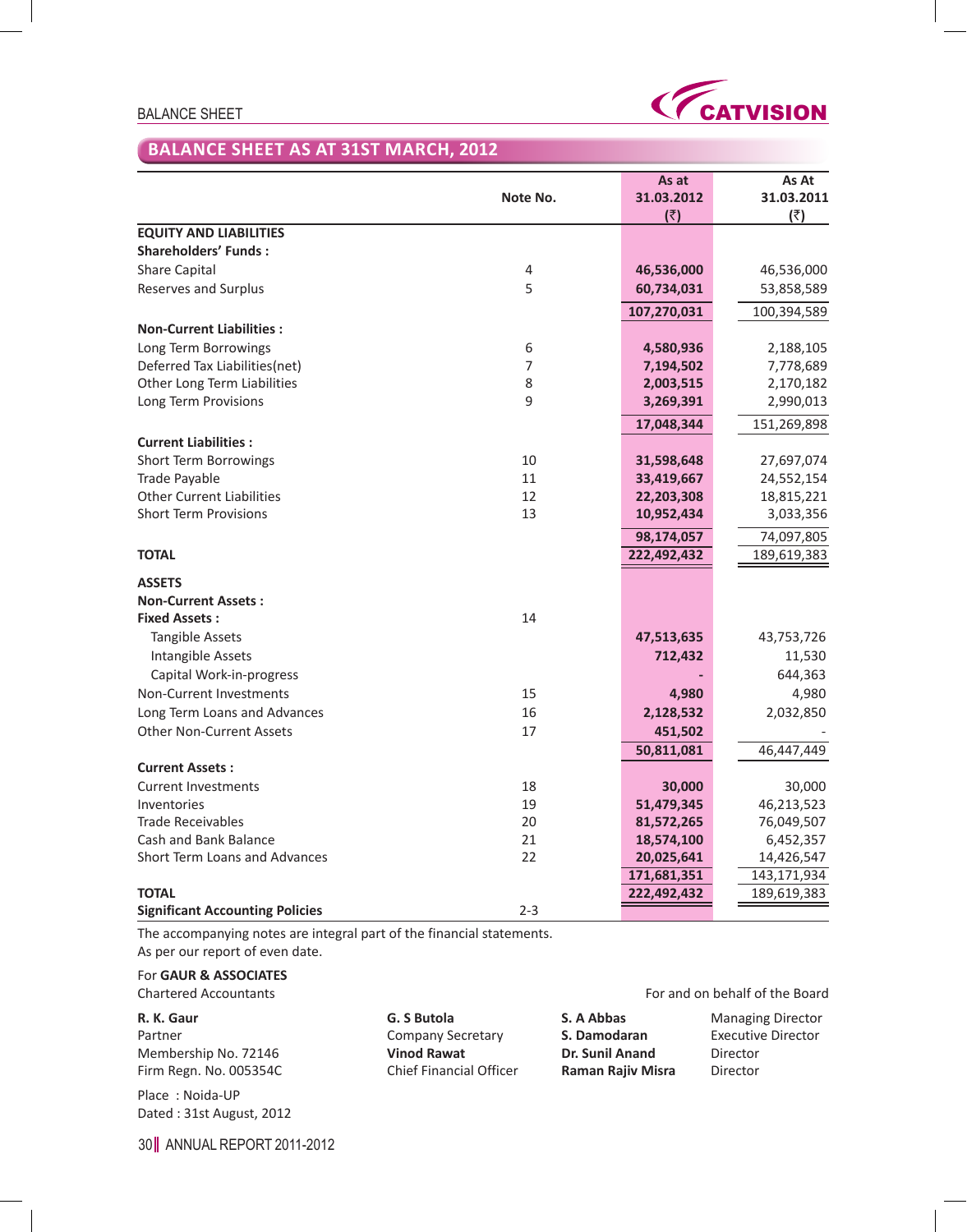## BALANCE SHEET AS AT 31ST MARCH, 2012

| | Note No. | As at 31.03.2012 (₹) | As At 31.03.2011 (₹) |
|---|---|---|---|
| **EQUITY AND LIABILITIES** | | | |
| **Shareholders' Funds :** | | | |
| Share Capital | 4 | **46,536,000** | 46,536,000 |
| Reserves and Surplus | 5 | **60,734,031** | 53,858,589 |
| | | **107,270,031** | 100,394,589 |
| **Non-Current Liabilities :** | | | |
| Long Term Borrowings | 6 | **4,580,936** | 2,188,105 |
| Deferred Tax Liabilities(net) | 7 | **7,194,502** | 7,778,689 |
| Other Long Term Liabilities | 8 | **2,003,515** | 2,170,182 |
| Long Term Provisions | 9 | **3,269,391** | 2,990,013 |
| | | **17,048,344** | 151,269,898 |
| **Current Liabilities :** | | | |
| Short Term Borrowings | 10 | **31,598,648** | 27,697,074 |
| Trade Payable | 11 | **33,419,667** | 24,552,154 |
| Other Current Liabilities | 12 | **22,203,308** | 18,815,221 |
| Short Term Provisions | 13 | **10,952,434** | 3,033,356 |
| | | **98,174,057** | 74,097,805 |
| **TOTAL** | | **222,492,432** | 189,619,383 |
| **ASSETS** | | | |
| **Non-Current Assets :** | | | |
| **Fixed Assets :** | 14 | | |
| Tangible Assets | | **47,513,635** | 43,753,726 |
| Intangible Assets | | **712,432** | 11,530 |
| Capital Work-in-progress | | **-** | 644,363 |
| Non-Current Investments | 15 | **4,980** | 4,980 |
| Long Term Loans and Advances | 16 | **2,128,532** | 2,032,850 |
| Other Non-Current Assets | 17 | **451,502** | - |
| | | **50,811,081** | 46,447,449 |
| **Current Assets :** | | | |
| Current Investments | 18 | **30,000** | 30,000 |
| Inventories | 19 | **51,479,345** | 46,213,523 |
| Trade Receivables | 20 | **81,572,265** | 76,049,507 |
| Cash and Bank Balance | 21 | **18,574,100** | 6,452,357 |
| Short Term Loans and Advances | 22 | **20,025,641** | 14,426,547 |
| | | **171,681,351** | 143,171,934 |
| **TOTAL** | | **222,492,432** | 189,619,383 |
| **Significant Accounting Policies** | 2-3 | | |

The accompanying notes are integral part of the financial statements.
As per our report of even date.

For **GAUR & ASSOCIATES**
Chartered Accountants

For and on behalf of the Board

**R. K. Gaur**
Partner
Membership No. 72146
Firm Regn. No. 005354C

**G. S Butola**
Company Secretary
**Vinod Rawat**
Chief Financial Officer

**S. A Abbas** — Managing Director
**S. Damodaran** — Executive Director
**Dr. Sunil Anand** — Director
**Raman Rajiv Misra** — Director

Place : Noida-UP
Dated : 31st August, 2012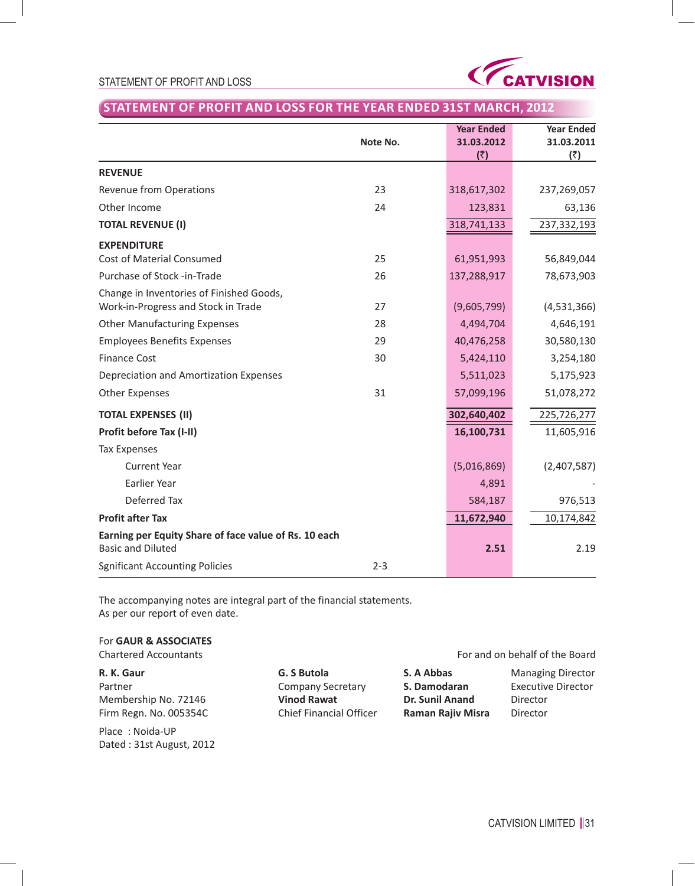## STATEMENT OF PROFIT AND LOSS FOR THE YEAR ENDED 31ST MARCH, 2012

| | Note No. | Year Ended 31.03.2012 (₹) | Year Ended 31.03.2011 (₹) |
|---|---|---|---|
| **REVENUE** | | | |
| Revenue from Operations | 23 | 318,617,302 | 237,269,057 |
| Other Income | 24 | 123,831 | 63,136 |
| **TOTAL REVENUE (I)** | | 318,741,133 | 237,332,193 |
| **EXPENDITURE** | | | |
| Cost of Material Consumed | 25 | 61,951,993 | 56,849,044 |
| Purchase of Stock -in-Trade | 26 | 137,288,917 | 78,673,903 |
| Change in Inventories of Finished Goods, Work-in-Progress and Stock in Trade | 27 | (9,605,799) | (4,531,366) |
| Other Manufacturing Expenses | 28 | 4,494,704 | 4,646,191 |
| Employees Benefits Expenses | 29 | 40,476,258 | 30,580,130 |
| Finance Cost | 30 | 5,424,110 | 3,254,180 |
| Depreciation and Amortization Expenses | | 5,511,023 | 5,175,923 |
| Other Expenses | 31 | 57,099,196 | 51,078,272 |
| **TOTAL EXPENSES (II)** | | **302,640,402** | 225,726,277 |
| **Profit before Tax (I-II)** | | **16,100,731** | 11,605,916 |
| Tax Expenses | | | |
| Current Year | | (5,016,869) | (2,407,587) |
| Earlier Year | | 4,891 | - |
| Deferred Tax | | 584,187 | 976,513 |
| **Profit after Tax** | | **11,672,940** | 10,174,842 |
| **Earning per Equity Share of face value of Rs. 10 each** Basic and Diluted | | **2.51** | 2.19 |
| Sgnificant Accounting Policies | 2-3 | | |

The accompanying notes are integral part of the financial statements.
As per our report of even date.

For **GAUR & ASSOCIATES**
Chartered Accountants

For and on behalf of the Board

**R. K. Gaur**
Partner
Membership No. 72146
Firm Regn. No. 005354C

**G. S Butola**
Company Secretary
**Vinod Rawat**
Chief Financial Officer

**S. A Abbas** Managing Director
**S. Damodaran** Executive Director
**Dr. Sunil Anand** Director
**Raman Rajiv Misra** Director

Place : Noida-UP
Dated : 31st August, 2012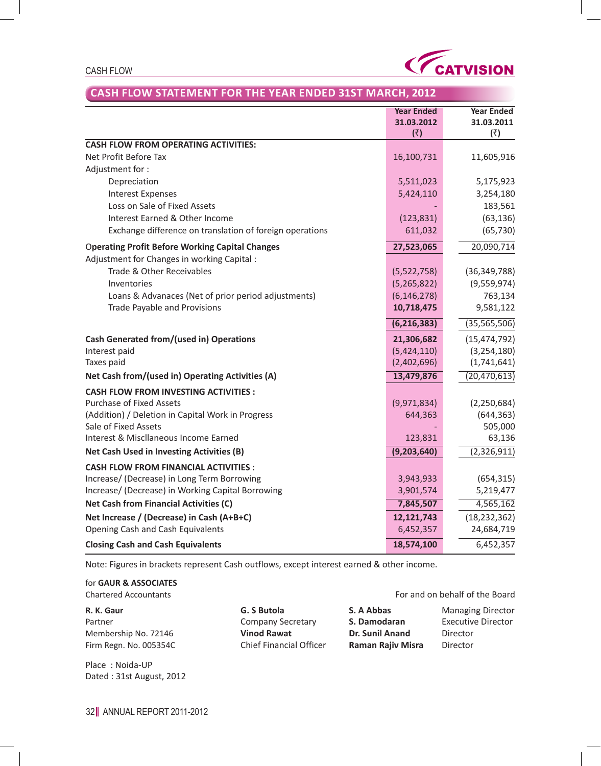## CASH FLOW STATEMENT FOR THE YEAR ENDED 31ST MARCH, 2012

| | Year Ended 31.03.2012 (₹) | Year Ended 31.03.2011 (₹) |
|---|---|---|
| **CASH FLOW FROM OPERATING ACTIVITIES:** | | |
| Net Profit Before Tax | 16,100,731 | 11,605,916 |
| Adjustment for : | | |
| Depreciation | 5,511,023 | 5,175,923 |
| Interest Expenses | 5,424,110 | 3,254,180 |
| Loss on Sale of Fixed Assets | - | 183,561 |
| Interest Earned & Other Income | (123,831) | (63,136) |
| Exchange difference on translation of foreign operations | 611,032 | (65,730) |
| **Operating Profit Before Working Capital Changes** | **27,523,065** | 20,090,714 |
| Adjustment for Changes in working Capital : | | |
| Trade & Other Receivables | (5,522,758) | (36,349,788) |
| Inventories | (5,265,822) | (9,559,974) |
| Loans & Advances (Net of prior period adjustments) | (6,146,278) | 763,134 |
| Trade Payable and Provisions | **10,718,475** | 9,581,122 |
| | **(6,216,383)** | (35,565,506) |
| **Cash Generated from/(used in) Operations** | **21,306,682** | (15,474,792) |
| Interest paid | (5,424,110) | (3,254,180) |
| Taxes paid | (2,402,696) | (1,741,641) |
| **Net Cash from/(used in) Operating Activities (A)** | **13,479,876** | (20,470,613) |
| **CASH FLOW FROM INVESTING ACTIVITIES :** | | |
| Purchase of Fixed Assets | (9,971,834) | (2,250,684) |
| (Addition) / Deletion in Capital Work in Progress | 644,363 | (644,363) |
| Sale of Fixed Assets | - | 505,000 |
| Interest & Miscllaneous Income Earned | 123,831 | 63,136 |
| **Net Cash Used in Investing Activities (B)** | **(9,203,640)** | (2,326,911) |
| **CASH FLOW FROM FINANCIAL ACTIVITIES :** | | |
| Increase/ (Decrease) in Long Term Borrowing | 3,943,933 | (654,315) |
| Increase/ (Decrease) in Working Capital Borrowing | 3,901,574 | 5,219,477 |
| **Net Cash from Financial Activities (C)** | **7,845,507** | 4,565,162 |
| **Net Increase / (Decrease) in Cash (A+B+C)** | **12,121,743** | (18,232,362) |
| Opening Cash and Cash Equivalents | 6,452,357 | 24,684,719 |
| **Closing Cash and Cash Equivalents** | **18,574,100** | 6,452,357 |

Note: Figures in brackets represent Cash outflows, except interest earned & other income.

for **GAUR & ASSOCIATES**
Chartered Accountants

For and on behalf of the Board

**R. K. Gaur**
Partner
Membership No. 72146
Firm Regn. No. 005354C

**G. S Butola**
Company Secretary
**Vinod Rawat**
Chief Financial Officer

**S. A Abbas** Managing Director
**S. Damodaran** Executive Director
**Dr. Sunil Anand** Director
**Raman Rajiv Misra** Director

Place : Noida-UP
Dated : 31st August, 2012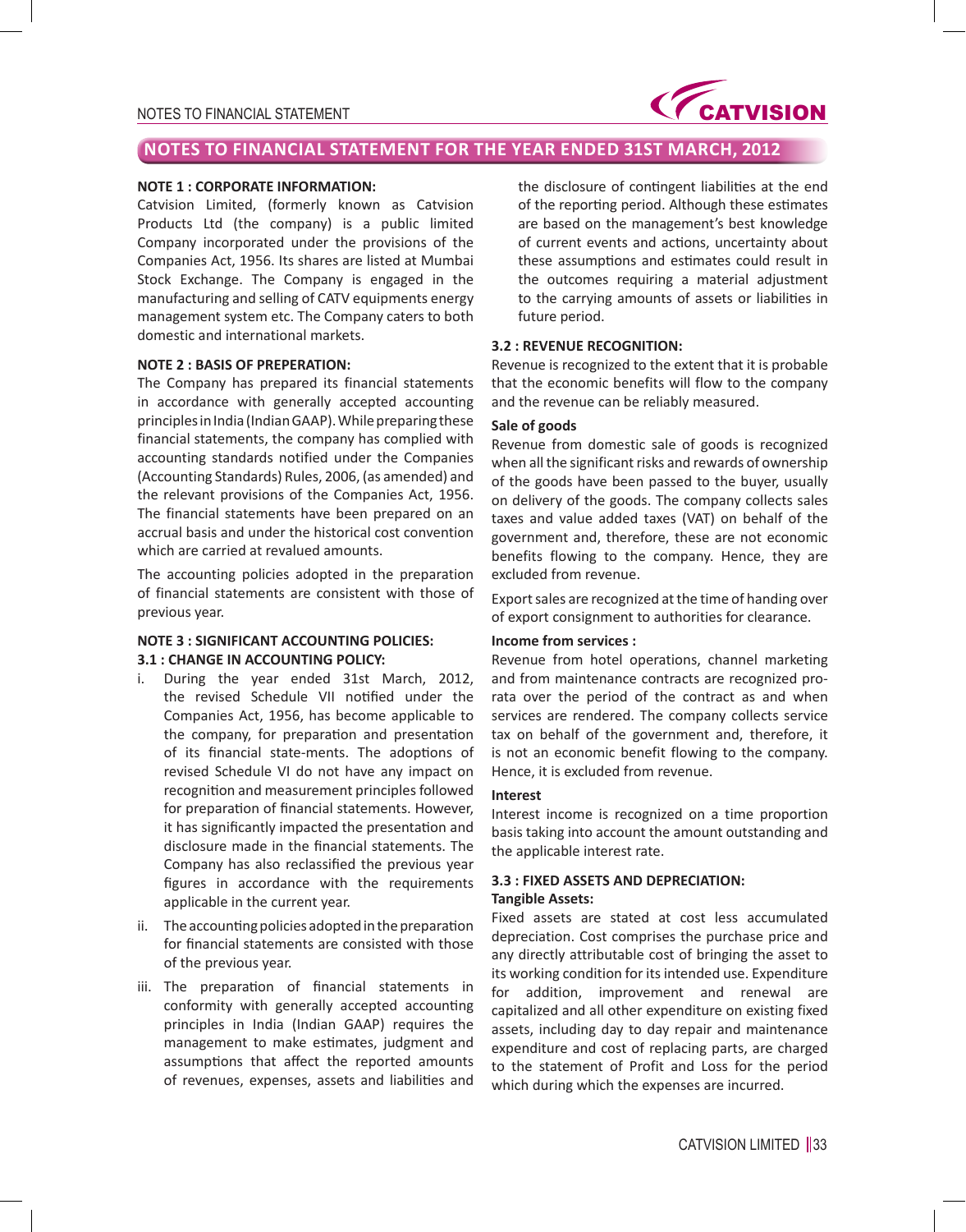## NOTES TO FINANCIAL STATEMENT FOR THE YEAR ENDED 31ST MARCH, 2012

**NOTE 1 : CORPORATE INFORMATION:**

Catvision Limited, (formerly known as Catvision Products Ltd (the company) is a public limited Company incorporated under the provisions of the Companies Act, 1956. Its shares are listed at Mumbai Stock Exchange. The Company is engaged in the manufacturing and selling of CATV equipments energy management system etc. The Company caters to both domestic and international markets.

**NOTE 2 : BASIS OF PREPERATION:**

The Company has prepared its financial statements in accordance with generally accepted accounting principles in India (Indian GAAP). While preparing these financial statements, the company has complied with accounting standards notified under the Companies (Accounting Standards) Rules, 2006, (as amended) and the relevant provisions of the Companies Act, 1956. The financial statements have been prepared on an accrual basis and under the historical cost convention which are carried at revalued amounts.

The accounting policies adopted in the preparation of financial statements are consistent with those of previous year.

**NOTE 3 : SIGNIFICANT ACCOUNTING POLICIES:**

**3.1 : CHANGE IN ACCOUNTING POLICY:**

i. During the year ended 31st March, 2012, the revised Schedule VII notified under the Companies Act, 1956, has become applicable to the company, for preparation and presentation of its financial state-ments. The adoptions of revised Schedule VI do not have any impact on recognition and measurement principles followed for preparation of financial statements. However, it has significantly impacted the presentation and disclosure made in the financial statements. The Company has also reclassified the previous year figures in accordance with the requirements applicable in the current year.

ii. The accounting policies adopted in the preparation for financial statements are consisted with those of the previous year.

iii. The preparation of financial statements in conformity with generally accepted accounting principles in India (Indian GAAP) requires the management to make estimates, judgment and assumptions that affect the reported amounts of revenues, expenses, assets and liabilities and the disclosure of contingent liabilities at the end of the reporting period. Although these estimates are based on the management's best knowledge of current events and actions, uncertainty about these assumptions and estimates could result in the outcomes requiring a material adjustment to the carrying amounts of assets or liabilities in future period.

**3.2 : REVENUE RECOGNITION:**

Revenue is recognized to the extent that it is probable that the economic benefits will flow to the company and the revenue can be reliably measured.

**Sale of goods**

Revenue from domestic sale of goods is recognized when all the significant risks and rewards of ownership of the goods have been passed to the buyer, usually on delivery of the goods. The company collects sales taxes and value added taxes (VAT) on behalf of the government and, therefore, these are not economic benefits flowing to the company. Hence, they are excluded from revenue.

Export sales are recognized at the time of handing over of export consignment to authorities for clearance.

**Income from services :**

Revenue from hotel operations, channel marketing and from maintenance contracts are recognized pro-rata over the period of the contract as and when services are rendered. The company collects service tax on behalf of the government and, therefore, it is not an economic benefit flowing to the company. Hence, it is excluded from revenue.

**Interest**

Interest income is recognized on a time proportion basis taking into account the amount outstanding and the applicable interest rate.

**3.3 : FIXED ASSETS AND DEPRECIATION:**

**Tangible Assets:**

Fixed assets are stated at cost less accumulated depreciation. Cost comprises the purchase price and any directly attributable cost of bringing the asset to its working condition for its intended use. Expenditure for addition, improvement and renewal are capitalized and all other expenditure on existing fixed assets, including day to day repair and maintenance expenditure and cost of replacing parts, are charged to the statement of Profit and Loss for the period which during which the expenses are incurred.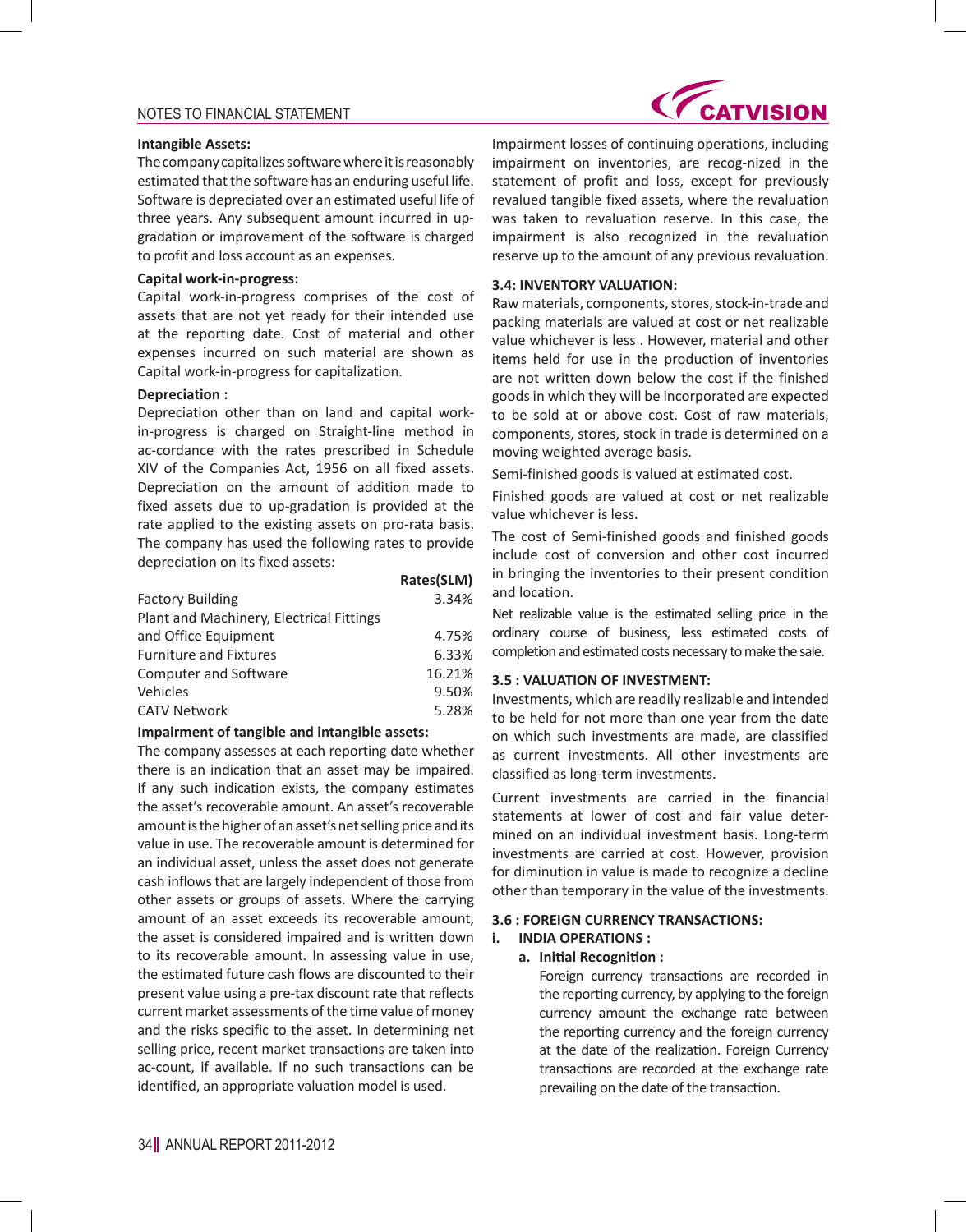**Intangible Assets:**

The company capitalizes software where it is reasonably estimated that the software has an enduring useful life. Software is depreciated over an estimated useful life of three years. Any subsequent amount incurred in up-gradation or improvement of the software is charged to profit and loss account as an expenses.

**Capital work-in-progress:**

Capital work-in-progress comprises of the cost of assets that are not yet ready for their intended use at the reporting date. Cost of material and other expenses incurred on such material are shown as Capital work-in-progress for capitalization.

**Depreciation :**

Depreciation other than on land and capital work-in-progress is charged on Straight-line method in ac-cordance with the rates prescribed in Schedule XIV of the Companies Act, 1956 on all fixed assets. Depreciation on the amount of addition made to fixed assets due to up-gradation is provided at the rate applied to the existing assets on pro-rata basis. The company has used the following rates to provide depreciation on its fixed assets:

| | Rates(SLM) |
|---|---|
| Factory Building | 3.34% |
| Plant and Machinery, Electrical Fittings and Office Equipment | 4.75% |
| Furniture and Fixtures | 6.33% |
| Computer and Software | 16.21% |
| Vehicles | 9.50% |
| CATV Network | 5.28% |

**Impairment of tangible and intangible assets:**

The company assesses at each reporting date whether there is an indication that an asset may be impaired. If any such indication exists, the company estimates the asset's recoverable amount. An asset's recoverable amount is the higher of an asset's net selling price and its value in use. The recoverable amount is determined for an individual asset, unless the asset does not generate cash inflows that are largely independent of those from other assets or groups of assets. Where the carrying amount of an asset exceeds its recoverable amount, the asset is considered impaired and is written down to its recoverable amount. In assessing value in use, the estimated future cash flows are discounted to their present value using a pre-tax discount rate that reflects current market assessments of the time value of money and the risks specific to the asset. In determining net selling price, recent market transactions are taken into ac-count, if available. If no such transactions can be identified, an appropriate valuation model is used.

Impairment losses of continuing operations, including impairment on inventories, are recog-nized in the statement of profit and loss, except for previously revalued tangible fixed assets, where the revaluation was taken to revaluation reserve. In this case, the impairment is also recognized in the revaluation reserve up to the amount of any previous revaluation.

**3.4: INVENTORY VALUATION:**

Raw materials, components, stores, stock-in-trade and packing materials are valued at cost or net realizable value whichever is less . However, material and other items held for use in the production of inventories are not written down below the cost if the finished goods in which they will be incorporated are expected to be sold at or above cost. Cost of raw materials, components, stores, stock in trade is determined on a moving weighted average basis.

Semi-finished goods is valued at estimated cost.

Finished goods are valued at cost or net realizable value whichever is less.

The cost of Semi-finished goods and finished goods include cost of conversion and other cost incurred in bringing the inventories to their present condition and location.

Net realizable value is the estimated selling price in the ordinary course of business, less estimated costs of completion and estimated costs necessary to make the sale.

**3.5 : VALUATION OF INVESTMENT:**

Investments, which are readily realizable and intended to be held for not more than one year from the date on which such investments are made, are classified as current investments. All other investments are classified as long-term investments.

Current investments are carried in the financial statements at lower of cost and fair value deter-mined on an individual investment basis. Long-term investments are carried at cost. However, provision for diminution in value is made to recognize a decline other than temporary in the value of the investments.

**3.6 : FOREIGN CURRENCY TRANSACTIONS:**

**i. INDIA OPERATIONS :**

**a. Initial Recognition :**

Foreign currency transactions are recorded in the reporting currency, by applying to the foreign currency amount the exchange rate between the reporting currency and the foreign currency at the date of the realization. Foreign Currency transactions are recorded at the exchange rate prevailing on the date of the transaction.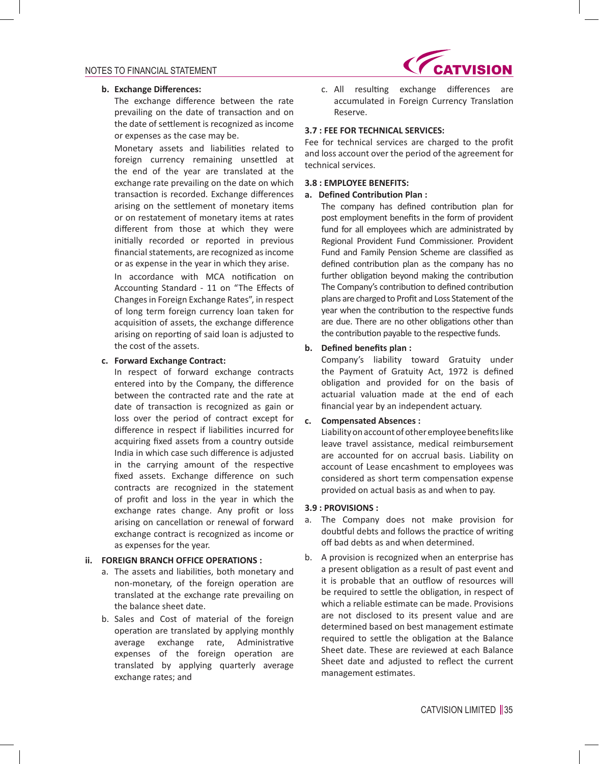**b. Exchange Differences:**

The exchange difference between the rate prevailing on the date of transaction and on the date of settlement is recognized as income or expenses as the case may be.

Monetary assets and liabilities related to foreign currency remaining unsettled at the end of the year are translated at the exchange rate prevailing on the date on which transaction is recorded. Exchange differences arising on the settlement of monetary items or on restatement of monetary items at rates different from those at which they were initially recorded or reported in previous financial statements, are recognized as income or as expense in the year in which they arise.

In accordance with MCA notification on Accounting Standard - 11 on "The Effects of Changes in Foreign Exchange Rates", in respect of long term foreign currency loan taken for acquisition of assets, the exchange difference arising on reporting of said loan is adjusted to the cost of the assets.

**c. Forward Exchange Contract:**

In respect of forward exchange contracts entered into by the Company, the difference between the contracted rate and the rate at date of transaction is recognized as gain or loss over the period of contract except for difference in respect if liabilities incurred for acquiring fixed assets from a country outside India in which case such difference is adjusted in the carrying amount of the respective fixed assets. Exchange difference on such contracts are recognized in the statement of profit and loss in the year in which the exchange rates change. Any profit or loss arising on cancellation or renewal of forward exchange contract is recognized as income or as expenses for the year.

**ii. FOREIGN BRANCH OFFICE OPERATIONS :**

a. The assets and liabilities, both monetary and non-monetary, of the foreign operation are translated at the exchange rate prevailing on the balance sheet date.

b. Sales and Cost of material of the foreign operation are translated by applying monthly average exchange rate, Administrative expenses of the foreign operation are translated by applying quarterly average exchange rates; and

c. All resulting exchange differences are accumulated in Foreign Currency Translation Reserve.

**3.7 : FEE FOR TECHNICAL SERVICES:**

Fee for technical services are charged to the profit and loss account over the period of the agreement for technical services.

**3.8 : EMPLOYEE BENEFITS:**

**a. Defined Contribution Plan :**

The company has defined contribution plan for post employment benefits in the form of provident fund for all employees which are administrated by Regional Provident Fund Commissioner. Provident Fund and Family Pension Scheme are classified as defined contribution plan as the company has no further obligation beyond making the contribution The Company's contribution to defined contribution plans are charged to Profit and Loss Statement of the year when the contribution to the respective funds are due. There are no other obligations other than the contribution payable to the respective funds.

**b. Defined benefits plan :**

Company's liability toward Gratuity under the Payment of Gratuity Act, 1972 is defined obligation and provided for on the basis of actuarial valuation made at the end of each financial year by an independent actuary.

**c. Compensated Absences :**

Liability on account of other employee benefits like leave travel assistance, medical reimbursement are accounted for on accrual basis. Liability on account of Lease encashment to employees was considered as short term compensation expense provided on actual basis as and when to pay.

**3.9 : PROVISIONS :**

a. The Company does not make provision for doubtful debts and follows the practice of writing off bad debts as and when determined.

b. A provision is recognized when an enterprise has a present obligation as a result of past event and it is probable that an outflow of resources will be required to settle the obligation, in respect of which a reliable estimate can be made. Provisions are not disclosed to its present value and are determined based on best management estimate required to settle the obligation at the Balance Sheet date. These are reviewed at each Balance Sheet date and adjusted to reflect the current management estimates.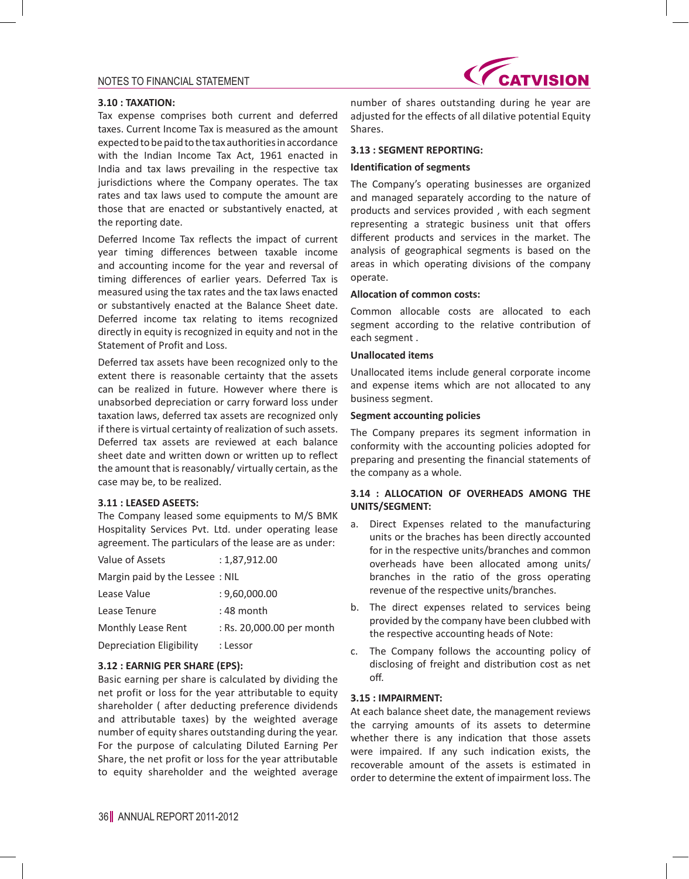### 3.10 : TAXATION:

Tax expense comprises both current and deferred taxes. Current Income Tax is measured as the amount expected to be paid to the tax authorities in accordance with the Indian Income Tax Act, 1961 enacted in India and tax laws prevailing in the respective tax jurisdictions where the Company operates. The tax rates and tax laws used to compute the amount are those that are enacted or substantively enacted, at the reporting date.

Deferred Income Tax reflects the impact of current year timing differences between taxable income and accounting income for the year and reversal of timing differences of earlier years. Deferred Tax is measured using the tax rates and the tax laws enacted or substantively enacted at the Balance Sheet date. Deferred income tax relating to items recognized directly in equity is recognized in equity and not in the Statement of Profit and Loss.

Deferred tax assets have been recognized only to the extent there is reasonable certainty that the assets can be realized in future. However where there is unabsorbed depreciation or carry forward loss under taxation laws, deferred tax assets are recognized only if there is virtual certainty of realization of such assets. Deferred tax assets are reviewed at each balance sheet date and written down or written up to reflect the amount that is reasonably/ virtually certain, as the case may be, to be realized.

### 3.11 : LEASED ASEETS:

The Company leased some equipments to M/S BMK Hospitality Services Pvt. Ltd. under operating lease agreement. The particulars of the lease are as under:

| | |
|---|---|
| Value of Assets | : 1,87,912.00 |
| Margin paid by the Lessee | : NIL |
| Lease Value | : 9,60,000.00 |
| Lease Tenure | : 48 month |
| Monthly Lease Rent | : Rs. 20,000.00 per month |
| Depreciation Eligibility | : Lessor |

### 3.12 : EARNIG PER SHARE (EPS):

Basic earning per share is calculated by dividing the net profit or loss for the year attributable to equity shareholder ( after deducting preference dividends and attributable taxes) by the weighted average number of equity shares outstanding during the year. For the purpose of calculating Diluted Earning Per Share, the net profit or loss for the year attributable to equity shareholder and the weighted average number of shares outstanding during he year are adjusted for the effects of all dilative potential Equity Shares.

### 3.13 : SEGMENT REPORTING:

**Identification of segments**

The Company's operating businesses are organized and managed separately according to the nature of products and services provided , with each segment representing a strategic business unit that offers different products and services in the market. The analysis of geographical segments is based on the areas in which operating divisions of the company operate.

**Allocation of common costs:**

Common allocable costs are allocated to each segment according to the relative contribution of each segment .

**Unallocated items**

Unallocated items include general corporate income and expense items which are not allocated to any business segment.

**Segment accounting policies**

The Company prepares its segment information in conformity with the accounting policies adopted for preparing and presenting the financial statements of the company as a whole.

### 3.14 : ALLOCATION OF OVERHEADS AMONG THE UNITS/SEGMENT:

a. Direct Expenses related to the manufacturing units or the braches has been directly accounted for in the respective units/branches and common overheads have been allocated among units/ branches in the ratio of the gross operating revenue of the respective units/branches.

b. The direct expenses related to services being provided by the company have been clubbed with the respective accounting heads of Note:

c. The Company follows the accounting policy of disclosing of freight and distribution cost as net off.

### 3.15 : IMPAIRMENT:

At each balance sheet date, the management reviews the carrying amounts of its assets to determine whether there is any indication that those assets were impaired. If any such indication exists, the recoverable amount of the assets is estimated in order to determine the extent of impairment loss. The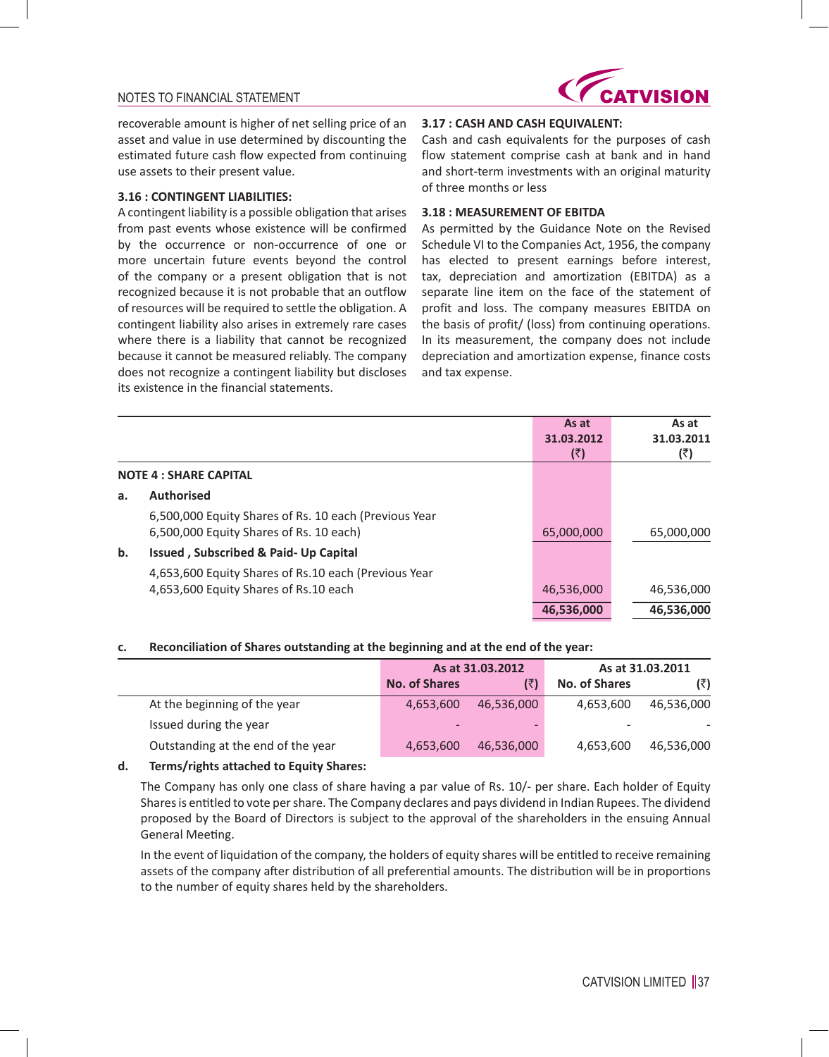recoverable amount is higher of net selling price of an asset and value in use determined by discounting the estimated future cash flow expected from continuing use assets to their present value.

**3.16 : CONTINGENT LIABILITIES:**

A contingent liability is a possible obligation that arises from past events whose existence will be confirmed by the occurrence or non-occurrence of one or more uncertain future events beyond the control of the company or a present obligation that is not recognized because it is not probable that an outflow of resources will be required to settle the obligation. A contingent liability also arises in extremely rare cases where there is a liability that cannot be recognized because it cannot be measured reliably. The company does not recognize a contingent liability but discloses its existence in the financial statements.

**3.17 : CASH AND CASH EQUIVALENT:**

Cash and cash equivalents for the purposes of cash flow statement comprise cash at bank and in hand and short-term investments with an original maturity of three months or less

**3.18 : MEASUREMENT OF EBITDA**

As permitted by the Guidance Note on the Revised Schedule VI to the Companies Act, 1956, the company has elected to present earnings before interest, tax, depreciation and amortization (EBITDA) as a separate line item on the face of the statement of profit and loss. The company measures EBITDA on the basis of profit/ (loss) from continuing operations. In its measurement, the company does not include depreciation and amortization expense, finance costs and tax expense.

| | | As at 31.03.2012 (₹) | As at 31.03.2011 (₹) |
|---|---|---|---|
| **NOTE 4 : SHARE CAPITAL** | | | |
| **a.** | **Authorised** | | |
| | 6,500,000 Equity Shares of Rs. 10 each (Previous Year 6,500,000 Equity Shares of Rs. 10 each) | 65,000,000 | 65,000,000 |
| **b.** | **Issued , Subscribed & Paid- Up Capital** | | |
| | 4,653,600 Equity Shares of Rs.10 each (Previous Year 4,653,600 Equity Shares of Rs.10 each | 46,536,000 | 46,536,000 |
| | | **46,536,000** | **46,536,000** |

**c. Reconciliation of Shares outstanding at the beginning and at the end of the year:**

| | As at 31.03.2012 | | As at 31.03.2011 | |
|---|---|---|---|---|
| | **No. of Shares** | **(₹)** | **No. of Shares** | **(₹)** |
| At the beginning of the year | 4,653,600 | 46,536,000 | 4,653,600 | 46,536,000 |
| Issued during the year | - | - | - | - |
| Outstanding at the end of the year | 4,653,600 | 46,536,000 | 4,653,600 | 46,536,000 |

**d. Terms/rights attached to Equity Shares:**

The Company has only one class of share having a par value of Rs. 10/- per share. Each holder of Equity Shares is entitled to vote per share. The Company declares and pays dividend in Indian Rupees. The dividend proposed by the Board of Directors is subject to the approval of the shareholders in the ensuing Annual General Meeting.

In the event of liquidation of the company, the holders of equity shares will be entitled to receive remaining assets of the company after distribution of all preferential amounts. The distribution will be in proportions to the number of equity shares held by the shareholders.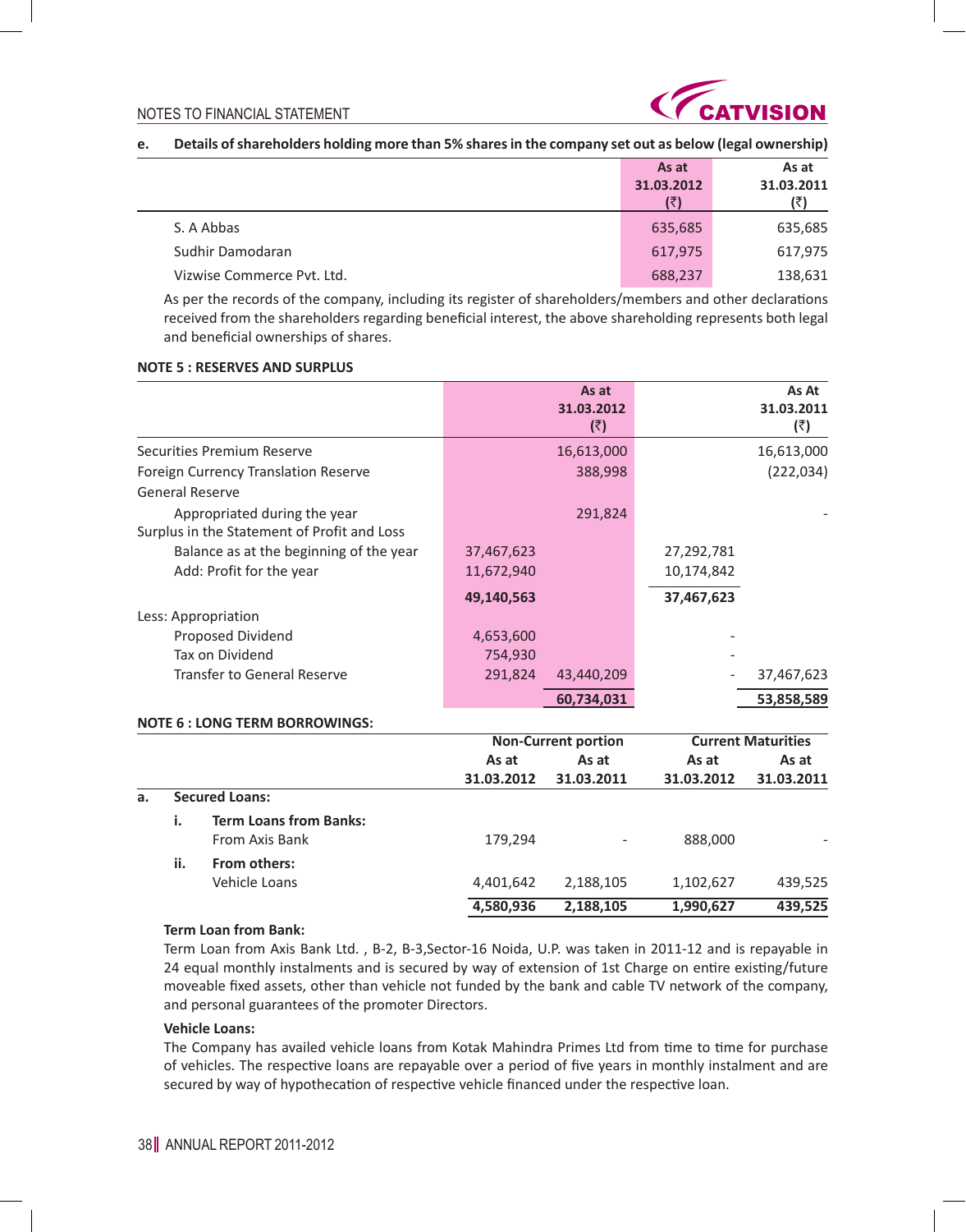**e. Details of shareholders holding more than 5% shares in the company set out as below (legal ownership)**

| | As at 31.03.2012 (₹) | As at 31.03.2011 (₹) |
|---|---|---|
| S. A Abbas | 635,685 | 635,685 |
| Sudhir Damodaran | 617,975 | 617,975 |
| Vizwise Commerce Pvt. Ltd. | 688,237 | 138,631 |

As per the records of the company, including its register of shareholders/members and other declarations received from the shareholders regarding beneficial interest, the above shareholding represents both legal and beneficial ownerships of shares.

**NOTE 5 : RESERVES AND SURPLUS**

| | | As at 31.03.2012 (₹) | | As At 31.03.2011 (₹) |
|---|---|---|---|---|
| Securities Premium Reserve | | 16,613,000 | | 16,613,000 |
| Foreign Currency Translation Reserve | | 388,998 | | (222,034) |
| General Reserve | | | | |
| Appropriated during the year | | 291,824 | | - |
| Surplus in the Statement of Profit and Loss | | | | |
| Balance as at the beginning of the year | 37,467,623 | | 27,292,781 | |
| Add: Profit for the year | 11,672,940 | | 10,174,842 | |
| | **49,140,563** | | **37,467,623** | |
| Less: Appropriation | | | | |
| Proposed Dividend | 4,653,600 | | - | |
| Tax on Dividend | 754,930 | | - | |
| Transfer to General Reserve | 291,824 | 43,440,209 | - | 37,467,623 |
| | | **60,734,031** | | **53,858,589** |

**NOTE 6 : LONG TERM BORROWINGS:**

| | Non-Current portion | | Current Maturities | |
|---|---|---|---|---|
| | As at 31.03.2012 | As at 31.03.2011 | As at 31.03.2012 | As at 31.03.2011 |
| **a. Secured Loans:** | | | | |
| **i. Term Loans from Banks:** | | | | |
| From Axis Bank | 179,294 | - | 888,000 | - |
| **ii. From others:** | | | | |
| Vehicle Loans | 4,401,642 | 2,188,105 | 1,102,627 | 439,525 |
| | **4,580,936** | **2,188,105** | **1,990,627** | **439,525** |

**Term Loan from Bank:**

Term Loan from Axis Bank Ltd. , B-2, B-3,Sector-16 Noida, U.P. was taken in 2011-12 and is repayable in 24 equal monthly instalments and is secured by way of extension of 1st Charge on entire existing/future moveable fixed assets, other than vehicle not funded by the bank and cable TV network of the company, and personal guarantees of the promoter Directors.

**Vehicle Loans:**

The Company has availed vehicle loans from Kotak Mahindra Primes Ltd from time to time for purchase of vehicles. The respective loans are repayable over a period of five years in monthly instalment and are secured by way of hypothecation of respective vehicle financed under the respective loan.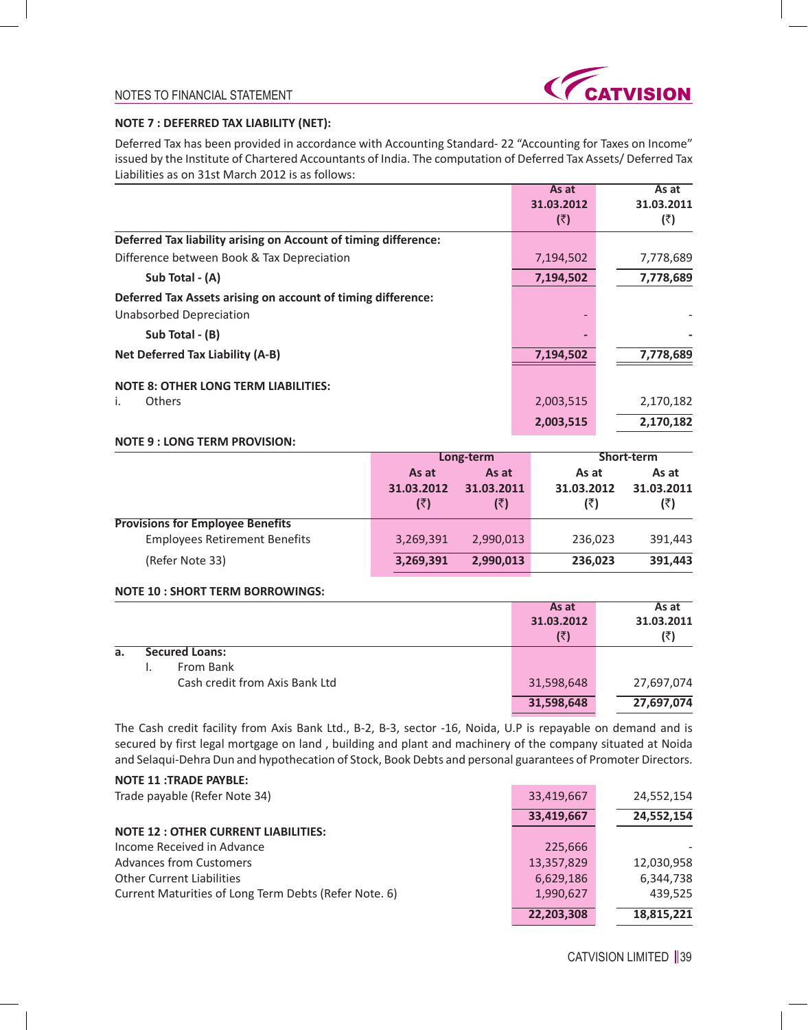### NOTE 7 : DEFERRED TAX LIABILITY (NET):

Deferred Tax has been provided in accordance with Accounting Standard- 22 "Accounting for Taxes on Income" issued by the Institute of Chartered Accountants of India. The computation of Deferred Tax Assets/ Deferred Tax Liabilities as on 31st March 2012 is as follows:

| | As at 31.03.2012 (₹) | As at 31.03.2011 (₹) |
|---|---|---|
| **Deferred Tax liability arising on Account of timing difference:** | | |
| Difference between Book & Tax Depreciation | 7,194,502 | 7,778,689 |
| **Sub Total - (A)** | **7,194,502** | **7,778,689** |
| **Deferred Tax Assets arising on account of timing difference:** | | |
| Unabsorbed Depreciation | - | - |
| **Sub Total - (B)** | **-** | **-** |
| **Net Deferred Tax Liability (A-B)** | **7,194,502** | **7,778,689** |

### NOTE 8: OTHER LONG TERM LIABILITIES:

| | As at 31.03.2012 (₹) | As at 31.03.2011 (₹) |
|---|---|---|
| i. Others | 2,003,515 | 2,170,182 |
| | **2,003,515** | **2,170,182** |

### NOTE 9 : LONG TERM PROVISION:

| | Long-term | | Short-term | |
|---|---|---|---|---|
| | As at 31.03.2012 (₹) | As at 31.03.2011 (₹) | As at 31.03.2012 (₹) | As at 31.03.2011 (₹) |
| **Provisions for Employee Benefits** | | | | |
| Employees Retirement Benefits | 3,269,391 | 2,990,013 | 236,023 | 391,443 |
| (Refer Note 33) | **3,269,391** | **2,990,013** | **236,023** | **391,443** |

### NOTE 10 : SHORT TERM BORROWINGS:

| | As at 31.03.2012 (₹) | As at 31.03.2011 (₹) |
|---|---|---|
| **a. Secured Loans:** | | |
| I. From Bank | | |
| Cash credit from Axis Bank Ltd | 31,598,648 | 27,697,074 |
| | **31,598,648** | **27,697,074** |

The Cash credit facility from Axis Bank Ltd., B-2, B-3, sector -16, Noida, U.P is repayable on demand and is secured by first legal mortgage on land , building and plant and machinery of the company situated at Noida and Selaqui-Dehra Dun and hypothecation of Stock, Book Debts and personal guarantees of Promoter Directors.

### NOTE 11 :TRADE PAYBLE:

| | As at 31.03.2012 (₹) | As at 31.03.2011 (₹) |
|---|---|---|
| Trade payable (Refer Note 34) | 33,419,667 | 24,552,154 |
| | **33,419,667** | **24,552,154** |

### NOTE 12 : OTHER CURRENT LIABILITIES:

| | As at 31.03.2012 (₹) | As at 31.03.2011 (₹) |
|---|---|---|
| Income Received in Advance | 225,666 | - |
| Advances from Customers | 13,357,829 | 12,030,958 |
| Other Current Liabilities | 6,629,186 | 6,344,738 |
| Current Maturities of Long Term Debts (Refer Note. 6) | 1,990,627 | 439,525 |
| | **22,203,308** | **18,815,221** |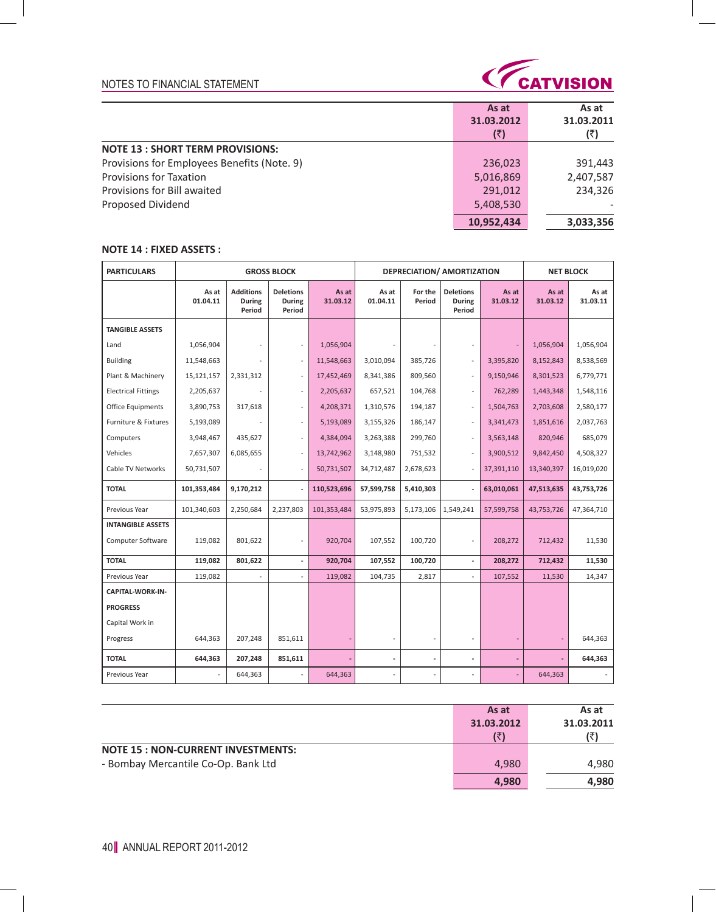NOTES TO FINANCIAL STATEMENT

| | As at 31.03.2012 (₹) | As at 31.03.2011 (₹) |
|---|---|---|
| **NOTE 13 : SHORT TERM PROVISIONS:** | | |
| Provisions for Employees Benefits (Note. 9) | 236,023 | 391,443 |
| Provisions for Taxation | 5,016,869 | 2,407,587 |
| Provisions for Bill awaited | 291,012 | 234,326 |
| Proposed Dividend | 5,408,530 | - |
| | **10,952,434** | **3,033,356** |

**NOTE 14 : FIXED ASSETS :**

| PARTICULARS | GROSS BLOCK | | | | DEPRECIATION/ AMORTIZATION | | | | NET BLOCK | |
|---|---|---|---|---|---|---|---|---|---|---|
| | As at 01.04.11 | Additions During Period | Deletions During Period | As at 31.03.12 | As at 01.04.11 | For the Period | Deletions During Period | As at 31.03.12 | As at 31.03.12 | As at 31.03.11 |
| **TANGIBLE ASSETS** | | | | | | | | | | |
| Land | 1,056,904 | - | - | 1,056,904 | - | - | - | - | 1,056,904 | 1,056,904 |
| Building | 11,548,663 | - | - | 11,548,663 | 3,010,094 | 385,726 | - | 3,395,820 | 8,152,843 | 8,538,569 |
| Plant & Machinery | 15,121,157 | 2,331,312 | - | 17,452,469 | 8,341,386 | 809,560 | - | 9,150,946 | 8,301,523 | 6,779,771 |
| Electrical Fittings | 2,205,637 | - | - | 2,205,637 | 657,521 | 104,768 | - | 762,289 | 1,443,348 | 1,548,116 |
| Office Equipments | 3,890,753 | 317,618 | - | 4,208,371 | 1,310,576 | 194,187 | - | 1,504,763 | 2,703,608 | 2,580,177 |
| Furniture & Fixtures | 5,193,089 | - | - | 5,193,089 | 3,155,326 | 186,147 | - | 3,341,473 | 1,851,616 | 2,037,763 |
| Computers | 3,948,467 | 435,627 | - | 4,384,094 | 3,263,388 | 299,760 | - | 3,563,148 | 820,946 | 685,079 |
| Vehicles | 7,657,307 | 6,085,655 | - | 13,742,962 | 3,148,980 | 751,532 | - | 3,900,512 | 9,842,450 | 4,508,327 |
| Cable TV Networks | 50,731,507 | - | - | 50,731,507 | 34,712,487 | 2,678,623 | - | 37,391,110 | 13,340,397 | 16,019,020 |
| **TOTAL** | **101,353,484** | **9,170,212** | **-** | **110,523,696** | **57,599,758** | **5,410,303** | **-** | **63,010,061** | **47,513,635** | **43,753,726** |
| Previous Year | 101,340,603 | 2,250,684 | 2,237,803 | 101,353,484 | 53,975,893 | 5,173,106 | 1,549,241 | 57,599,758 | 43,753,726 | 47,364,710 |
| **INTANGIBLE ASSETS** | | | | | | | | | | |
| Computer Software | 119,082 | 801,622 | - | 920,704 | 107,552 | 100,720 | - | 208,272 | 712,432 | 11,530 |
| **TOTAL** | **119,082** | **801,622** | **-** | **920,704** | **107,552** | **100,720** | **-** | **208,272** | **712,432** | **11,530** |
| Previous Year | 119,082 | - | - | 119,082 | 104,735 | 2,817 | - | 107,552 | 11,530 | 14,347 |
| **CAPITAL-WORK-IN-PROGRESS** | | | | | | | | | | |
| Capital Work in Progress | 644,363 | 207,248 | 851,611 | - | - | - | - | - | - | 644,363 |
| **TOTAL** | **644,363** | **207,248** | **851,611** | **-** | **-** | **-** | **-** | **-** | **-** | **644,363** |
| Previous Year | - | 644,363 | - | 644,363 | - | - | - | - | 644,363 | - |

| | As at 31.03.2012 (₹) | As at 31.03.2011 (₹) |
|---|---|---|
| **NOTE 15 : NON-CURRENT INVESTMENTS:** | | |
| - Bombay Mercantile Co-Op. Bank Ltd | 4,980 | 4,980 |
| | **4,980** | **4,980** |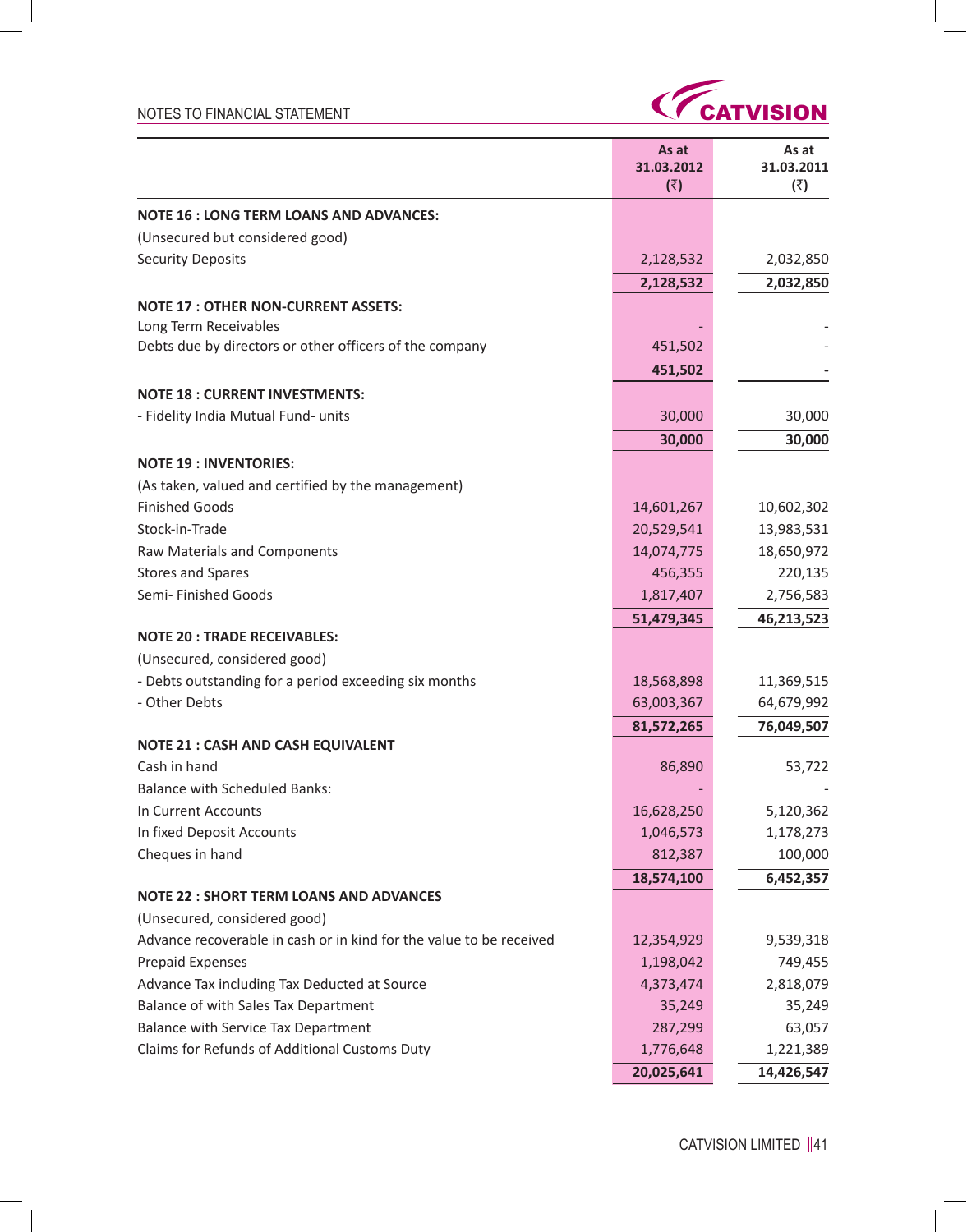| | As at 31.03.2012 (₹) | As at 31.03.2011 (₹) |
|---|---|---|
| **NOTE 16 : LONG TERM LOANS AND ADVANCES:** | | |
| (Unsecured but considered good) | | |
| Security Deposits | 2,128,532 | 2,032,850 |
| | **2,128,532** | **2,032,850** |
| **NOTE 17 : OTHER NON-CURRENT ASSETS:** | | |
| Long Term Receivables | - | - |
| Debts due by directors or other officers of the company | 451,502 | - |
| | **451,502** | **-** |
| **NOTE 18 : CURRENT INVESTMENTS:** | | |
| - Fidelity India Mutual Fund- units | 30,000 | 30,000 |
| | **30,000** | **30,000** |
| **NOTE 19 : INVENTORIES:** | | |
| (As taken, valued and certified by the management) | | |
| Finished Goods | 14,601,267 | 10,602,302 |
| Stock-in-Trade | 20,529,541 | 13,983,531 |
| Raw Materials and Components | 14,074,775 | 18,650,972 |
| Stores and Spares | 456,355 | 220,135 |
| Semi- Finished Goods | 1,817,407 | 2,756,583 |
| | **51,479,345** | **46,213,523** |
| **NOTE 20 : TRADE RECEIVABLES:** | | |
| (Unsecured, considered good) | | |
| - Debts outstanding for a period exceeding six months | 18,568,898 | 11,369,515 |
| - Other Debts | 63,003,367 | 64,679,992 |
| | **81,572,265** | **76,049,507** |
| **NOTE 21 : CASH AND CASH EQUIVALENT** | | |
| Cash in hand | 86,890 | 53,722 |
| Balance with Scheduled Banks: | - | - |
| In Current Accounts | 16,628,250 | 5,120,362 |
| In fixed Deposit Accounts | 1,046,573 | 1,178,273 |
| Cheques in hand | 812,387 | 100,000 |
| | **18,574,100** | **6,452,357** |
| **NOTE 22 : SHORT TERM LOANS AND ADVANCES** | | |
| (Unsecured, considered good) | | |
| Advance recoverable in cash or in kind for the value to be received | 12,354,929 | 9,539,318 |
| Prepaid Expenses | 1,198,042 | 749,455 |
| Advance Tax including Tax Deducted at Source | 4,373,474 | 2,818,079 |
| Balance of with Sales Tax Department | 35,249 | 35,249 |
| Balance with Service Tax Department | 287,299 | 63,057 |
| Claims for Refunds of Additional Customs Duty | 1,776,648 | 1,221,389 |
| | **20,025,641** | **14,426,547** |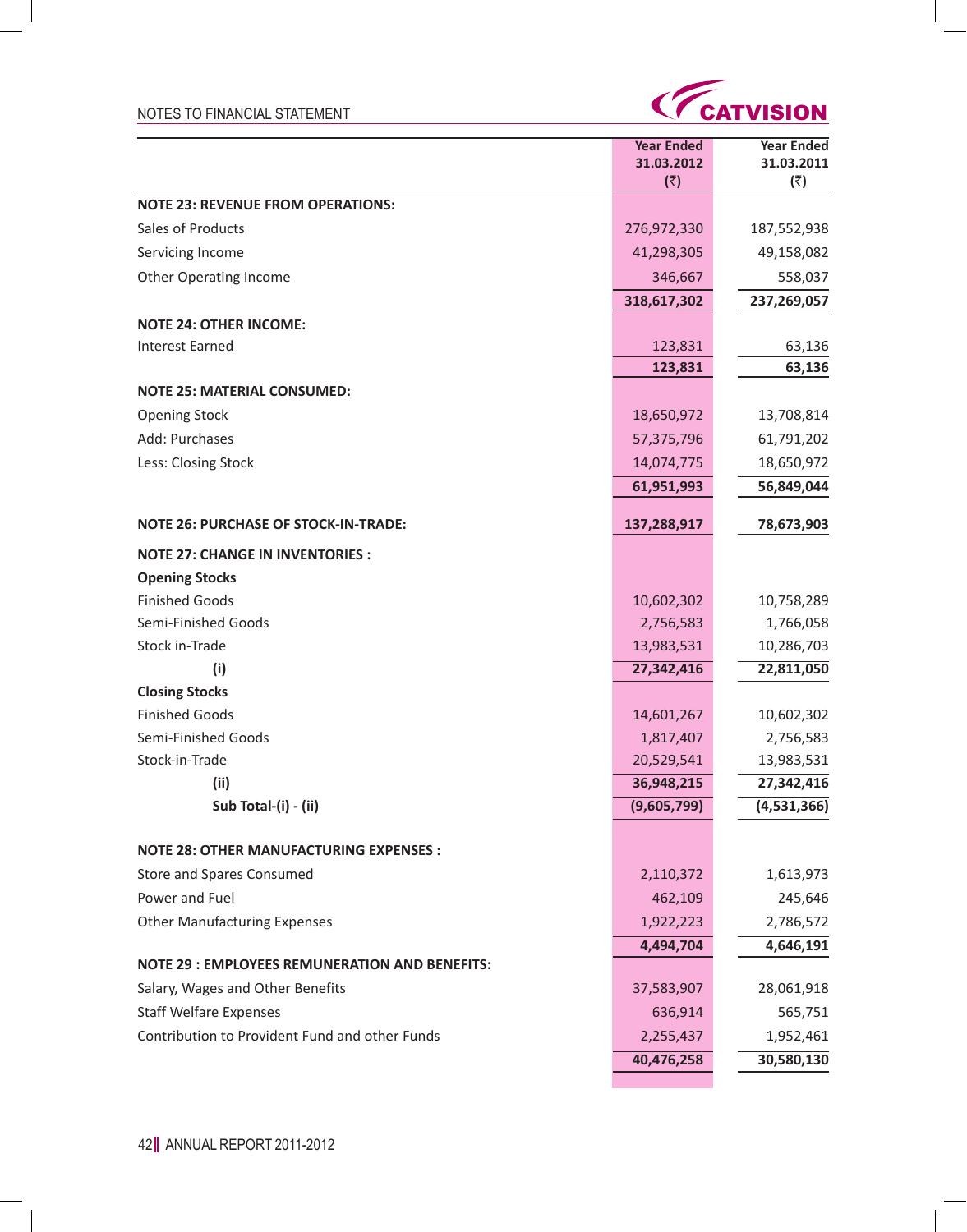NOTES TO FINANCIAL STATEMENT

| | Year Ended 31.03.2012 (₹) | Year Ended 31.03.2011 (₹) |
|---|---|---|
| **NOTE 23: REVENUE FROM OPERATIONS:** | | |
| Sales of Products | 276,972,330 | 187,552,938 |
| Servicing Income | 41,298,305 | 49,158,082 |
| Other Operating Income | 346,667 | 558,037 |
| | **318,617,302** | **237,269,057** |
| **NOTE 24: OTHER INCOME:** | | |
| Interest Earned | 123,831 | 63,136 |
| | **123,831** | **63,136** |
| **NOTE 25: MATERIAL CONSUMED:** | | |
| Opening Stock | 18,650,972 | 13,708,814 |
| Add: Purchases | 57,375,796 | 61,791,202 |
| Less: Closing Stock | 14,074,775 | 18,650,972 |
| | **61,951,993** | **56,849,044** |
| **NOTE 26: PURCHASE OF STOCK-IN-TRADE:** | **137,288,917** | **78,673,903** |
| **NOTE 27: CHANGE IN INVENTORIES :** | | |
| **Opening Stocks** | | |
| Finished Goods | 10,602,302 | 10,758,289 |
| Semi-Finished Goods | 2,756,583 | 1,766,058 |
| Stock in-Trade | 13,983,531 | 10,286,703 |
| **(i)** | **27,342,416** | **22,811,050** |
| **Closing Stocks** | | |
| Finished Goods | 14,601,267 | 10,602,302 |
| Semi-Finished Goods | 1,817,407 | 2,756,583 |
| Stock-in-Trade | 20,529,541 | 13,983,531 |
| **(ii)** | **36,948,215** | **27,342,416** |
| **Sub Total-(i) - (ii)** | **(9,605,799)** | **(4,531,366)** |
| **NOTE 28: OTHER MANUFACTURING EXPENSES :** | | |
| Store and Spares Consumed | 2,110,372 | 1,613,973 |
| Power and Fuel | 462,109 | 245,646 |
| Other Manufacturing Expenses | 1,922,223 | 2,786,572 |
| | **4,494,704** | **4,646,191** |
| **NOTE 29 : EMPLOYEES REMUNERATION AND BENEFITS:** | | |
| Salary, Wages and Other Benefits | 37,583,907 | 28,061,918 |
| Staff Welfare Expenses | 636,914 | 565,751 |
| Contribution to Provident Fund and other Funds | 2,255,437 | 1,952,461 |
| | **40,476,258** | **30,580,130** |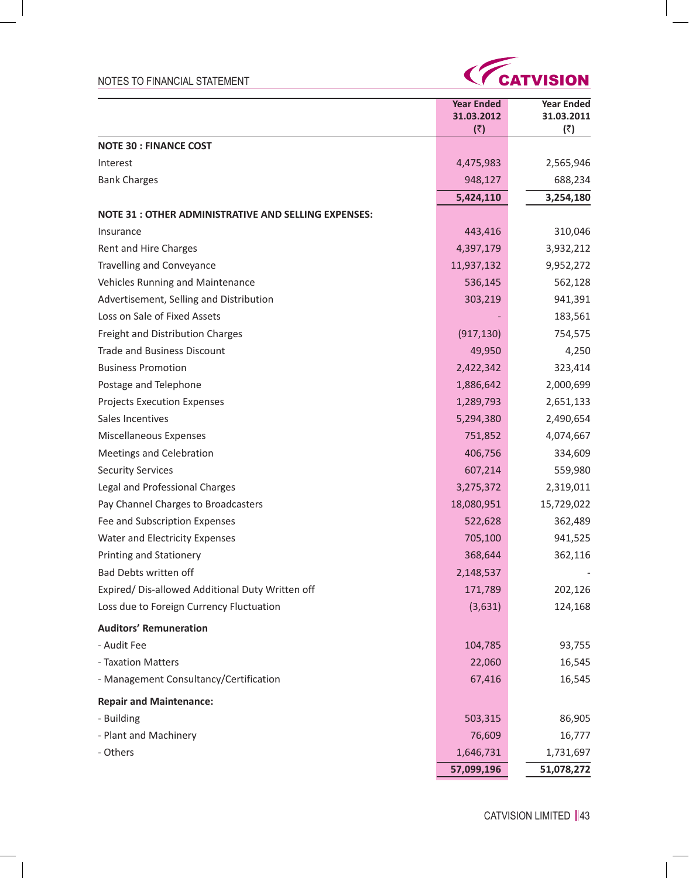| | Year Ended 31.03.2012 (₹) | Year Ended 31.03.2011 (₹) |
|---|---|---|
| **NOTE 30 : FINANCE COST** | | |
| Interest | 4,475,983 | 2,565,946 |
| Bank Charges | 948,127 | 688,234 |
| | **5,424,110** | **3,254,180** |
| **NOTE 31 : OTHER ADMINISTRATIVE AND SELLING EXPENSES:** | | |
| Insurance | 443,416 | 310,046 |
| Rent and Hire Charges | 4,397,179 | 3,932,212 |
| Travelling and Conveyance | 11,937,132 | 9,952,272 |
| Vehicles Running and Maintenance | 536,145 | 562,128 |
| Advertisement, Selling and Distribution | 303,219 | 941,391 |
| Loss on Sale of Fixed Assets | - | 183,561 |
| Freight and Distribution Charges | (917,130) | 754,575 |
| Trade and Business Discount | 49,950 | 4,250 |
| Business Promotion | 2,422,342 | 323,414 |
| Postage and Telephone | 1,886,642 | 2,000,699 |
| Projects Execution Expenses | 1,289,793 | 2,651,133 |
| Sales Incentives | 5,294,380 | 2,490,654 |
| Miscellaneous Expenses | 751,852 | 4,074,667 |
| Meetings and Celebration | 406,756 | 334,609 |
| Security Services | 607,214 | 559,980 |
| Legal and Professional Charges | 3,275,372 | 2,319,011 |
| Pay Channel Charges to Broadcasters | 18,080,951 | 15,729,022 |
| Fee and Subscription Expenses | 522,628 | 362,489 |
| Water and Electricity Expenses | 705,100 | 941,525 |
| Printing and Stationery | 368,644 | 362,116 |
| Bad Debts written off | 2,148,537 | - |
| Expired/ Dis-allowed Additional Duty Written off | 171,789 | 202,126 |
| Loss due to Foreign Currency Fluctuation | (3,631) | 124,168 |
| **Auditors' Remuneration** | | |
| - Audit Fee | 104,785 | 93,755 |
| - Taxation Matters | 22,060 | 16,545 |
| - Management Consultancy/Certification | 67,416 | 16,545 |
| **Repair and Maintenance:** | | |
| - Building | 503,315 | 86,905 |
| - Plant and Machinery | 76,609 | 16,777 |
| - Others | 1,646,731 | 1,731,697 |
| | **57,099,196** | **51,078,272** |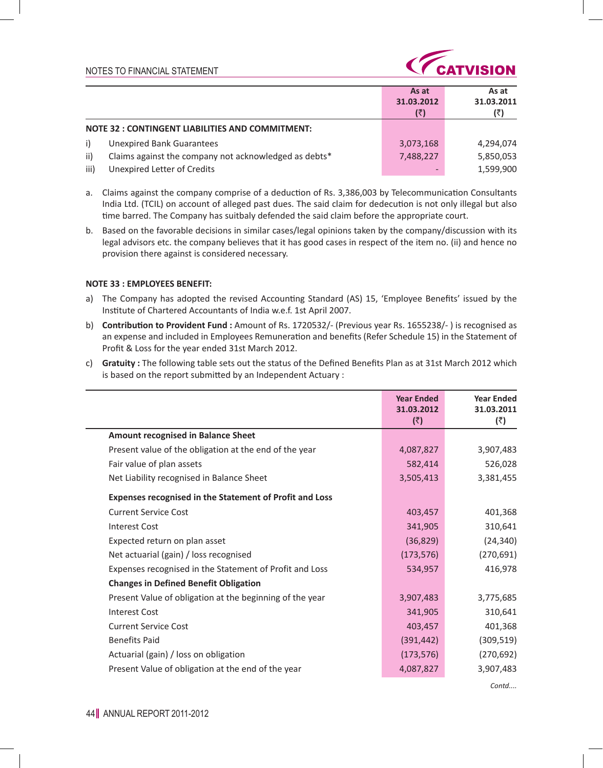|  | As at 31.03.2012 (₹) | As at 31.03.2011 (₹) |
|---|---|---|
| **NOTE 32 : CONTINGENT LIABILITIES AND COMMITMENT:** | | |
| i) Unexpired Bank Guarantees | 3,073,168 | 4,294,074 |
| ii) Claims against the company not acknowledged as debts* | 7,488,227 | 5,850,053 |
| iii) Unexpired Letter of Credits | - | 1,599,900 |

a. Claims against the company comprise of a deduction of Rs. 3,386,003 by Telecommunication Consultants India Ltd. (TCIL) on account of alleged past dues. The said claim for dedecution is not only illegal but also time barred. The Company has suitbaly defended the said claim before the appropriate court.

b. Based on the favorable decisions in similar cases/legal opinions taken by the company/discussion with its legal advisors etc. the company believes that it has good cases in respect of the item no. (ii) and hence no provision there against is considered necessary.

**NOTE 33 : EMPLOYEES BENEFIT:**

a) The Company has adopted the revised Accounting Standard (AS) 15, 'Employee Benefits' issued by the Institute of Chartered Accountants of India w.e.f. 1st April 2007.

b) **Contribution to Provident Fund :** Amount of Rs. 1720532/- (Previous year Rs. 1655238/- ) is recognised as an expense and included in Employees Remuneration and benefits (Refer Schedule 15) in the Statement of Profit & Loss for the year ended 31st March 2012.

c) **Gratuity :** The following table sets out the status of the Defined Benefits Plan as at 31st March 2012 which is based on the report submitted by an Independent Actuary :

|  | Year Ended 31.03.2012 (₹) | Year Ended 31.03.2011 (₹) |
|---|---|---|
| **Amount recognised in Balance Sheet** | | |
| Present value of the obligation at the end of the year | 4,087,827 | 3,907,483 |
| Fair value of plan assets | 582,414 | 526,028 |
| Net Liability recognised in Balance Sheet | 3,505,413 | 3,381,455 |
| **Expenses recognised in the Statement of Profit and Loss** | | |
| Current Service Cost | 403,457 | 401,368 |
| Interest Cost | 341,905 | 310,641 |
| Expected return on plan asset | (36,829) | (24,340) |
| Net actuarial (gain) / loss recognised | (173,576) | (270,691) |
| Expenses recognised in the Statement of Profit and Loss | 534,957 | 416,978 |
| **Changes in Defined Benefit Obligation** | | |
| Present Value of obligation at the beginning of the year | 3,907,483 | 3,775,685 |
| Interest Cost | 341,905 | 310,641 |
| Current Service Cost | 403,457 | 401,368 |
| Benefits Paid | (391,442) | (309,519) |
| Actuarial (gain) / loss on obligation | (173,576) | (270,692) |
| Present Value of obligation at the end of the year | 4,087,827 | 3,907,483 |

*Contd....*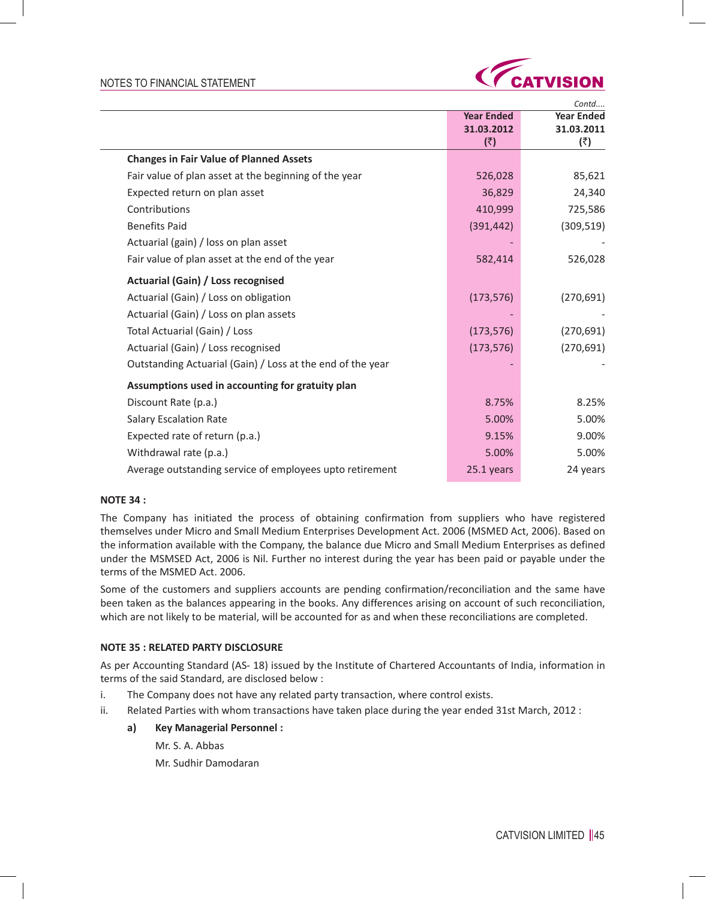*Contd....*

| | Year Ended 31.03.2012 (₹) | Year Ended 31.03.2011 (₹) |
|---|---|---|
| **Changes in Fair Value of Planned Assets** | | |
| Fair value of plan asset at the beginning of the year | 526,028 | 85,621 |
| Expected return on plan asset | 36,829 | 24,340 |
| Contributions | 410,999 | 725,586 |
| Benefits Paid | (391,442) | (309,519) |
| Actuarial (gain) / loss on plan asset | - | - |
| Fair value of plan asset at the end of the year | 582,414 | 526,028 |
| **Actuarial (Gain) / Loss recognised** | | |
| Actuarial (Gain) / Loss on obligation | (173,576) | (270,691) |
| Actuarial (Gain) / Loss on plan assets | - | - |
| Total Actuarial (Gain) / Loss | (173,576) | (270,691) |
| Actuarial (Gain) / Loss recognised | (173,576) | (270,691) |
| Outstanding Actuarial (Gain) / Loss at the end of the year | - | - |
| **Assumptions used in accounting for gratuity plan** | | |
| Discount Rate (p.a.) | 8.75% | 8.25% |
| Salary Escalation Rate | 5.00% | 5.00% |
| Expected rate of return (p.a.) | 9.15% | 9.00% |
| Withdrawal rate (p.a.) | 5.00% | 5.00% |
| Average outstanding service of employees upto retirement | 25.1 years | 24 years |

**NOTE 34 :**

The Company has initiated the process of obtaining confirmation from suppliers who have registered themselves under Micro and Small Medium Enterprises Development Act. 2006 (MSMED Act, 2006). Based on the information available with the Company, the balance due Micro and Small Medium Enterprises as defined under the MSMSED Act, 2006 is Nil. Further no interest during the year has been paid or payable under the terms of the MSMED Act. 2006.

Some of the customers and suppliers accounts are pending confirmation/reconciliation and the same have been taken as the balances appearing in the books. Any differences arising on account of such reconciliation, which are not likely to be material, will be accounted for as and when these reconciliations are completed.

**NOTE 35 : RELATED PARTY DISCLOSURE**

As per Accounting Standard (AS- 18) issued by the Institute of Chartered Accountants of India, information in terms of the said Standard, are disclosed below :

i. The Company does not have any related party transaction, where control exists.

ii. Related Parties with whom transactions have taken place during the year ended 31st March, 2012 :

**a) Key Managerial Personnel :**

Mr. S. A. Abbas

Mr. Sudhir Damodaran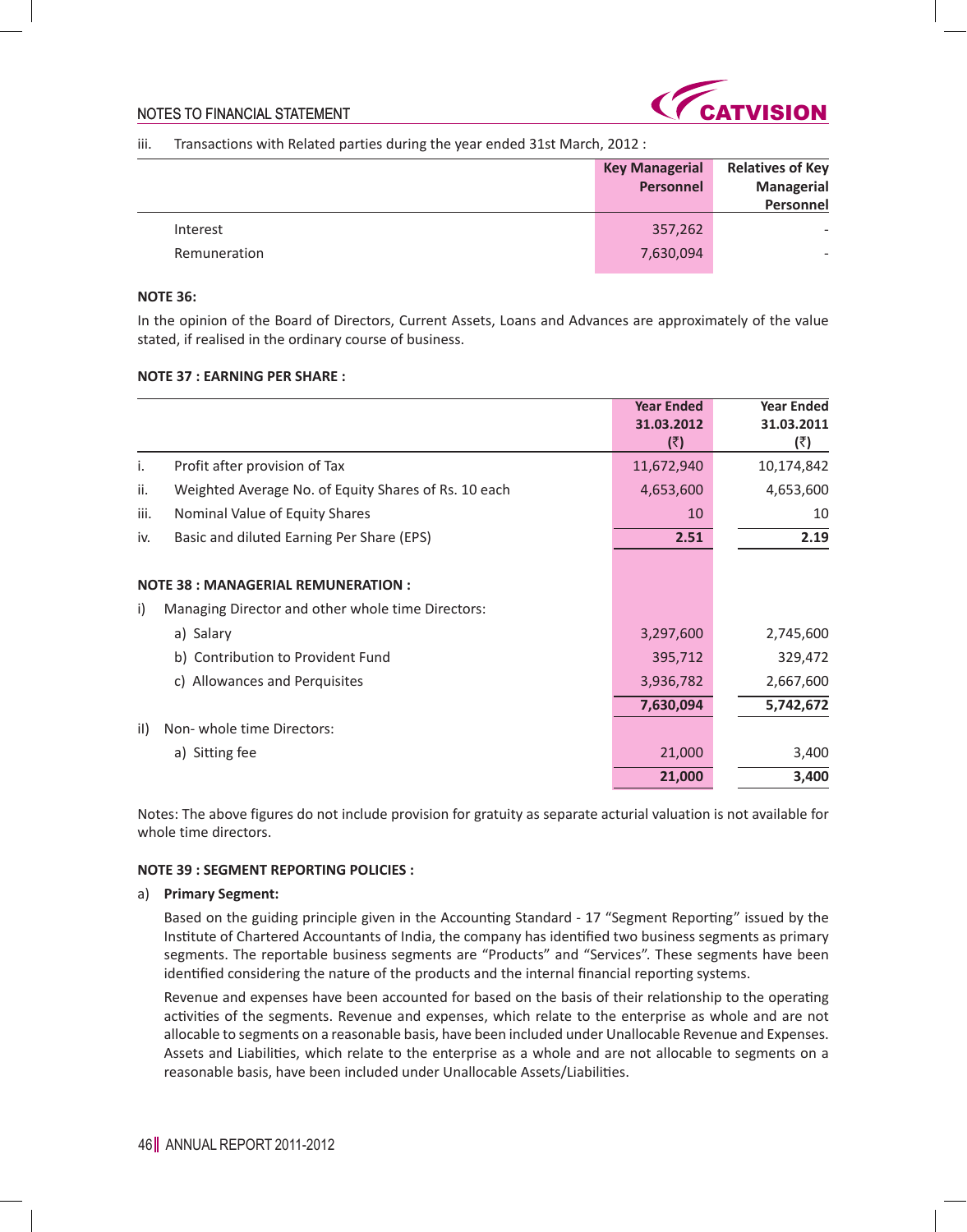iii. Transactions with Related parties during the year ended 31st March, 2012 :

| | Key Managerial Personnel | Relatives of Key Managerial Personnel |
|---|---|---|
| Interest | 357,262 | - |
| Remuneration | 7,630,094 | - |

**NOTE 36:**

In the opinion of the Board of Directors, Current Assets, Loans and Advances are approximately of the value stated, if realised in the ordinary course of business.

**NOTE 37 : EARNING PER SHARE :**

| | | Year Ended 31.03.2012 (₹) | Year Ended 31.03.2011 (₹) |
|---|---|---|---|
| i. | Profit after provision of Tax | 11,672,940 | 10,174,842 |
| ii. | Weighted Average No. of Equity Shares of Rs. 10 each | 4,653,600 | 4,653,600 |
| iii. | Nominal Value of Equity Shares | 10 | 10 |
| iv. | Basic and diluted Earning Per Share (EPS) | **2.51** | **2.19** |

**NOTE 38 : MANAGERIAL REMUNERATION :**

| | | Year Ended 31.03.2012 (₹) | Year Ended 31.03.2011 (₹) |
|---|---|---|---|
| i) | Managing Director and other whole time Directors: | | |
| | a) Salary | 3,297,600 | 2,745,600 |
| | b) Contribution to Provident Fund | 395,712 | 329,472 |
| | c) Allowances and Perquisites | 3,936,782 | 2,667,600 |
| | | **7,630,094** | **5,742,672** |
| iI) | Non- whole time Directors: | | |
| | a) Sitting fee | 21,000 | 3,400 |
| | | **21,000** | **3,400** |

Notes: The above figures do not include provision for gratuity as separate acturial valuation is not available for whole time directors.

**NOTE 39 : SEGMENT REPORTING POLICIES :**

a) **Primary Segment:**

Based on the guiding principle given in the Accounting Standard - 17 "Segment Reporting" issued by the Institute of Chartered Accountants of India, the company has identified two business segments as primary segments. The reportable business segments are "Products" and "Services". These segments have been identified considering the nature of the products and the internal financial reporting systems.

Revenue and expenses have been accounted for based on the basis of their relationship to the operating activities of the segments. Revenue and expenses, which relate to the enterprise as whole and are not allocable to segments on a reasonable basis, have been included under Unallocable Revenue and Expenses. Assets and Liabilities, which relate to the enterprise as a whole and are not allocable to segments on a reasonable basis, have been included under Unallocable Assets/Liabilities.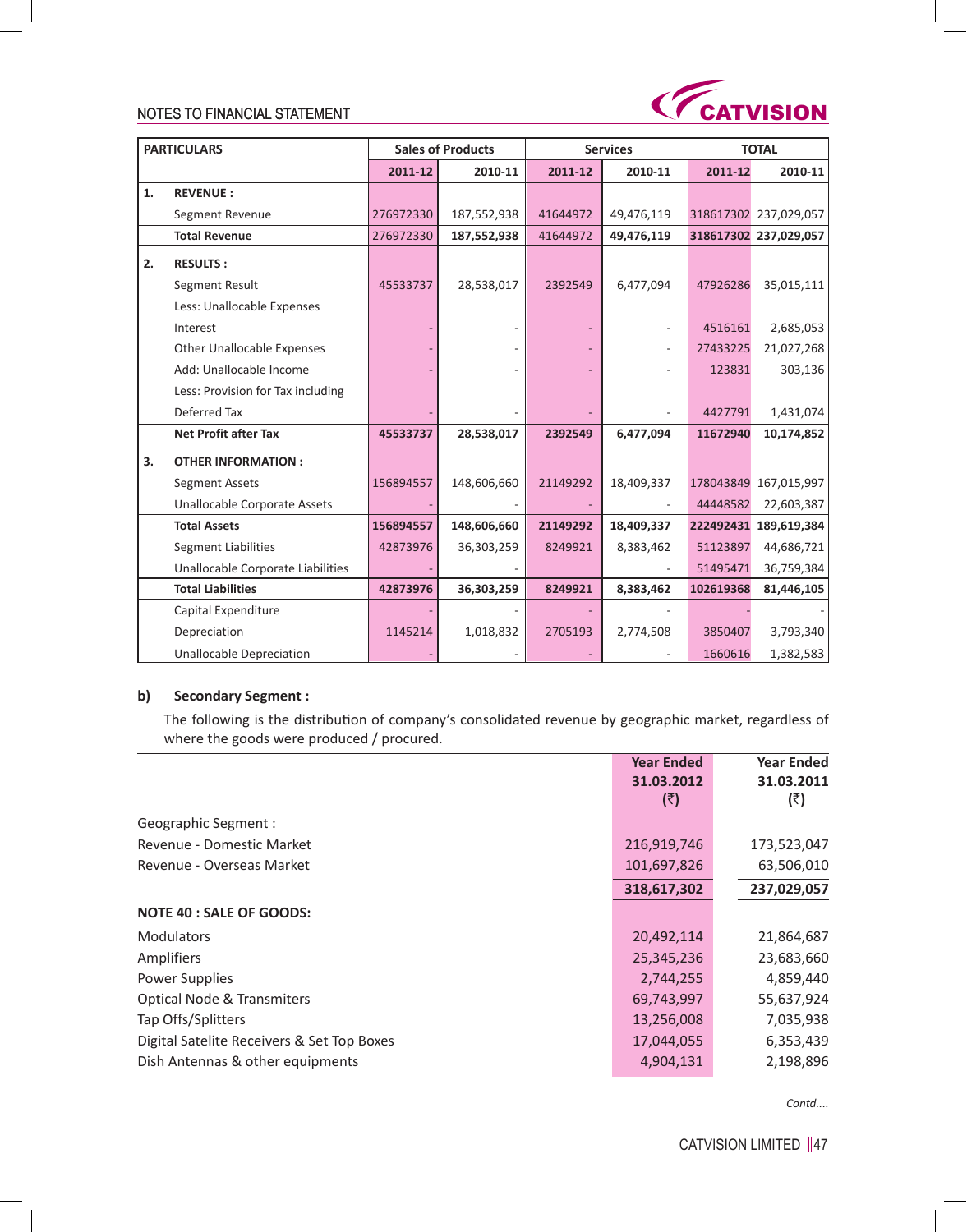## NOTES TO FINANCIAL STATEMENT

| | PARTICULARS | Sales of Products | | Services | | TOTAL | |
|---|---|---|---|---|---|---|---|
| | | 2011-12 | 2010-11 | 2011-12 | 2010-11 | 2011-12 | 2010-11 |
| 1. | **REVENUE :** | | | | | | |
| | Segment Revenue | 276972330 | 187,552,938 | 41644972 | 49,476,119 | 318617302 | 237,029,057 |
| | **Total Revenue** | **276972330** | **187,552,938** | **41644972** | **49,476,119** | **318617302** | **237,029,057** |
| 2. | **RESULTS :** | | | | | | |
| | Segment Result | 45533737 | 28,538,017 | 2392549 | 6,477,094 | 47926286 | 35,015,111 |
| | Less: Unallocable Expenses | | | | | | |
| | Interest | - | - | - | - | 4516161 | 2,685,053 |
| | Other Unallocable Expenses | - | - | - | - | 27433225 | 21,027,268 |
| | Add: Unallocable Income | - | - | - | - | 123831 | 303,136 |
| | Less: Provision for Tax including Deferred Tax | - | - | - | - | 4427791 | 1,431,074 |
| | **Net Profit after Tax** | **45533737** | **28,538,017** | **2392549** | **6,477,094** | **11672940** | **10,174,852** |
| 3. | **OTHER INFORMATION :** | | | | | | |
| | Segment Assets | 156894557 | 148,606,660 | 21149292 | 18,409,337 | 178043849 | 167,015,997 |
| | Unallocable Corporate Assets | - | - | - | - | 44448582 | 22,603,387 |
| | **Total Assets** | **156894557** | **148,606,660** | **21149292** | **18,409,337** | **222492431** | **189,619,384** |
| | Segment Liabilities | 42873976 | 36,303,259 | 8249921 | 8,383,462 | 51123897 | 44,686,721 |
| | Unallocable Corporate Liabilities | - | - | | - | 51495471 | 36,759,384 |
| | **Total Liabilities** | **42873976** | **36,303,259** | **8249921** | **8,383,462** | **102619368** | **81,446,105** |
| | Capital Expenditure | - | - | - | - | - | - |
| | Depreciation | 1145214 | 1,018,832 | 2705193 | 2,774,508 | 3850407 | 3,793,340 |
| | Unallocable Depreciation | - | - | - | - | 1660616 | 1,382,583 |

**b) Secondary Segment :**

The following is the distribution of company's consolidated revenue by geographic market, regardless of where the goods were produced / procured.

| | Year Ended 31.03.2012 (₹) | Year Ended 31.03.2011 (₹) |
|---|---|---|
| Geographic Segment : | | |
| Revenue - Domestic Market | 216,919,746 | 173,523,047 |
| Revenue - Overseas Market | 101,697,826 | 63,506,010 |
| | **318,617,302** | **237,029,057** |
| **NOTE 40 : SALE OF GOODS:** | | |
| Modulators | 20,492,114 | 21,864,687 |
| Amplifiers | 25,345,236 | 23,683,660 |
| Power Supplies | 2,744,255 | 4,859,440 |
| Optical Node & Transmiters | 69,743,997 | 55,637,924 |
| Tap Offs/Splitters | 13,256,008 | 7,035,938 |
| Digital Satelite Receivers & Set Top Boxes | 17,044,055 | 6,353,439 |
| Dish Antennas & other equipments | 4,904,131 | 2,198,896 |

*Contd....*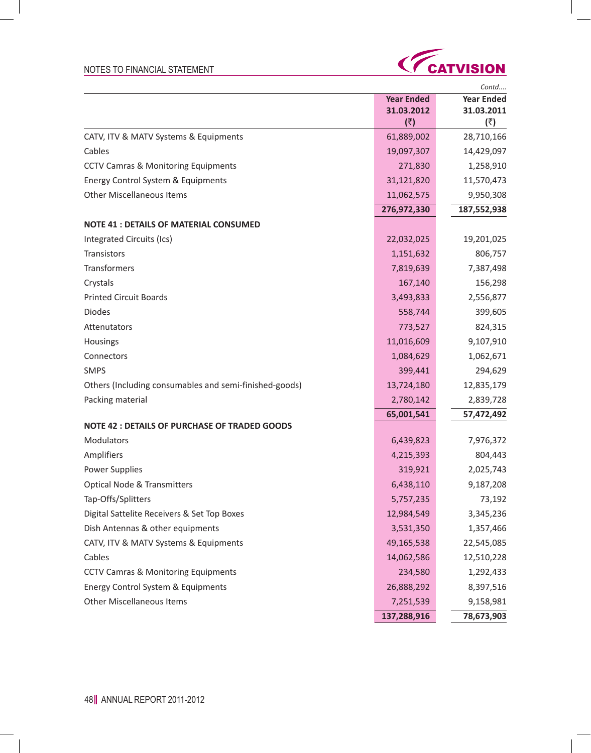NOTES TO FINANCIAL STATEMENT

*Contd....*

| | Year Ended 31.03.2012 (₹) | Year Ended 31.03.2011 (₹) |
|---|---|---|
| CATV, ITV & MATV Systems & Equipments | 61,889,002 | 28,710,166 |
| Cables | 19,097,307 | 14,429,097 |
| CCTV Camras & Monitoring Equipments | 271,830 | 1,258,910 |
| Energy Control System & Equipments | 31,121,820 | 11,570,473 |
| Other Miscellaneous Items | 11,062,575 | 9,950,308 |
| | **276,972,330** | **187,552,938** |
| **NOTE 41 : DETAILS OF MATERIAL CONSUMED** | | |
| Integrated Circuits (Ics) | 22,032,025 | 19,201,025 |
| Transistors | 1,151,632 | 806,757 |
| Transformers | 7,819,639 | 7,387,498 |
| Crystals | 167,140 | 156,298 |
| Printed Circuit Boards | 3,493,833 | 2,556,877 |
| Diodes | 558,744 | 399,605 |
| Attenutators | 773,527 | 824,315 |
| Housings | 11,016,609 | 9,107,910 |
| Connectors | 1,084,629 | 1,062,671 |
| SMPS | 399,441 | 294,629 |
| Others (Including consumables and semi-finished-goods) | 13,724,180 | 12,835,179 |
| Packing material | 2,780,142 | 2,839,728 |
| | **65,001,541** | **57,472,492** |
| **NOTE 42 : DETAILS OF PURCHASE OF TRADED GOODS** | | |
| Modulators | 6,439,823 | 7,976,372 |
| Amplifiers | 4,215,393 | 804,443 |
| Power Supplies | 319,921 | 2,025,743 |
| Optical Node & Transmitters | 6,438,110 | 9,187,208 |
| Tap-Offs/Splitters | 5,757,235 | 73,192 |
| Digital Sattelite Receivers & Set Top Boxes | 12,984,549 | 3,345,236 |
| Dish Antennas & other equipments | 3,531,350 | 1,357,466 |
| CATV, ITV & MATV Systems & Equipments | 49,165,538 | 22,545,085 |
| Cables | 14,062,586 | 12,510,228 |
| CCTV Camras & Monitoring Equipments | 234,580 | 1,292,433 |
| Energy Control System & Equipments | 26,888,292 | 8,397,516 |
| Other Miscellaneous Items | 7,251,539 | 9,158,981 |
| | **137,288,916** | **78,673,903** |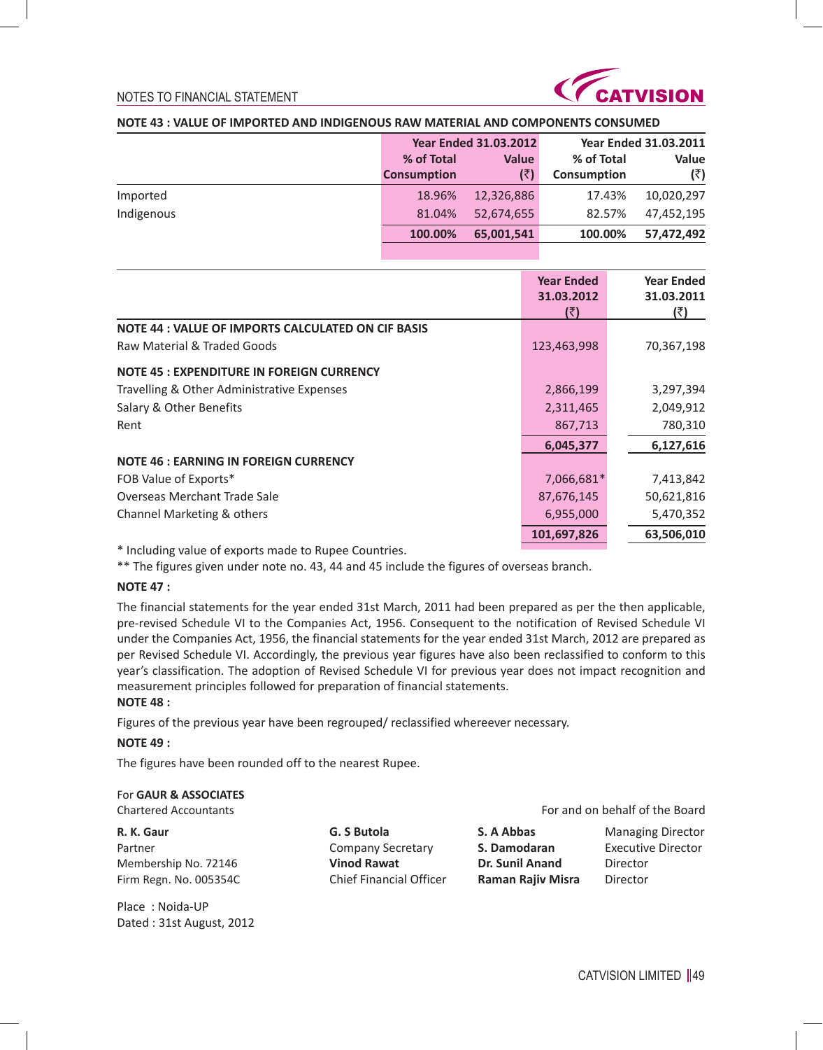NOTES TO FINANCIAL STATEMENT

### NOTE 43 : VALUE OF IMPORTED AND INDIGENOUS RAW MATERIAL AND COMPONENTS CONSUMED

| | Year Ended 31.03.2012 | | Year Ended 31.03.2011 | |
|---|---|---|---|---|
| | % of Total Consumption | Value (₹) | % of Total Consumption | Value (₹) |
| Imported | 18.96% | 12,326,886 | 17.43% | 10,020,297 |
| Indigenous | 81.04% | 52,674,655 | 82.57% | 47,452,195 |
| | **100.00%** | **65,001,541** | **100.00%** | **57,472,492** |

| | Year Ended 31.03.2012 (₹) | Year Ended 31.03.2011 (₹) |
|---|---|---|
| **NOTE 44 : VALUE OF IMPORTS CALCULATED ON CIF BASIS** | | |
| Raw Material & Traded Goods | 123,463,998 | 70,367,198 |
| **NOTE 45 : EXPENDITURE IN FOREIGN CURRENCY** | | |
| Travelling & Other Administrative Expenses | 2,866,199 | 3,297,394 |
| Salary & Other Benefits | 2,311,465 | 2,049,912 |
| Rent | 867,713 | 780,310 |
| | **6,045,377** | **6,127,616** |
| **NOTE 46 : EARNING IN FOREIGN CURRENCY** | | |
| FOB Value of Exports* | 7,066,681* | 7,413,842 |
| Overseas Merchant Trade Sale | 87,676,145 | 50,621,816 |
| Channel Marketing & others | 6,955,000 | 5,470,352 |
| | **101,697,826** | **63,506,010** |

* Including value of exports made to Rupee Countries.

** The figures given under note no. 43, 44 and 45 include the figures of overseas branch.

**NOTE 47 :**

The financial statements for the year ended 31st March, 2011 had been prepared as per the then applicable, pre-revised Schedule VI to the Companies Act, 1956. Consequent to the notification of Revised Schedule VI under the Companies Act, 1956, the financial statements for the year ended 31st March, 2012 are prepared as per Revised Schedule VI. Accordingly, the previous year figures have also been reclassified to conform to this year's classification. The adoption of Revised Schedule VI for previous year does not impact recognition and measurement principles followed for preparation of financial statements.

**NOTE 48 :**

Figures of the previous year have been regrouped/ reclassified whereever necessary.

**NOTE 49 :**

The figures have been rounded off to the nearest Rupee.

For **GAUR & ASSOCIATES**
Chartered Accountants

For and on behalf of the Board

**R. K. Gaur**
Partner
Membership No. 72146
Firm Regn. No. 005354C

**G. S Butola**
Company Secretary
**Vinod Rawat**
Chief Financial Officer

**S. A Abbas** — Managing Director
**S. Damodaran** — Executive Director
**Dr. Sunil Anand** — Director
**Raman Rajiv Misra** — Director

Place : Noida-UP
Dated : 31st August, 2012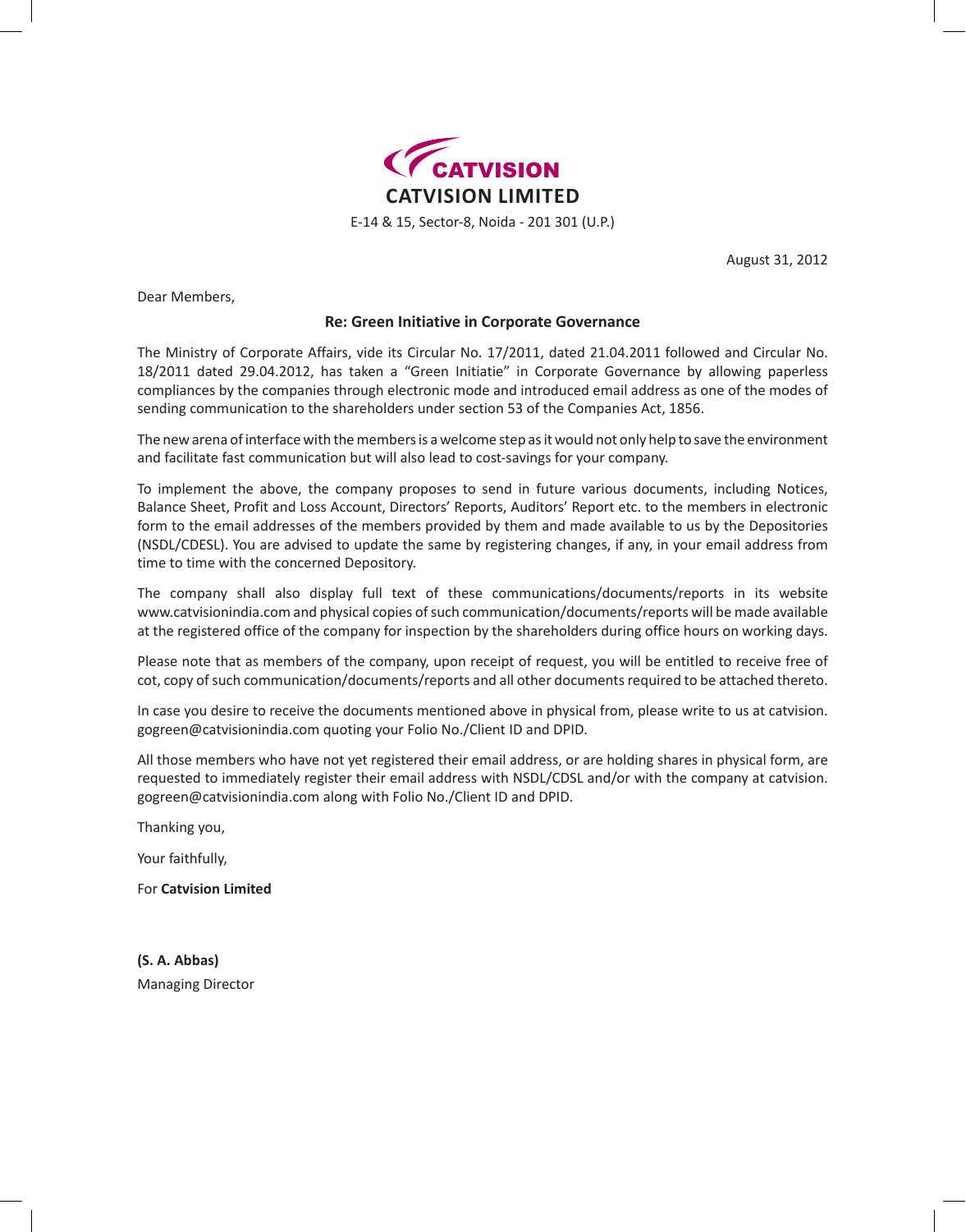CATVISION

# CATVISION LIMITED

E-14 & 15, Sector-8, Noida - 201 301 (U.P.)

August 31, 2012

Dear Members,

**Re: Green Initiative in Corporate Governance**

The Ministry of Corporate Affairs, vide its Circular No. 17/2011, dated 21.04.2011 followed and Circular No. 18/2011 dated 29.04.2012, has taken a "Green Initiatie" in Corporate Governance by allowing paperless compliances by the companies through electronic mode and introduced email address as one of the modes of sending communication to the shareholders under section 53 of the Companies Act, 1856.

The new arena of interface with the members is a welcome step as it would not only help to save the environment and facilitate fast communication but will also lead to cost-savings for your company.

To implement the above, the company proposes to send in future various documents, including Notices, Balance Sheet, Profit and Loss Account, Directors' Reports, Auditors' Report etc. to the members in electronic form to the email addresses of the members provided by them and made available to us by the Depositories (NSDL/CDESL). You are advised to update the same by registering changes, if any, in your email address from time to time with the concerned Depository.

The company shall also display full text of these communications/documents/reports in its website www.catvisionindia.com and physical copies of such communication/documents/reports will be made available at the registered office of the company for inspection by the shareholders during office hours on working days.

Please note that as members of the company, upon receipt of request, you will be entitled to receive free of cot, copy of such communication/documents/reports and all other documents required to be attached thereto.

In case you desire to receive the documents mentioned above in physical from, please write to us at catvision.gogreen@catvisionindia.com quoting your Folio No./Client ID and DPID.

All those members who have not yet registered their email address, or are holding shares in physical form, are requested to immediately register their email address with NSDL/CDSL and/or with the company at catvision.gogreen@catvisionindia.com along with Folio No./Client ID and DPID.

Thanking you,

Your faithfully,

For **Catvision Limited**

**(S. A. Abbas)**
Managing Director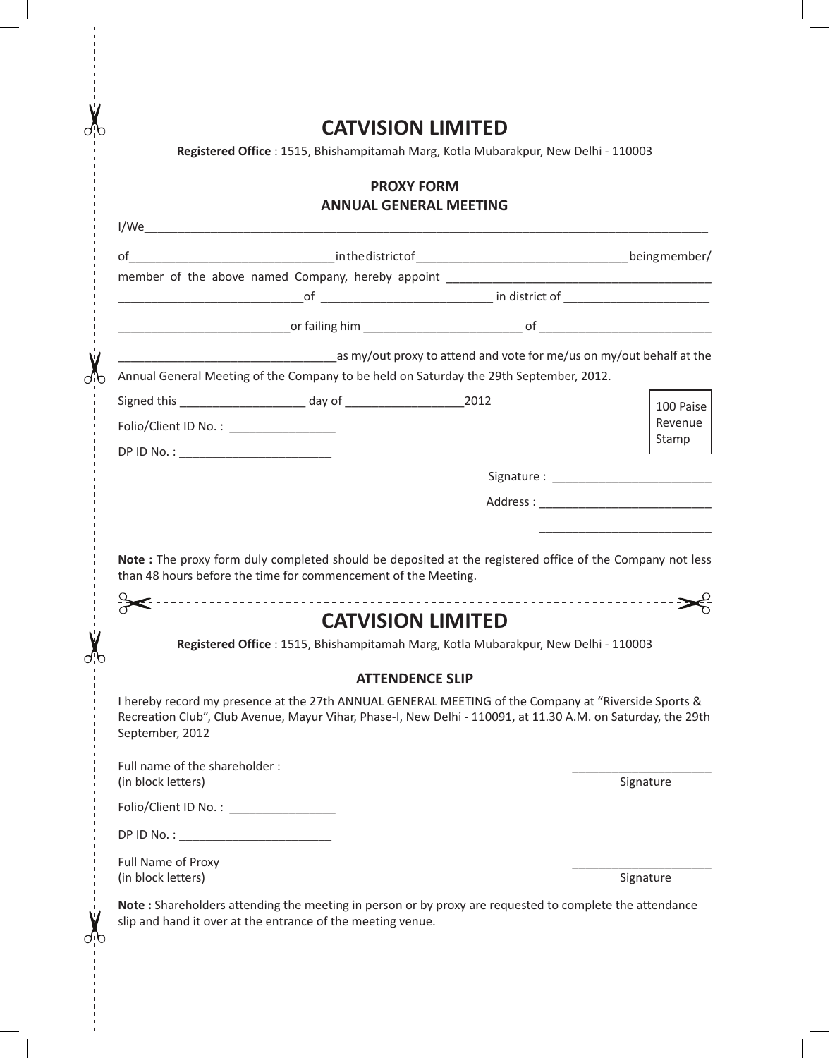# CATVISION LIMITED

**Registered Office** : 1515, Bhishampitamah Marg, Kotla Mubarakpur, New Delhi - 110003

## PROXY FORM
## ANNUAL GENERAL MEETING

I/We_____________________________________________________________________________________

of______________________________inthedistrictof________________________________beingmember/ member of the above named Company, hereby appoint _________________________________________ ____________________________of __________________________ in district of ______________________

__________________________or failing him ________________________ of __________________________

_________________________________as my/out proxy to attend and vote for me/us on my/out behalf at the Annual General Meeting of the Company to be held on Saturday the 29th September, 2012.

Signed this ___________________ day of __________________2012

Folio/Client ID No. : ________________

DP ID No. : _______________________

100 Paise Revenue Stamp

Signature : ________________________

Address : __________________________

__________________________

**Note :** The proxy form duly completed should be deposited at the registered office of the Company not less than 48 hours before the time for commencement of the Meeting.

---

# CATVISION LIMITED

**Registered Office** : 1515, Bhishampitamah Marg, Kotla Mubarakpur, New Delhi - 110003

## ATTENDENCE SLIP

I hereby record my presence at the 27th ANNUAL GENERAL MEETING of the Company at "Riverside Sports & Recreation Club", Club Avenue, Mayur Vihar, Phase-I, New Delhi - 110091, at 11.30 A.M. on Saturday, the 29th September, 2012

Full name of the shareholder :
(in block letters)

_____________________
Signature

Folio/Client ID No. : ________________

DP ID No. : _______________________

Full Name of Proxy
(in block letters)

_____________________
Signature

**Note :** Shareholders attending the meeting in person or by proxy are requested to complete the attendance slip and hand it over at the entrance of the meeting venue.